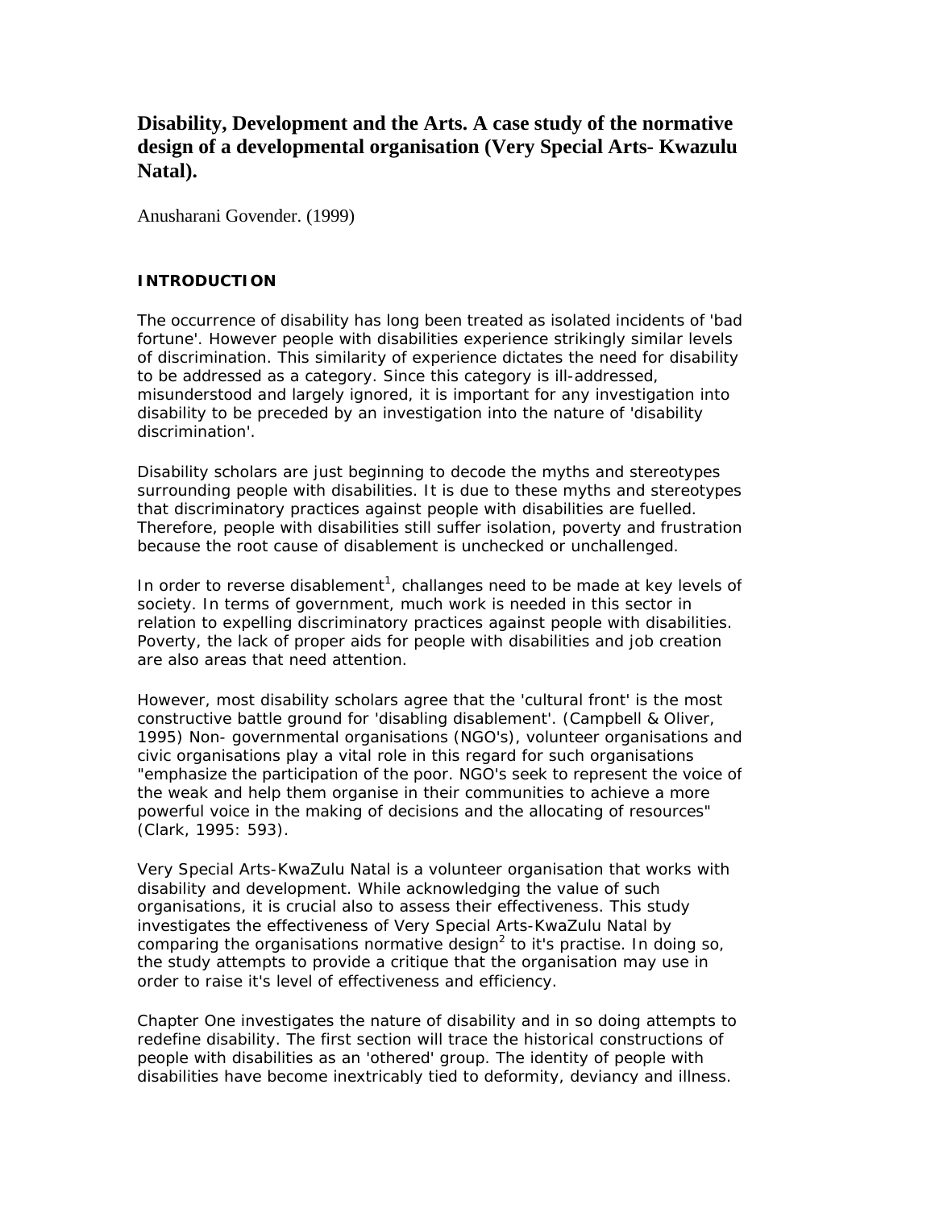# Disability, Development and the Arts. A case study of the normative design of a developmental organisation (Very Special Arts- Kwazulu Natal).

Anusharani Govender. (1999)

## INTRODUCTION

The occurrence of disability has long been treated as isolated incidents of 'bad fortune'. However people with disabilities experience strikingly similar levels of discrimination. This similarity of experience dictates the need for disability to be addressed as a category. Since this category is ill-addressed, misunderstood and largely ignored, it is important for any investigation into disability to be preceded by an investigation into the nature of 'disability discrimination'.

Disability scholars are just beginning to decode the myths and stereotypes surrounding people with disabilities. It is due to these myths and stereotypes that discriminatory practices against people with disabilities are fuelled. Therefore, people with disabilities still suffer isolation, poverty and frustration because the root cause of disablement is unchecked or unchallenged.

In order to reverse disablement[1], challanges need to be made at key levels of society. In terms of government, much work is needed in this sector in relation to expelling discriminatory practices against people with disabilities. Poverty, the lack of proper aids for people with disabilities and job creation are also areas that need attention.

However, most disability scholars agree that the 'cultural front' is the most constructive battle ground for 'disabling disablement'. (Campbell & Oliver, 1995) Non- governmental organisations (NGO's), volunteer organisations and civic organisations play a vital role in this regard for such organisations "emphasize the participation of the poor. NGO's seek to represent the voice of the weak and help them organise in their communities to achieve a more powerful voice in the making of decisions and the allocating of resources" (Clark, 1995: 593).

Very Special Arts-KwaZulu Natal is a volunteer organisation that works with disability and development. While acknowledging the value of such organisations, it is crucial also to assess their effectiveness. This study investigates the effectiveness of Very Special Arts-KwaZulu Natal by comparing the organisations normative design[2] to it's practise. In doing so, the study attempts to provide a critique that the organisation may use in order to raise it's level of effectiveness and efficiency.

Chapter One investigates the nature of disability and in so doing attempts to redefine disability. The first section will trace the historical constructions of people with disabilities as an 'othered' group. The identity of people with disabilities have become inextricably tied to deformity, deviancy and illness.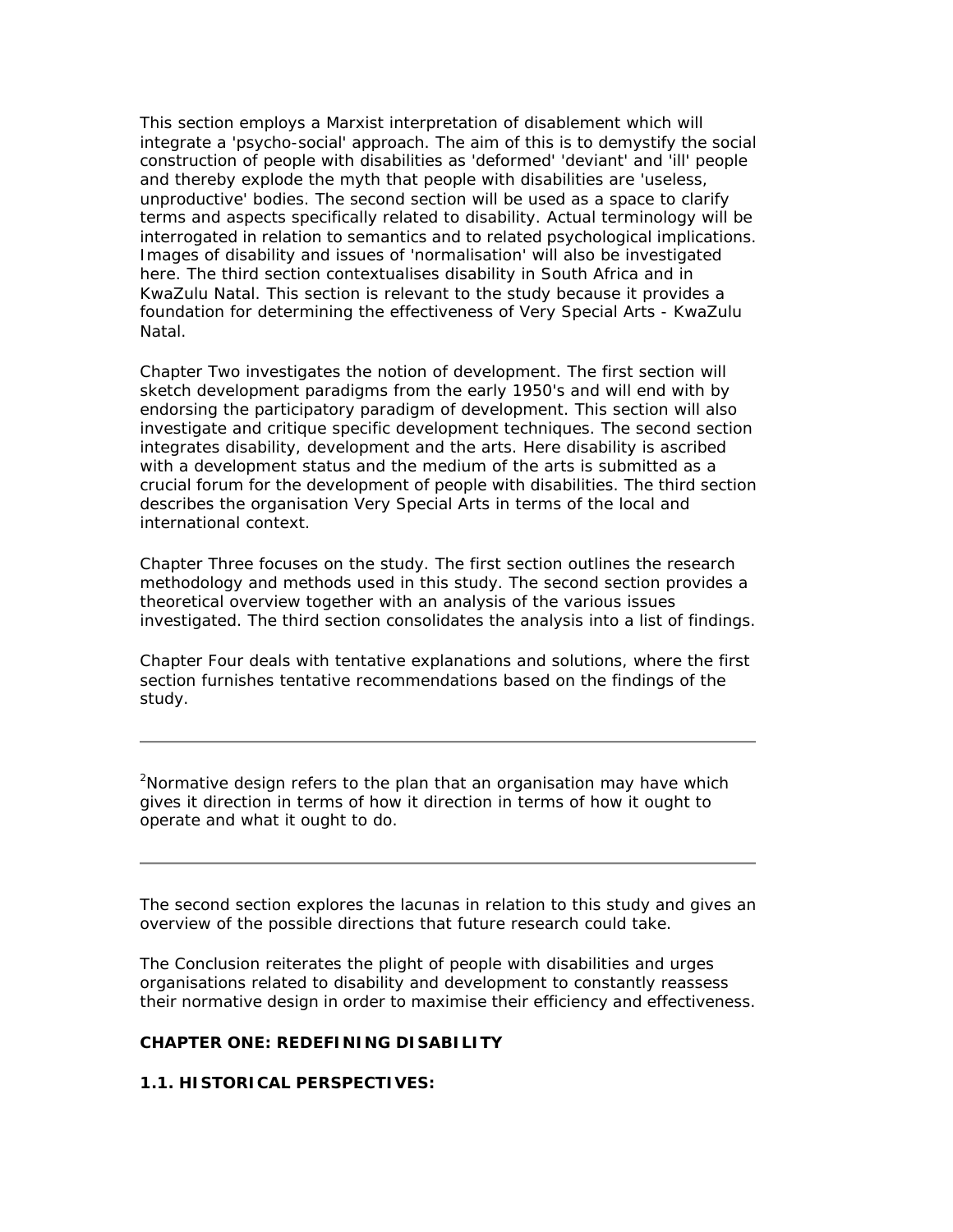This section employs a Marxist interpretation of disablement which will integrate a 'psycho-social' approach. The aim of this is to demystify the social construction of people with disabilities as 'deformed' 'deviant' and 'ill' people and thereby explode the myth that people with disabilities are 'useless, unproductive' bodies. The second section will be used as a space to clarify terms and aspects specifically related to disability. Actual terminology will be interrogated in relation to semantics and to related psychological implications. Images of disability and issues of 'normalisation' will also be investigated here. The third section contextualises disability in South Africa and in KwaZulu Natal. This section is relevant to the study because it provides a foundation for determining the effectiveness of Very Special Arts - KwaZulu Natal.

Chapter Two investigates the notion of development. The first section will sketch development paradigms from the early 1950's and will end with by endorsing the participatory paradigm of development. This section will also investigate and critique specific development techniques. The second section integrates disability, development and the arts. Here disability is ascribed with a development status and the medium of the arts is submitted as a crucial forum for the development of people with disabilities. The third section describes the organisation Very Special Arts in terms of the local and international context.

Chapter Three focuses on the study. The first section outlines the research methodology and methods used in this study. The second section provides a theoretical overview together with an analysis of the various issues investigated. The third section consolidates the analysis into a list of findings.

Chapter Four deals with tentative explanations and solutions, where the first section furnishes tentative recommendations based on the findings of the study.

---

[2]Normative design refers to the plan that an organisation may have which gives it direction in terms of how it direction in terms of how it ought to operate and what it ought to do.

---

The second section explores the lacunas in relation to this study and gives an overview of the possible directions that future research could take.

The Conclusion reiterates the plight of people with disabilities and urges organisations related to disability and development to constantly reassess their normative design in order to maximise their efficiency and effectiveness.

## CHAPTER ONE: REDEFINING DISABILITY

### 1.1. HISTORICAL PERSPECTIVES: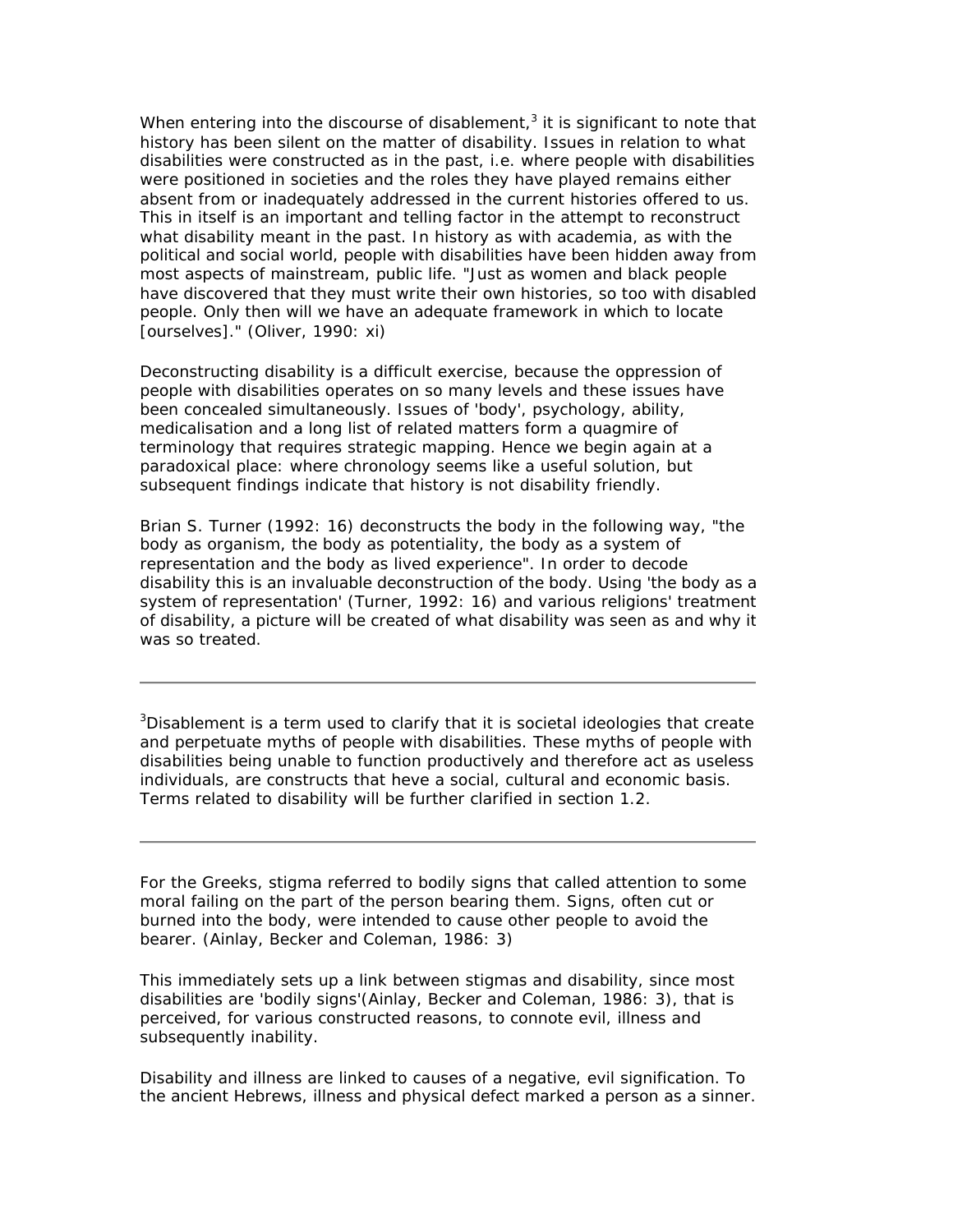When entering into the discourse of disablement,[3] it is significant to note that history has been silent on the matter of disability. Issues in relation to what disabilities were constructed as in the past, i.e. where people with disabilities were positioned in societies and the roles they have played remains either absent from or inadequately addressed in the current histories offered to us. This in itself is an important and telling factor in the attempt to reconstruct what disability meant in the past. In history as with academia, as with the political and social world, people with disabilities have been hidden away from most aspects of mainstream, public life. "Just as women and black people have discovered that they must write their own histories, so too with disabled people. Only then will we have an adequate framework in which to locate [ourselves]." (Oliver, 1990: xi)

Deconstructing disability is a difficult exercise, because the oppression of people with disabilities operates on so many levels and these issues have been concealed simultaneously. Issues of 'body', psychology, ability, medicalisation and a long list of related matters form a quagmire of terminology that requires strategic mapping. Hence we begin again at a paradoxical place: where chronology seems like a useful solution, but subsequent findings indicate that history is not disability friendly.

Brian S. Turner (1992: 16) deconstructs the body in the following way, "the body as organism, the body as potentiality, the body as a system of representation and the body as lived experience". In order to decode disability this is an invaluable deconstruction of the body. Using 'the body as a system of representation' (Turner, 1992: 16) and various religions' treatment of disability, a picture will be created of what disability was seen as and why it was so treated.

---

[3]Disablement is a term used to clarify that it is societal ideologies that create and perpetuate myths of people with disabilities. These myths of people with disabilities being unable to function productively and therefore act as useless individuals, are constructs that heve a social, cultural and economic basis. Terms related to disability will be further clarified in section 1.2.

---

For the Greeks, stigma referred to bodily signs that called attention to some moral failing on the part of the person bearing them. Signs, often cut or burned into the body, were intended to cause other people to avoid the bearer. (Ainlay, Becker and Coleman, 1986: 3)

This immediately sets up a link between stigmas and disability, since most disabilities are 'bodily signs'(Ainlay, Becker and Coleman, 1986: 3), that is perceived, for various constructed reasons, to connote evil, illness and subsequently inability.

Disability and illness are linked to causes of a negative, evil signification. To the ancient Hebrews, illness and physical defect marked a person as a sinner.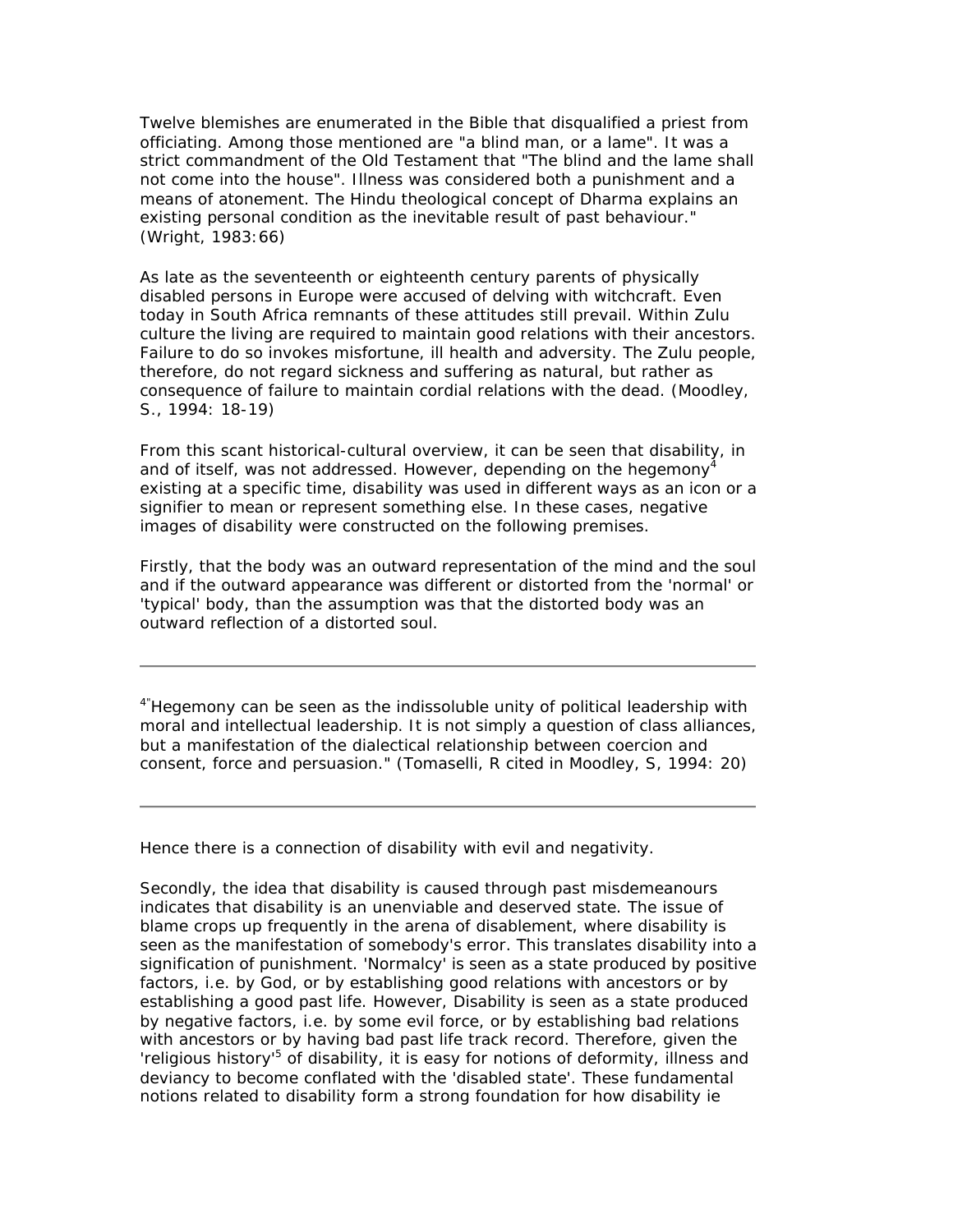Twelve blemishes are enumerated in the Bible that disqualified a priest from officiating. Among those mentioned are "a blind man, or a lame". It was a strict commandment of the Old Testament that "The blind and the lame shall not come into the house". Illness was considered both a punishment and a means of atonement. The Hindu theological concept of Dharma explains an existing personal condition as the inevitable result of past behaviour." (Wright, 1983:66)

As late as the seventeenth or eighteenth century parents of physically disabled persons in Europe were accused of delving with witchcraft. Even today in South Africa remnants of these attitudes still prevail. Within Zulu culture the living are required to maintain good relations with their ancestors. Failure to do so invokes misfortune, ill health and adversity. The Zulu people, therefore, do not regard sickness and suffering as natural, but rather as consequence of failure to maintain cordial relations with the dead. (Moodley, S., 1994: 18-19)

From this scant historical-cultural overview, it can be seen that disability, in and of itself, was not addressed. However, depending on the hegemony[4] existing at a specific time, disability was used in different ways as an icon or a signifier to mean or represent something else. In these cases, negative images of disability were constructed on the following premises.

Firstly, that the body was an outward representation of the mind and the soul and if the outward appearance was different or distorted from the 'normal' or 'typical' body, than the assumption was that the distorted body was an outward reflection of a distorted soul.

---

[4]"Hegemony can be seen as the indissoluble unity of political leadership with moral and intellectual leadership. It is not simply a question of class alliances, but a manifestation of the dialectical relationship between coercion and consent, force and persuasion." (Tomaselli, R cited in Moodley, S, 1994: 20)

---

Hence there is a connection of disability with evil and negativity.

Secondly, the idea that disability is caused through past misdemeanours indicates that disability is an unenviable and deserved state. The issue of blame crops up frequently in the arena of disablement, where disability is seen as the manifestation of somebody's error. This translates disability into a signification of punishment. 'Normalcy' is seen as a state produced by positive factors, i.e. by God, or by establishing good relations with ancestors or by establishing a good past life. However, Disability is seen as a state produced by negative factors, i.e. by some evil force, or by establishing bad relations with ancestors or by having bad past life track record. Therefore, given the 'religious history'[5] of disability, it is easy for notions of deformity, illness and deviancy to become conflated with the 'disabled state'. These fundamental notions related to disability form a strong foundation for how disability ie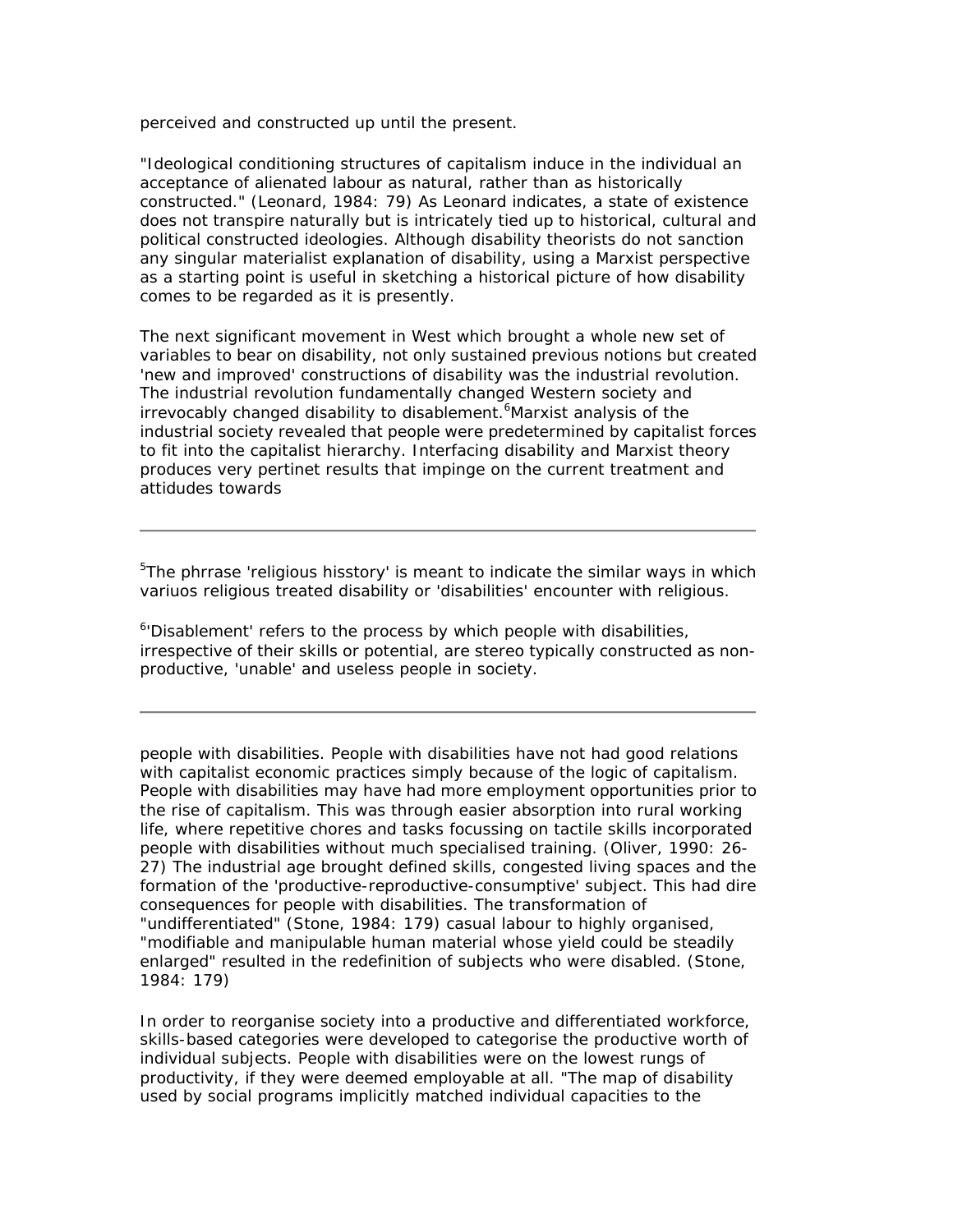perceived and constructed up until the present.

"Ideological conditioning structures of capitalism induce in the individual an acceptance of alienated labour as natural, rather than as historically constructed." (Leonard, 1984: 79) As Leonard indicates, a state of existence does not transpire naturally but is intricately tied up to historical, cultural and political constructed ideologies. Although disability theorists do not sanction any singular materialist explanation of disability, using a Marxist perspective as a starting point is useful in sketching a historical picture of how disability comes to be regarded as it is presently.

The next significant movement in West which brought a whole new set of variables to bear on disability, not only sustained previous notions but created 'new and improved' constructions of disability was the industrial revolution. The industrial revolution fundamentally changed Western society and irrevocably changed disability to disablement.[6]Marxist analysis of the industrial society revealed that people were predetermined by capitalist forces to fit into the capitalist hierarchy. Interfacing disability and Marxist theory produces very pertinet results that impinge on the current treatment and attidudes towards

---

[5]The phrrase 'religious hisstory' is meant to indicate the similar ways in which variuos religious treated disability or 'disabilities' encounter with religious.

[6]'Disablement' refers to the process by which people with disabilities, irrespective of their skills or potential, are stereo typically constructed as non-productive, 'unable' and useless people in society.

---

people with disabilities. People with disabilities have not had good relations with capitalist economic practices simply because of the logic of capitalism. People with disabilities may have had more employment opportunities prior to the rise of capitalism. This was through easier absorption into rural working life, where repetitive chores and tasks focussing on tactile skills incorporated people with disabilities without much specialised training. (Oliver, 1990: 26-27) The industrial age brought defined skills, congested living spaces and the formation of the 'productive-reproductive-consumptive' subject. This had dire consequences for people with disabilities. The transformation of "undifferentiated" (Stone, 1984: 179) casual labour to highly organised, "modifiable and manipulable human material whose yield could be steadily enlarged" resulted in the redefinition of subjects who were disabled. (Stone, 1984: 179)

In order to reorganise society into a productive and differentiated workforce, skills-based categories were developed to categorise the productive worth of individual subjects. People with disabilities were on the lowest rungs of productivity, if they were deemed employable at all. "The map of disability used by social programs implicitly matched individual capacities to the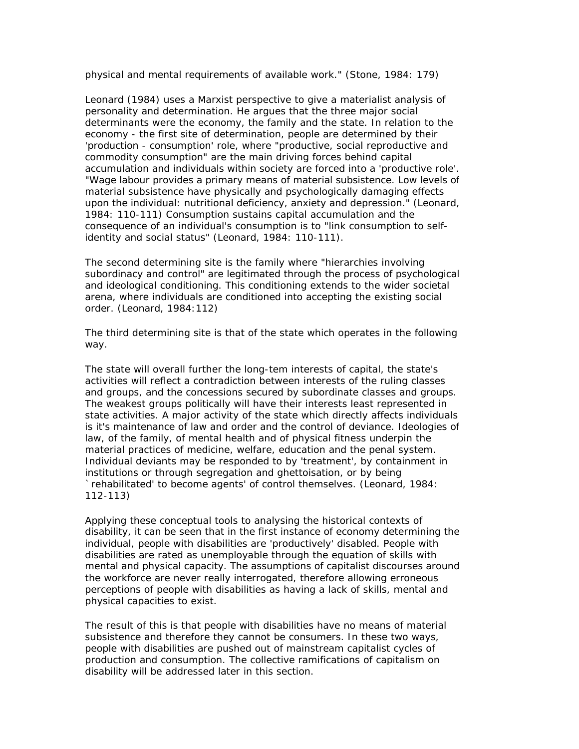physical and mental requirements of available work." (Stone, 1984: 179)

Leonard (1984) uses a Marxist perspective to give a materialist analysis of personality and determination. He argues that the three major social determinants were the economy, the family and the state. In relation to the economy - the first site of determination, people are determined by their 'production - consumption' role, where "productive, social reproductive and commodity consumption" are the main driving forces behind capital accumulation and individuals within society are forced into a 'productive role'. "Wage labour provides a primary means of material subsistence. Low levels of material subsistence have physically and psychologically damaging effects upon the individual: nutritional deficiency, anxiety and depression." (Leonard, 1984: 110-111) Consumption sustains capital accumulation and the consequence of an individual's consumption is to "link consumption to self-identity and social status" (Leonard, 1984: 110-111).

The second determining site is the family where "hierarchies involving subordinacy and control" are legitimated through the process of psychological and ideological conditioning. This conditioning extends to the wider societal arena, where individuals are conditioned into accepting the existing social order. (Leonard, 1984:112)

The third determining site is that of the state which operates in the following way.

The state will overall further the long-tem interests of capital, the state's activities will reflect a contradiction between interests of the ruling classes and groups, and the concessions secured by subordinate classes and groups. The weakest groups politically will have their interests least represented in state activities. A major activity of the state which directly affects individuals is it's maintenance of law and order and the control of deviance. Ideologies of law, of the family, of mental health and of physical fitness underpin the material practices of medicine, welfare, education and the penal system. Individual deviants may be responded to by 'treatment', by containment in institutions or through segregation and ghettoisation, or by being `rehabilitated' to become agents' of control themselves. (Leonard, 1984: 112-113)

Applying these conceptual tools to analysing the historical contexts of disability, it can be seen that in the first instance of economy determining the individual, people with disabilities are 'productively' disabled. People with disabilities are rated as unemployable through the equation of skills with mental and physical capacity. The assumptions of capitalist discourses around the workforce are never really interrogated, therefore allowing erroneous perceptions of people with disabilities as having a lack of skills, mental and physical capacities to exist.

The result of this is that people with disabilities have no means of material subsistence and therefore they cannot be consumers. In these two ways, people with disabilities are pushed out of mainstream capitalist cycles of production and consumption. The collective ramifications of capitalism on disability will be addressed later in this section.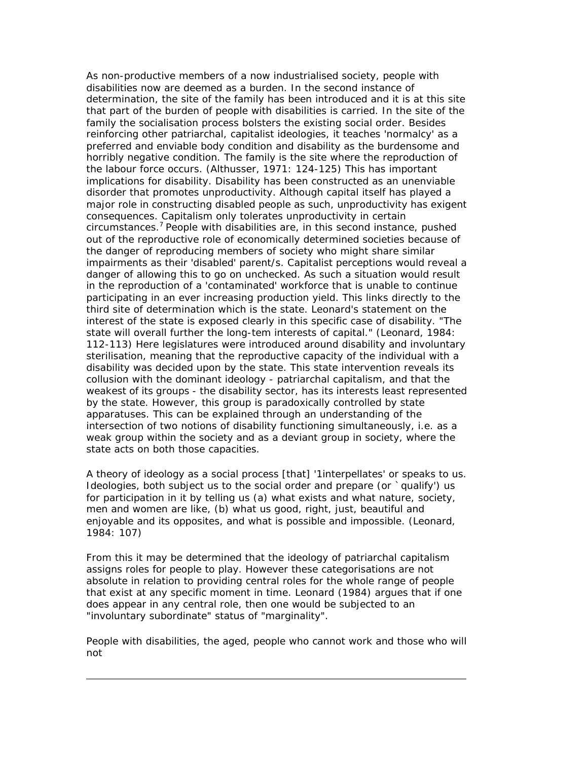As non-productive members of a now industrialised society, people with disabilities now are deemed as a burden. In the second instance of determination, the site of the family has been introduced and it is at this site that part of the burden of people with disabilities is carried. In the site of the family the socialisation process bolsters the existing social order. Besides reinforcing other patriarchal, capitalist ideologies, it teaches 'normalcy' as a preferred and enviable body condition and disability as the burdensome and horribly negative condition. The family is the site where the reproduction of the labour force occurs. (Althusser, 1971: 124-125) This has important implications for disability. Disability has been constructed as an unenviable disorder that promotes unproductivity. Although capital itself has played a major role in constructing disabled people as such, unproductivity has exigent consequences. Capitalism only tolerates unproductivity in certain circumstances.[7] People with disabilities are, in this second instance, pushed out of the reproductive role of economically determined societies because of the danger of reproducing members of society who might share similar impairments as their 'disabled' parent/s. Capitalist perceptions would reveal a danger of allowing this to go on unchecked. As such a situation would result in the reproduction of a 'contaminated' workforce that is unable to continue participating in an ever increasing production yield. This links directly to the third site of determination which is the state. Leonard's statement on the interest of the state is exposed clearly in this specific case of disability. "The state will overall further the long-tem interests of capital." (Leonard, 1984: 112-113) Here legislatures were introduced around disability and involuntary sterilisation, meaning that the reproductive capacity of the individual with a disability was decided upon by the state. This state intervention reveals its collusion with the dominant ideology - patriarchal capitalism, and that the weakest of its groups - the disability sector, has its interests least represented by the state. However, this group is paradoxically controlled by state apparatuses. This can be explained through an understanding of the intersection of two notions of disability functioning simultaneously, i.e. as a weak group within the society and as a deviant group in society, where the state acts on both those capacities.

A theory of ideology as a social process [that] '1interpellates' or speaks to us. Ideologies, both subject us to the social order and prepare (or `qualify') us for participation in it by telling us (a) what exists and what nature, society, men and women are like, (b) what us good, right, just, beautiful and enjoyable and its opposites, and what is possible and impossible. (Leonard, 1984: 107)

From this it may be determined that the ideology of patriarchal capitalism assigns roles for people to play. However these categorisations are not absolute in relation to providing central roles for the whole range of people that exist at any specific moment in time. Leonard (1984) argues that if one does appear in any central role, then one would be subjected to an "involuntary subordinate" status of "marginality".

People with disabilities, the aged, people who cannot work and those who will not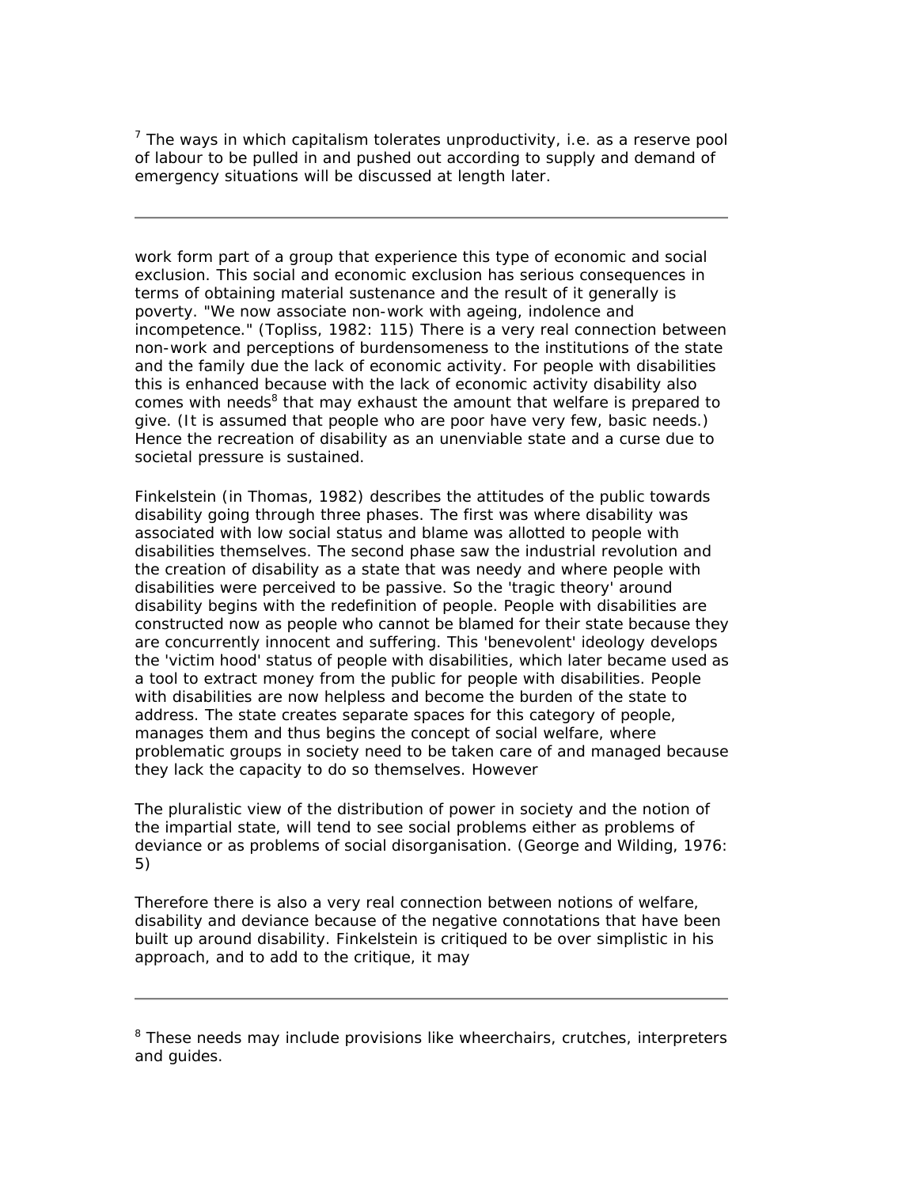[7] The ways in which capitalism tolerates unproductivity, i.e. as a reserve pool of labour to be pulled in and pushed out according to supply and demand of emergency situations will be discussed at length later.

---

work form part of a group that experience this type of economic and social exclusion. This social and economic exclusion has serious consequences in terms of obtaining material sustenance and the result of it generally is poverty. "We now associate non-work with ageing, indolence and incompetence." (Topliss, 1982: 115) There is a very real connection between non-work and perceptions of burdensomeness to the institutions of the state and the family due the lack of economic activity. For people with disabilities this is enhanced because with the lack of economic activity disability also comes with needs[8] that may exhaust the amount that welfare is prepared to give. (It is assumed that people who are poor have very few, basic needs.) Hence the recreation of disability as an unenviable state and a curse due to societal pressure is sustained.

Finkelstein (in Thomas, 1982) describes the attitudes of the public towards disability going through three phases. The first was where disability was associated with low social status and blame was allotted to people with disabilities themselves. The second phase saw the industrial revolution and the creation of disability as a state that was needy and where people with disabilities were perceived to be passive. So the 'tragic theory' around disability begins with the redefinition of people. People with disabilities are constructed now as people who cannot be blamed for their state because they are concurrently innocent and suffering. This 'benevolent' ideology develops the 'victim hood' status of people with disabilities, which later became used as a tool to extract money from the public for people with disabilities. People with disabilities are now helpless and become the burden of the state to address. The state creates separate spaces for this category of people, manages them and thus begins the concept of social welfare, where problematic groups in society need to be taken care of and managed because they lack the capacity to do so themselves. However

The pluralistic view of the distribution of power in society and the notion of the impartial state, will tend to see social problems either as problems of deviance or as problems of social disorganisation. (George and Wilding, 1976: 5)

Therefore there is also a very real connection between notions of welfare, disability and deviance because of the negative connotations that have been built up around disability. Finkelstein is critiqued to be over simplistic in his approach, and to add to the critique, it may

---

[8] These needs may include provisions like wheerchairs, crutches, interpreters and guides.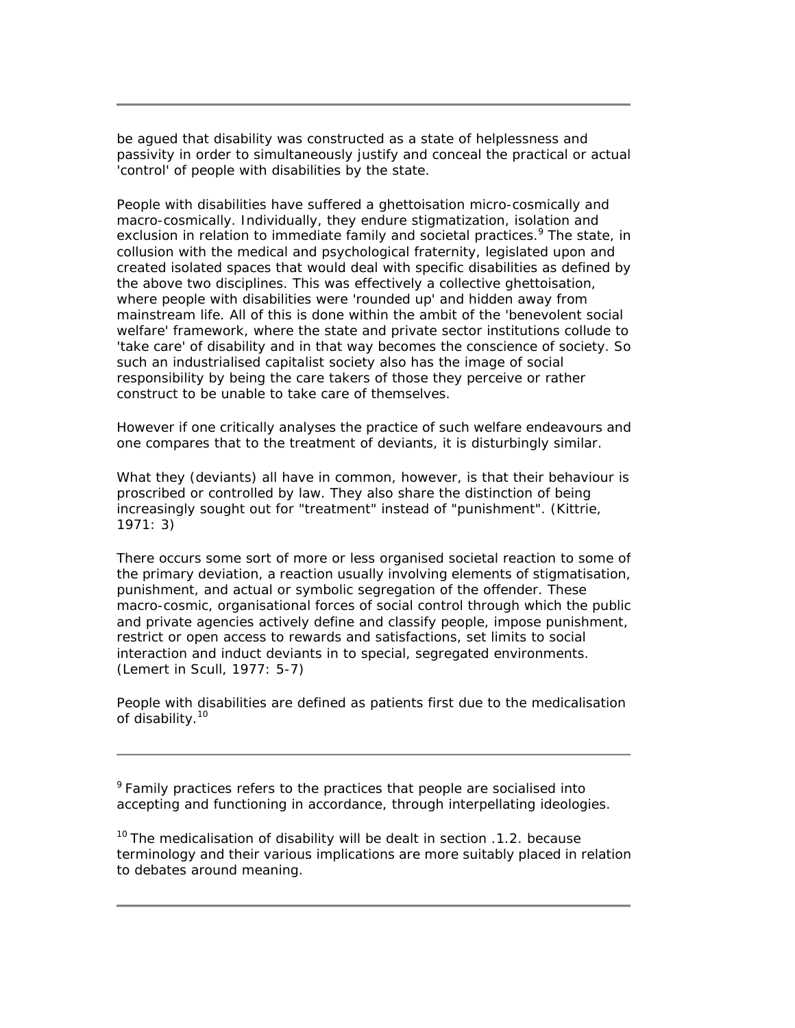be agued that disability was constructed as a state of helplessness and passivity in order to simultaneously justify and conceal the practical or actual 'control' of people with disabilities by the state.

People with disabilities have suffered a ghettoisation micro-cosmically and macro-cosmically. Individually, they endure stigmatization, isolation and exclusion in relation to immediate family and societal practices.[9] The state, in collusion with the medical and psychological fraternity, legislated upon and created isolated spaces that would deal with specific disabilities as defined by the above two disciplines. This was effectively a collective ghettoisation, where people with disabilities were 'rounded up' and hidden away from mainstream life. All of this is done within the ambit of the 'benevolent social welfare' framework, where the state and private sector institutions collude to 'take care' of disability and in that way becomes the conscience of society. So such an industrialised capitalist society also has the image of social responsibility by being the care takers of those they perceive or rather construct to be unable to take care of themselves.

However if one critically analyses the practice of such welfare endeavours and one compares that to the treatment of deviants, it is disturbingly similar.

What they (deviants) all have in common, however, is that their behaviour is proscribed or controlled by law. They also share the distinction of being increasingly sought out for "treatment" instead of "punishment". (Kittrie, 1971: 3)

There occurs some sort of more or less organised societal reaction to some of the primary deviation, a reaction usually involving elements of stigmatisation, punishment, and actual or symbolic segregation of the offender. These macro-cosmic, organisational forces of social control through which the public and private agencies actively define and classify people, impose punishment, restrict or open access to rewards and satisfactions, set limits to social interaction and induct deviants in to special, segregated environments. (Lemert in Scull, 1977: 5-7)

People with disabilities are defined as patients first due to the medicalisation of disability.[10]

---

[9] Family practices refers to the practices that people are socialised into accepting and functioning in accordance, through interpellating ideologies.

[10] The medicalisation of disability will be dealt in section .1.2. because terminology and their various implications are more suitably placed in relation to debates around meaning.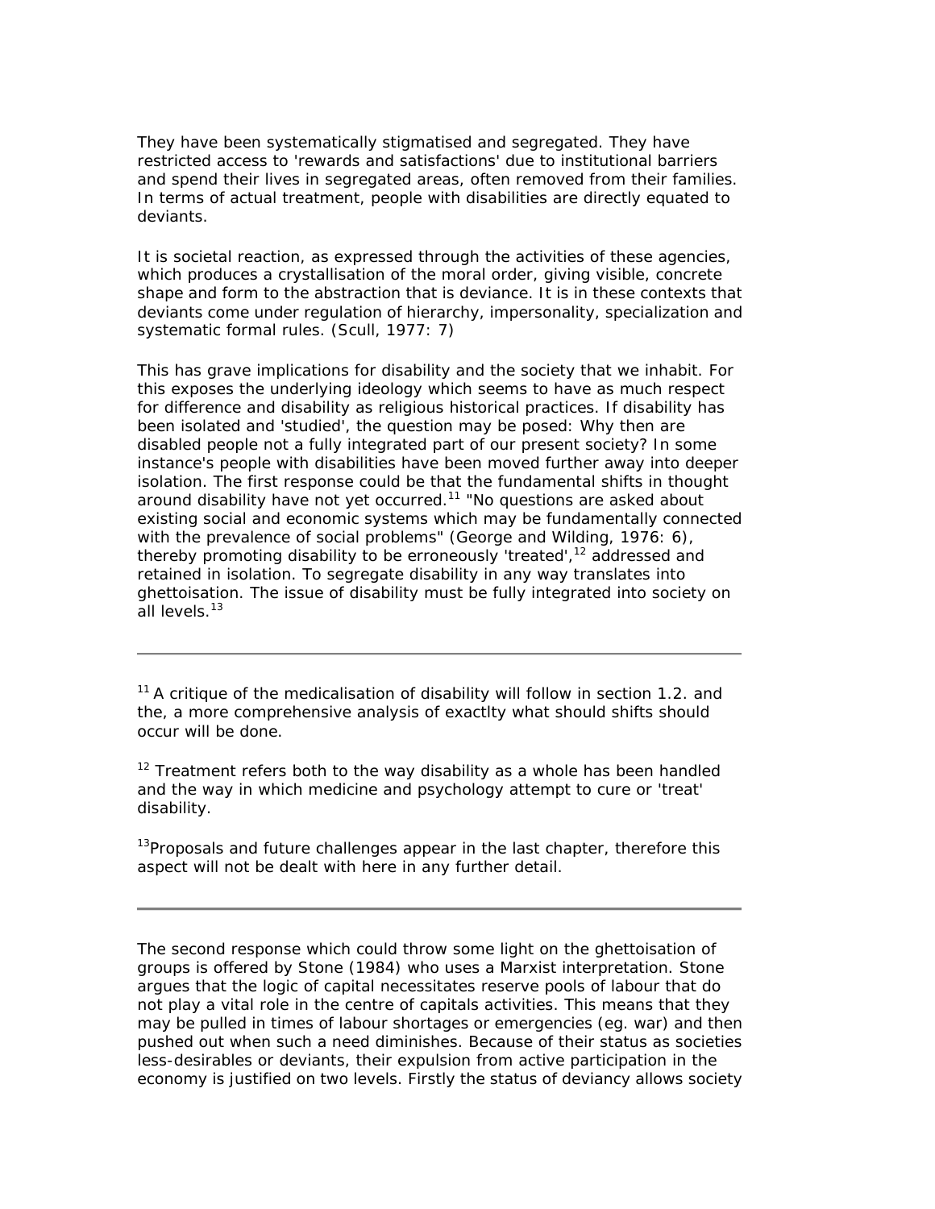They have been systematically stigmatised and segregated. They have restricted access to 'rewards and satisfactions' due to institutional barriers and spend their lives in segregated areas, often removed from their families. In terms of actual treatment, people with disabilities are directly equated to deviants.

> It is societal reaction, as expressed through the activities of these agencies, which produces a crystallisation of the moral order, giving visible, concrete shape and form to the abstraction that is deviance. It is in these contexts that deviants come under regulation of hierarchy, impersonality, specialization and systematic formal rules. (Scull, 1977: 7)

This has grave implications for disability and the society that we inhabit. For this exposes the underlying ideology which seems to have as much respect for difference and disability as religious historical practices. If disability has been isolated and 'studied', the question may be posed: Why then are disabled people not a fully integrated part of our present society? In some instance's people with disabilities have been moved further away into deeper isolation. The first response could be that the fundamental shifts in thought around disability have not yet occurred.[11] "No questions are asked about existing social and economic systems which may be fundamentally connected with the prevalence of social problems" (George and Wilding, 1976: 6), thereby promoting disability to be erroneously 'treated',[12] addressed and retained in isolation. To segregate disability in any way translates into ghettoisation. The issue of disability must be fully integrated into society on all levels.[13]

---

[11] A critique of the medicalisation of disability will follow in section 1.2. and the, a more comprehensive analysis of exactlty what should shifts should occur will be done.

[12] Treatment refers both to the way disability as a whole has been handled and the way in which medicine and psychology attempt to cure or 'treat' disability.

[13] Proposals and future challenges appear in the last chapter, therefore this aspect will not be dealt with here in any further detail.

---

The second response which could throw some light on the ghettoisation of groups is offered by Stone (1984) who uses a Marxist interpretation. Stone argues that the logic of capital necessitates reserve pools of labour that do not play a vital role in the centre of capitals activities. This means that they may be pulled in times of labour shortages or emergencies (eg. war) and then pushed out when such a need diminishes. Because of their status as societies less-desirables or deviants, their expulsion from active participation in the economy is justified on two levels. Firstly the status of deviancy allows society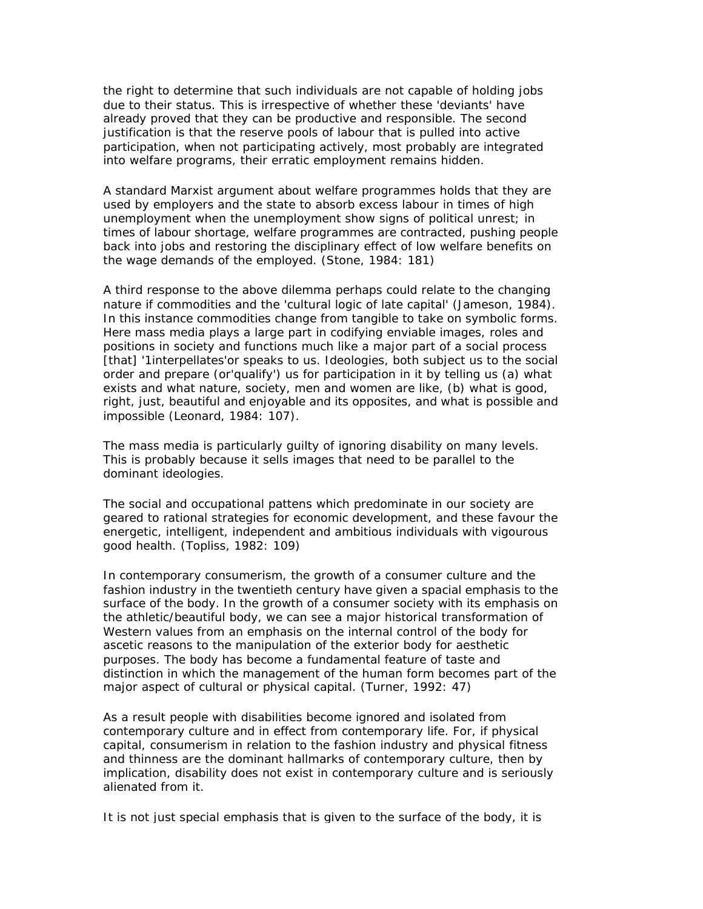the right to determine that such individuals are not capable of holding jobs due to their status. This is irrespective of whether these 'deviants' have already proved that they can be productive and responsible. The second justification is that the reserve pools of labour that is pulled into active participation, when not participating actively, most probably are integrated into welfare programs, their erratic employment remains hidden.

A standard Marxist argument about welfare programmes holds that they are used by employers and the state to absorb excess labour in times of high unemployment when the unemployment show signs of political unrest; in times of labour shortage, welfare programmes are contracted, pushing people back into jobs and restoring the disciplinary effect of low welfare benefits on the wage demands of the employed. (Stone, 1984: 181)

A third response to the above dilemma perhaps could relate to the changing nature if commodities and the 'cultural logic of late capital' (Jameson, 1984). In this instance commodities change from tangible to take on symbolic forms. Here mass media plays a large part in codifying enviable images, roles and positions in society and functions much like a major part of a social process [that] '1interpellates'or speaks to us. Ideologies, both subject us to the social order and prepare (or'qualify') us for participation in it by telling us (a) what exists and what nature, society, men and women are like, (b) what is good, right, just, beautiful and enjoyable and its opposites, and what is possible and impossible (Leonard, 1984: 107).

The mass media is particularly guilty of ignoring disability on many levels. This is probably because it sells images that need to be parallel to the dominant ideologies.

The social and occupational pattens which predominate in our society are geared to rational strategies for economic development, and these favour the energetic, intelligent, independent and ambitious individuals with vigourous good health. (Topliss, 1982: 109)

In contemporary consumerism, the growth of a consumer culture and the fashion industry in the twentieth century have given a spacial emphasis to the surface of the body. In the growth of a consumer society with its emphasis on the athletic/beautiful body, we can see a major historical transformation of Western values from an emphasis on the internal control of the body for ascetic reasons to the manipulation of the exterior body for aesthetic purposes. The body has become a fundamental feature of taste and distinction in which the management of the human form becomes part of the major aspect of cultural or physical capital. (Turner, 1992: 47)

As a result people with disabilities become ignored and isolated from contemporary culture and in effect from contemporary life. For, if physical capital, consumerism in relation to the fashion industry and physical fitness and thinness are the dominant hallmarks of contemporary culture, then by implication, disability does not exist in contemporary culture and is seriously alienated from it.

It is not just special emphasis that is given to the surface of the body, it is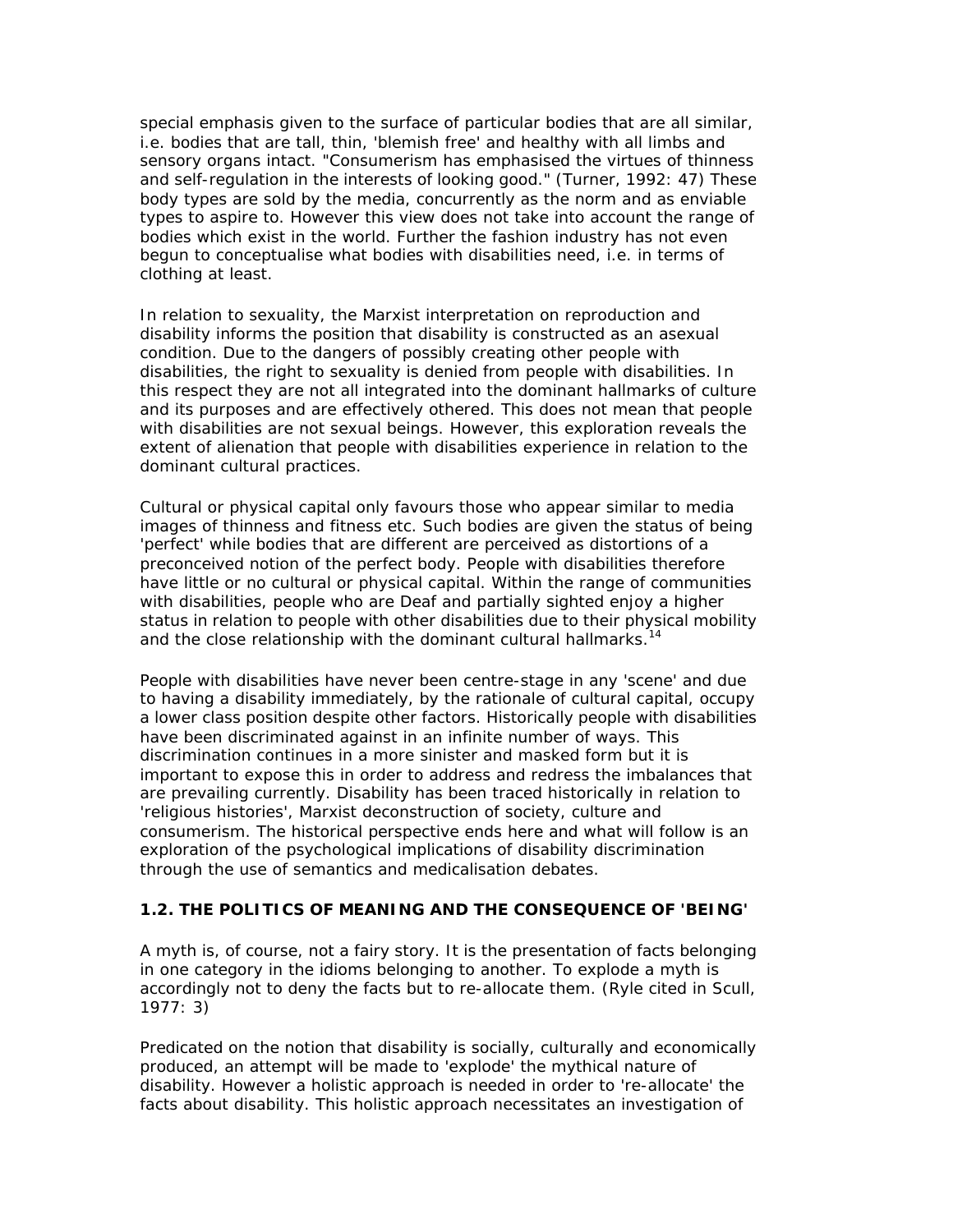special emphasis given to the surface of particular bodies that are all similar, i.e. bodies that are tall, thin, 'blemish free' and healthy with all limbs and sensory organs intact. "Consumerism has emphasised the virtues of thinness and self-regulation in the interests of looking good." (Turner, 1992: 47) These body types are sold by the media, concurrently as the norm and as enviable types to aspire to. However this view does not take into account the range of bodies which exist in the world. Further the fashion industry has not even begun to conceptualise what bodies with disabilities need, i.e. in terms of clothing at least.

In relation to sexuality, the Marxist interpretation on reproduction and disability informs the position that disability is constructed as an asexual condition. Due to the dangers of possibly creating other people with disabilities, the right to sexuality is denied from people with disabilities. In this respect they are not all integrated into the dominant hallmarks of culture and its purposes and are effectively othered. This does not mean that people with disabilities are not sexual beings. However, this exploration reveals the extent of alienation that people with disabilities experience in relation to the dominant cultural practices.

Cultural or physical capital only favours those who appear similar to media images of thinness and fitness etc. Such bodies are given the status of being 'perfect' while bodies that are different are perceived as distortions of a preconceived notion of the perfect body. People with disabilities therefore have little or no cultural or physical capital. Within the range of communities with disabilities, people who are Deaf and partially sighted enjoy a higher status in relation to people with other disabilities due to their physical mobility and the close relationship with the dominant cultural hallmarks.[14]

People with disabilities have never been centre-stage in any 'scene' and due to having a disability immediately, by the rationale of cultural capital, occupy a lower class position despite other factors. Historically people with disabilities have been discriminated against in an infinite number of ways. This discrimination continues in a more sinister and masked form but it is important to expose this in order to address and redress the imbalances that are prevailing currently. Disability has been traced historically in relation to 'religious histories', Marxist deconstruction of society, culture and consumerism. The historical perspective ends here and what will follow is an exploration of the psychological implications of disability discrimination through the use of semantics and medicalisation debates.

### 1.2. THE POLITICS OF MEANING AND THE CONSEQUENCE OF 'BEING'

A myth is, of course, not a fairy story. It is the presentation of facts belonging in one category in the idioms belonging to another. To explode a myth is accordingly not to deny the facts but to re-allocate them. (Ryle cited in Scull, 1977: 3)

Predicated on the notion that disability is socially, culturally and economically produced, an attempt will be made to 'explode' the mythical nature of disability. However a holistic approach is needed in order to 're-allocate' the facts about disability. This holistic approach necessitates an investigation of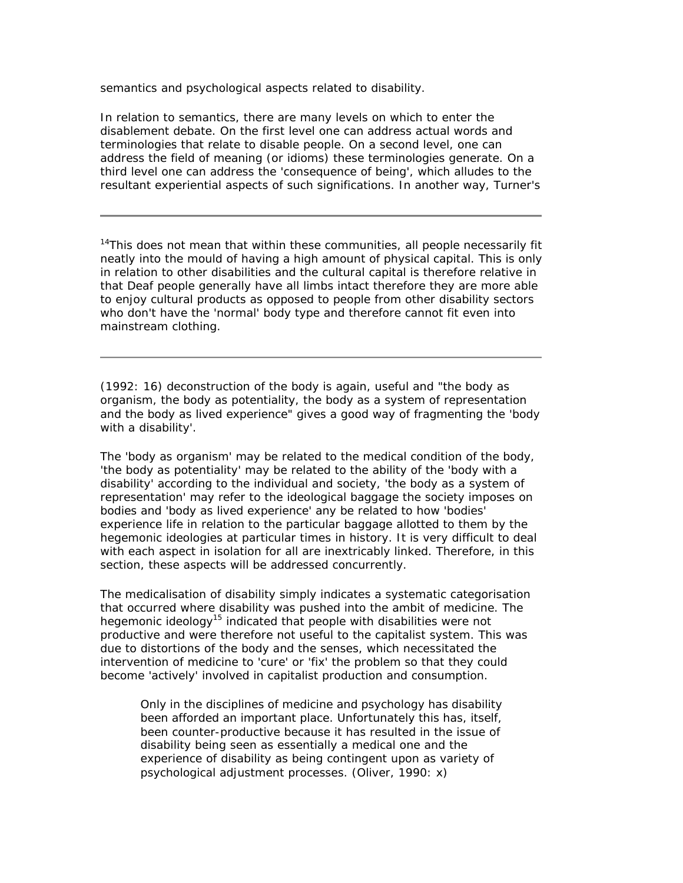semantics and psychological aspects related to disability.

In relation to semantics, there are many levels on which to enter the disablement debate. On the first level one can address actual words and terminologies that relate to disable people. On a second level, one can address the field of meaning (or idioms) these terminologies generate. On a third level one can address the 'consequence of being', which alludes to the resultant experiential aspects of such significations. In another way, Turner's

---

[14]This does not mean that within these communities, all people necessarily fit neatly into the mould of having a high amount of physical capital. This is only in relation to other disabilities and the cultural capital is therefore relative in that Deaf people generally have all limbs intact therefore they are more able to enjoy cultural products as opposed to people from other disability sectors who don't have the 'normal' body type and therefore cannot fit even into mainstream clothing.

---

(1992: 16) deconstruction of the body is again, useful and "the body as organism, the body as potentiality, the body as a system of representation and the body as lived experience" gives a good way of fragmenting the 'body with a disability'.

The 'body as organism' may be related to the medical condition of the body, 'the body as potentiality' may be related to the ability of the 'body with a disability' according to the individual and society, 'the body as a system of representation' may refer to the ideological baggage the society imposes on bodies and 'body as lived experience' any be related to how 'bodies' experience life in relation to the particular baggage allotted to them by the hegemonic ideologies at particular times in history. It is very difficult to deal with each aspect in isolation for all are inextricably linked. Therefore, in this section, these aspects will be addressed concurrently.

The medicalisation of disability simply indicates a systematic categorisation that occurred where disability was pushed into the ambit of medicine. The hegemonic ideology[15] indicated that people with disabilities were not productive and were therefore not useful to the capitalist system. This was due to distortions of the body and the senses, which necessitated the intervention of medicine to 'cure' or 'fix' the problem so that they could become 'actively' involved in capitalist production and consumption.

> Only in the disciplines of medicine and psychology has disability been afforded an important place. Unfortunately this has, itself, been counter-productive because it has resulted in the issue of disability being seen as essentially a medical one and the experience of disability as being contingent upon as variety of psychological adjustment processes. (Oliver, 1990: x)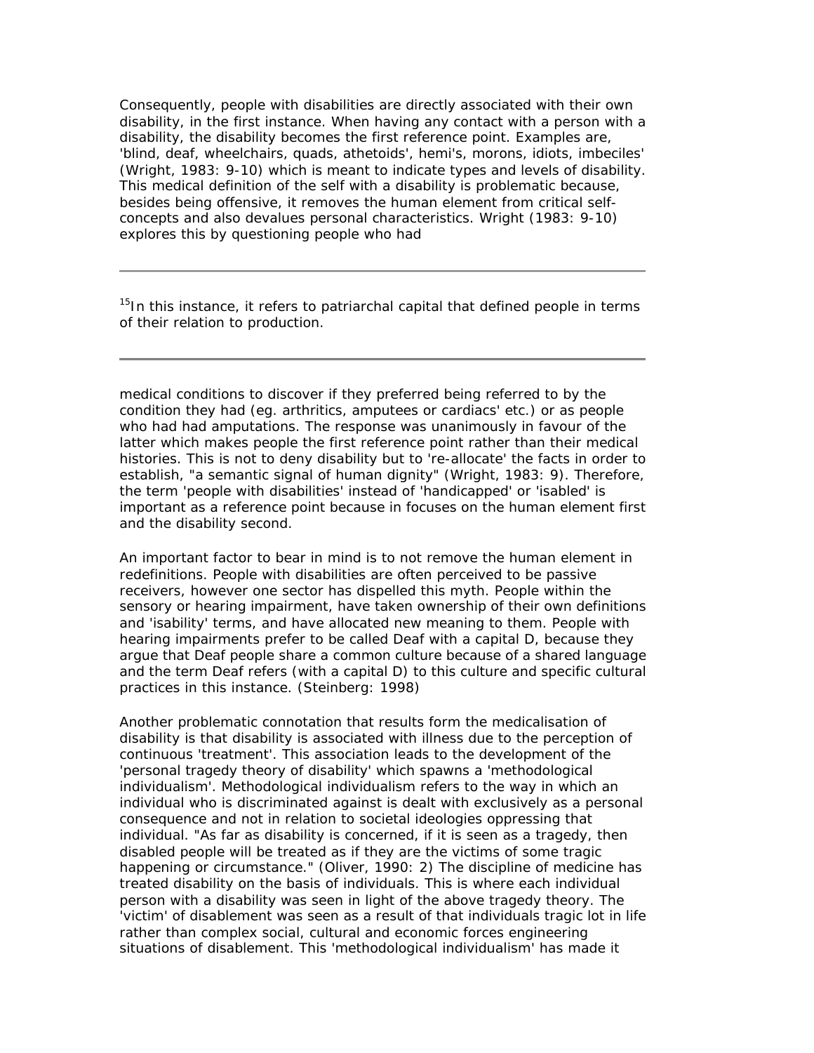Consequently, people with disabilities are directly associated with their own disability, in the first instance. When having any contact with a person with a disability, the disability becomes the first reference point. Examples are, 'blind, deaf, wheelchairs, quads, athetoids', hemi's, morons, idiots, imbeciles' (Wright, 1983: 9-10) which is meant to indicate types and levels of disability. This medical definition of the self with a disability is problematic because, besides being offensive, it removes the human element from critical self-concepts and also devalues personal characteristics. Wright (1983: 9-10) explores this by questioning people who had medical conditions to discover if they preferred being referred to by the condition they had (eg. arthritics, amputees or cardiacs' etc.) or as people who had had amputations. The response was unanimously in favour of the latter which makes people the first reference point rather than their medical histories. This is not to deny disability but to 're-allocate' the facts in order to establish, "a semantic signal of human dignity" (Wright, 1983: 9). Therefore, the term 'people with disabilities' instead of 'handicapped' or 'isabled' is important as a reference point because in focuses on the human element first and the disability second.

An important factor to bear in mind is to not remove the human element in redefinitions. People with disabilities are often perceived to be passive receivers, however one sector has dispelled this myth. People within the sensory or hearing impairment, have taken ownership of their own definitions and 'isability' terms, and have allocated new meaning to them. People with hearing impairments prefer to be called Deaf with a capital D, because they argue that Deaf people share a common culture because of a shared language and the term Deaf refers (with a capital D) to this culture and specific cultural practices in this instance. (Steinberg: 1998)

Another problematic connotation that results form the medicalisation of disability is that disability is associated with illness due to the perception of continuous 'treatment'. This association leads to the development of the 'personal tragedy theory of disability' which spawns a 'methodological individualism'. Methodological individualism refers to the way in which an individual who is discriminated against is dealt with exclusively as a personal consequence and not in relation to societal ideologies oppressing that individual. "As far as disability is concerned, if it is seen as a tragedy, then disabled people will be treated as if they are the victims of some tragic happening or circumstance." (Oliver, 1990: 2) The discipline of medicine has treated disability on the basis of individuals. This is where each individual person with a disability was seen in light of the above tragedy theory. The 'victim' of disablement was seen as a result of that individuals tragic lot in life rather than complex social, cultural and economic forces engineering situations of disablement. This 'methodological individualism' has made it

---

[15] In this instance, it refers to patriarchal capital that defined people in terms of their relation to production.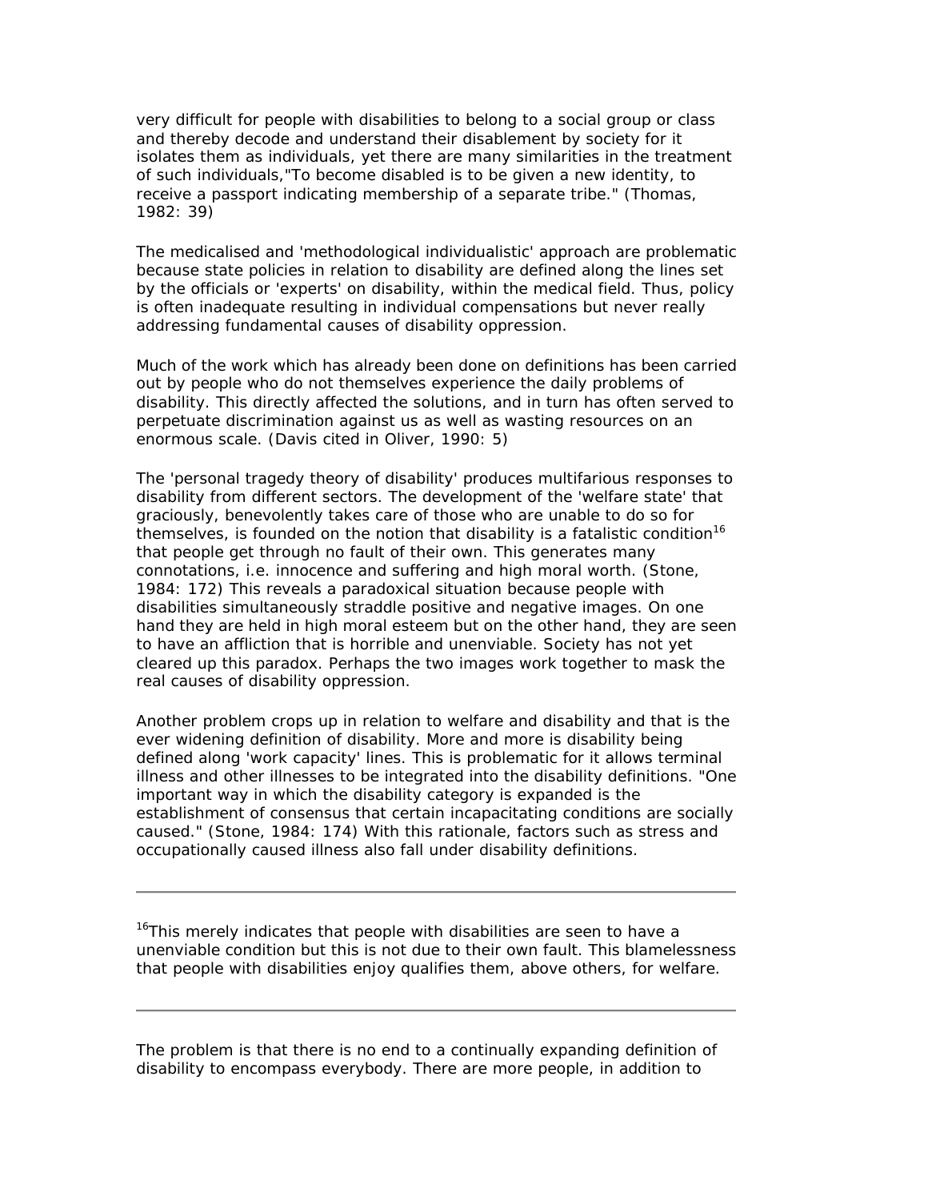very difficult for people with disabilities to belong to a social group or class and thereby decode and understand their disablement by society for it isolates them as individuals, yet there are many similarities in the treatment of such individuals,"To become disabled is to be given a new identity, to receive a passport indicating membership of a separate tribe." (Thomas, 1982: 39)

The medicalised and 'methodological individualistic' approach are problematic because state policies in relation to disability are defined along the lines set by the officials or 'experts' on disability, within the medical field. Thus, policy is often inadequate resulting in individual compensations but never really addressing fundamental causes of disability oppression.

Much of the work which has already been done on definitions has been carried out by people who do not themselves experience the daily problems of disability. This directly affected the solutions, and in turn has often served to perpetuate discrimination against us as well as wasting resources on an enormous scale. (Davis cited in Oliver, 1990: 5)

The 'personal tragedy theory of disability' produces multifarious responses to disability from different sectors. The development of the 'welfare state' that graciously, benevolently takes care of those who are unable to do so for themselves, is founded on the notion that disability is a fatalistic condition[16] that people get through no fault of their own. This generates many connotations, i.e. innocence and suffering and high moral worth. (Stone, 1984: 172) This reveals a paradoxical situation because people with disabilities simultaneously straddle positive and negative images. On one hand they are held in high moral esteem but on the other hand, they are seen to have an affliction that is horrible and unenviable. Society has not yet cleared up this paradox. Perhaps the two images work together to mask the real causes of disability oppression.

Another problem crops up in relation to welfare and disability and that is the ever widening definition of disability. More and more is disability being defined along 'work capacity' lines. This is problematic for it allows terminal illness and other illnesses to be integrated into the disability definitions. "One important way in which the disability category is expanded is the establishment of consensus that certain incapacitating conditions are socially caused." (Stone, 1984: 174) With this rationale, factors such as stress and occupationally caused illness also fall under disability definitions.

---

[16]This merely indicates that people with disabilities are seen to have a unenviable condition but this is not due to their own fault. This blamelessness that people with disabilities enjoy qualifies them, above others, for welfare.

---

The problem is that there is no end to a continually expanding definition of disability to encompass everybody. There are more people, in addition to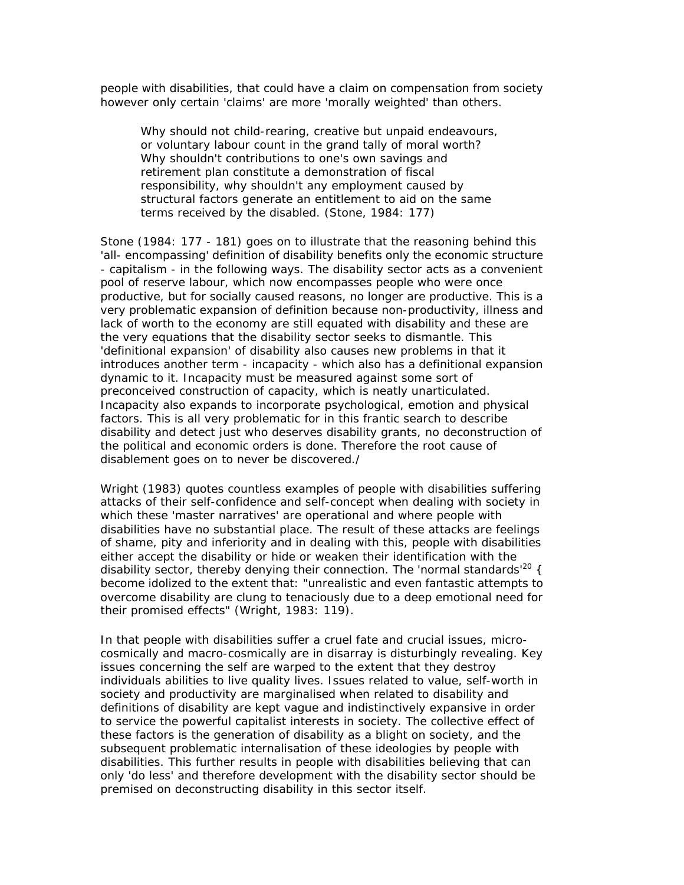people with disabilities, that could have a claim on compensation from society however only certain 'claims' are more 'morally weighted' than others.

> Why should not child-rearing, creative but unpaid endeavours, or voluntary labour count in the grand tally of moral worth? Why shouldn't contributions to one's own savings and retirement plan constitute a demonstration of fiscal responsibility, why shouldn't any employment caused by structural factors generate an entitlement to aid on the same terms received by the disabled. (Stone, 1984: 177)

Stone (1984: 177 - 181) goes on to illustrate that the reasoning behind this 'all- encompassing' definition of disability benefits only the economic structure - capitalism - in the following ways. The disability sector acts as a convenient pool of reserve labour, which now encompasses people who were once productive, but for socially caused reasons, no longer are productive. This is a very problematic expansion of definition because non-productivity, illness and lack of worth to the economy are still equated with disability and these are the very equations that the disability sector seeks to dismantle. This 'definitional expansion' of disability also causes new problems in that it introduces another term - incapacity - which also has a definitional expansion dynamic to it. Incapacity must be measured against some sort of preconceived construction of capacity, which is neatly unarticulated. Incapacity also expands to incorporate psychological, emotion and physical factors. This is all very problematic for in this frantic search to describe disability and detect just who deserves disability grants, no deconstruction of the political and economic orders is done. Therefore the root cause of disablement goes on to never be discovered./

Wright (1983) quotes countless examples of people with disabilities suffering attacks of their self-confidence and self-concept when dealing with society in which these 'master narratives' are operational and where people with disabilities have no substantial place. The result of these attacks are feelings of shame, pity and inferiority and in dealing with this, people with disabilities either accept the disability or hide or weaken their identification with the disability sector, thereby denying their connection. The 'normal standards'[20] { become idolized to the extent that: "unrealistic and even fantastic attempts to overcome disability are clung to tenaciously due to a deep emotional need for their promised effects" (Wright, 1983: 119).

In that people with disabilities suffer a cruel fate and crucial issues, micro-cosmically and macro-cosmically are in disarray is disturbingly revealing. Key issues concerning the self are warped to the extent that they destroy individuals abilities to live quality lives. Issues related to value, self-worth in society and productivity are marginalised when related to disability and definitions of disability are kept vague and indistinctively expansive in order to service the powerful capitalist interests in society. The collective effect of these factors is the generation of disability as a blight on society, and the subsequent problematic internalisation of these ideologies by people with disabilities. This further results in people with disabilities believing that can only 'do less' and therefore development with the disability sector should be premised on deconstructing disability in this sector itself.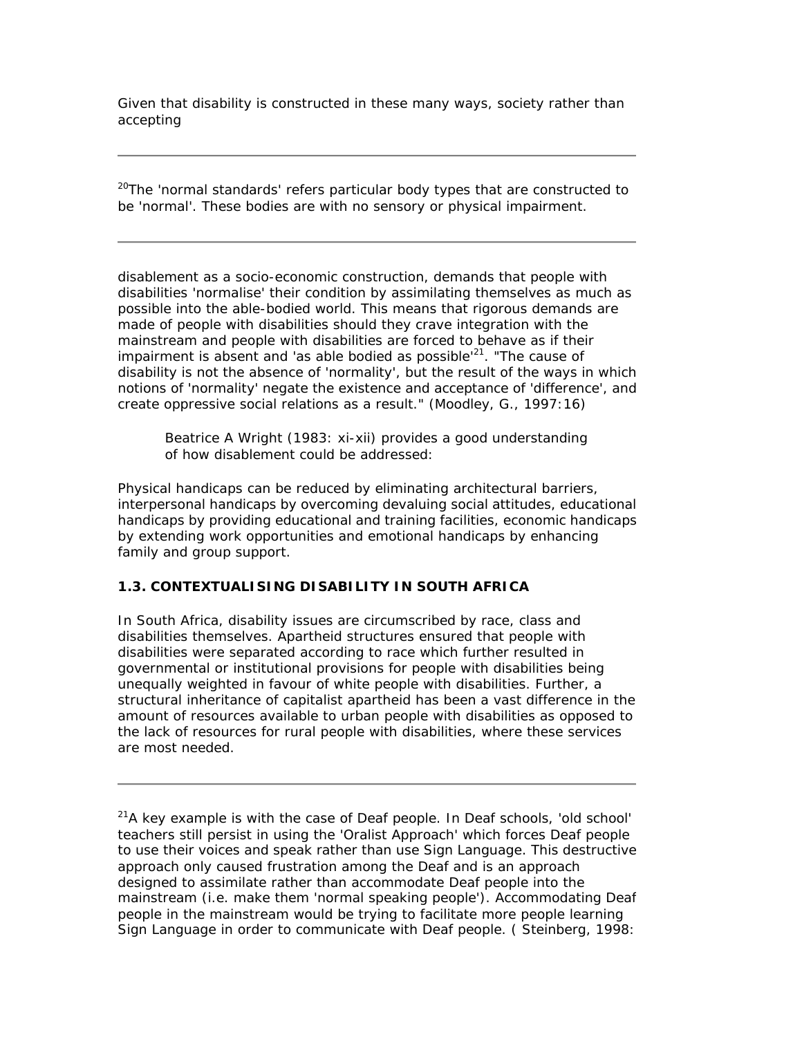Given that disability is constructed in these many ways, society rather than accepting

---

[20]The 'normal standards' refers particular body types that are constructed to be 'normal'. These bodies are with no sensory or physical impairment.

---

disablement as a socio-economic construction, demands that people with disabilities 'normalise' their condition by assimilating themselves as much as possible into the able-bodied world. This means that rigorous demands are made of people with disabilities should they crave integration with the mainstream and people with disabilities are forced to behave as if their impairment is absent and 'as able bodied as possible'[21]. "The cause of disability is not the absence of 'normality', but the result of the ways in which notions of 'normality' negate the existence and acceptance of 'difference', and create oppressive social relations as a result." (Moodley, G., 1997:16)

> Beatrice A Wright (1983: xi-xii) provides a good understanding of how disablement could be addressed:

Physical handicaps can be reduced by eliminating architectural barriers, interpersonal handicaps by overcoming devaluing social attitudes, educational handicaps by providing educational and training facilities, economic handicaps by extending work opportunities and emotional handicaps by enhancing family and group support.

### 1.3. CONTEXTUALISING DISABILITY IN SOUTH AFRICA

In South Africa, disability issues are circumscribed by race, class and disabilities themselves. Apartheid structures ensured that people with disabilities were separated according to race which further resulted in governmental or institutional provisions for people with disabilities being unequally weighted in favour of white people with disabilities. Further, a structural inheritance of capitalist apartheid has been a vast difference in the amount of resources available to urban people with disabilities as opposed to the lack of resources for rural people with disabilities, where these services are most needed.

---

[21]A key example is with the case of Deaf people. In Deaf schools, 'old school' teachers still persist in using the 'Oralist Approach' which forces Deaf people to use their voices and speak rather than use Sign Language. This destructive approach only caused frustration among the Deaf and is an approach designed to assimilate rather than accommodate Deaf people into the mainstream (i.e. make them 'normal speaking people'). Accommodating Deaf people in the mainstream would be trying to facilitate more people learning Sign Language in order to communicate with Deaf people. ( Steinberg, 1998: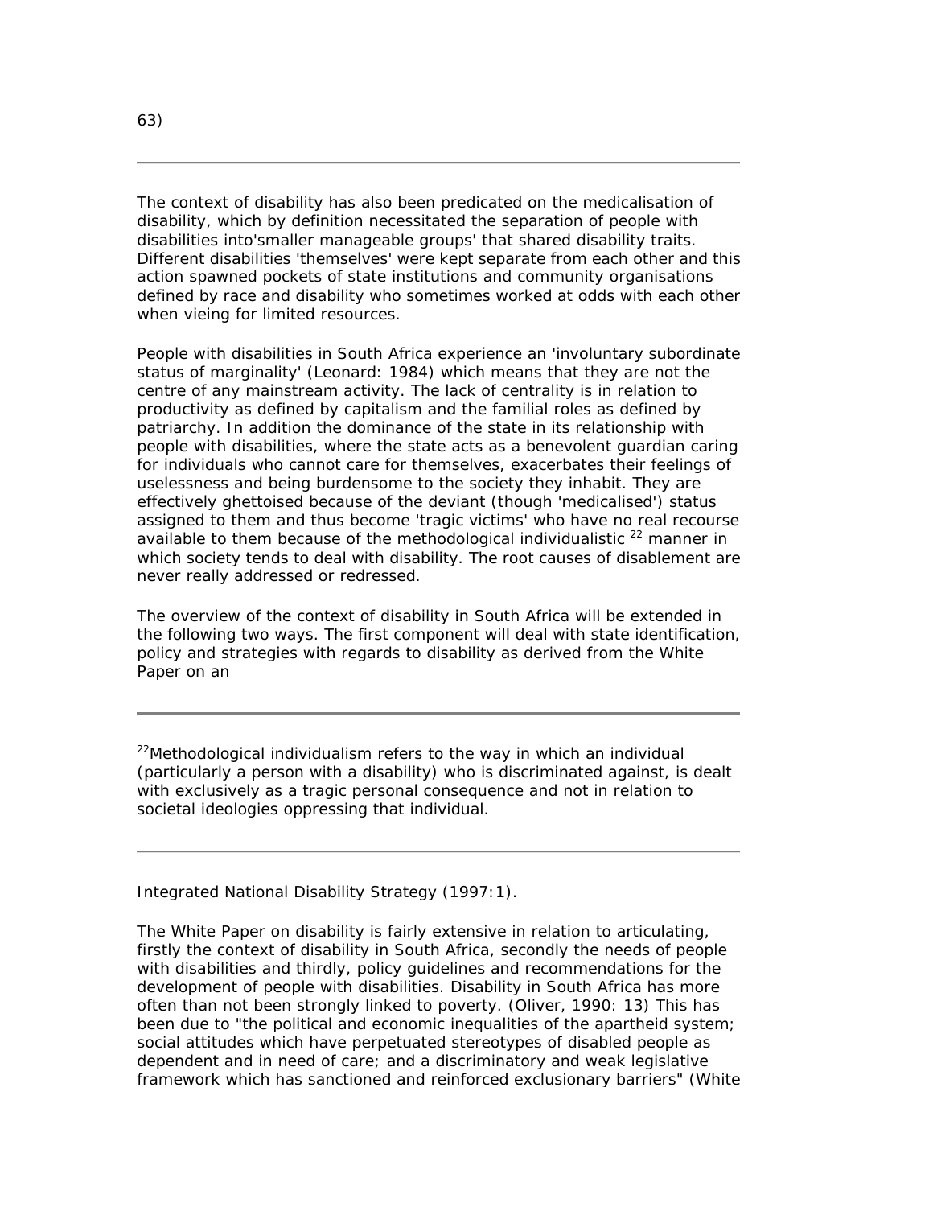63)

---

The context of disability has also been predicated on the medicalisation of disability, which by definition necessitated the separation of people with disabilities into'smaller manageable groups' that shared disability traits. Different disabilities 'themselves' were kept separate from each other and this action spawned pockets of state institutions and community organisations defined by race and disability who sometimes worked at odds with each other when vieing for limited resources.

People with disabilities in South Africa experience an 'involuntary subordinate status of marginality' (Leonard: 1984) which means that they are not the centre of any mainstream activity. The lack of centrality is in relation to productivity as defined by capitalism and the familial roles as defined by patriarchy. In addition the dominance of the state in its relationship with people with disabilities, where the state acts as a benevolent guardian caring for individuals who cannot care for themselves, exacerbates their feelings of uselessness and being burdensome to the society they inhabit. They are effectively ghettoised because of the deviant (though 'medicalised') status assigned to them and thus become 'tragic victims' who have no real recourse available to them because of the methodological individualistic [22] manner in which society tends to deal with disability. The root causes of disablement are never really addressed or redressed.

The overview of the context of disability in South Africa will be extended in the following two ways. The first component will deal with state identification, policy and strategies with regards to disability as derived from the White Paper on an

---

[22]Methodological individualism refers to the way in which an individual (particularly a person with a disability) who is discriminated against, is dealt with exclusively as a tragic personal consequence and not in relation to societal ideologies oppressing that individual.

---

Integrated National Disability Strategy (1997:1).

The White Paper on disability is fairly extensive in relation to articulating, firstly the context of disability in South Africa, secondly the needs of people with disabilities and thirdly, policy guidelines and recommendations for the development of people with disabilities. Disability in South Africa has more often than not been strongly linked to poverty. (Oliver, 1990: 13) This has been due to "the political and economic inequalities of the apartheid system; social attitudes which have perpetuated stereotypes of disabled people as dependent and in need of care; and a discriminatory and weak legislative framework which has sanctioned and reinforced exclusionary barriers" (White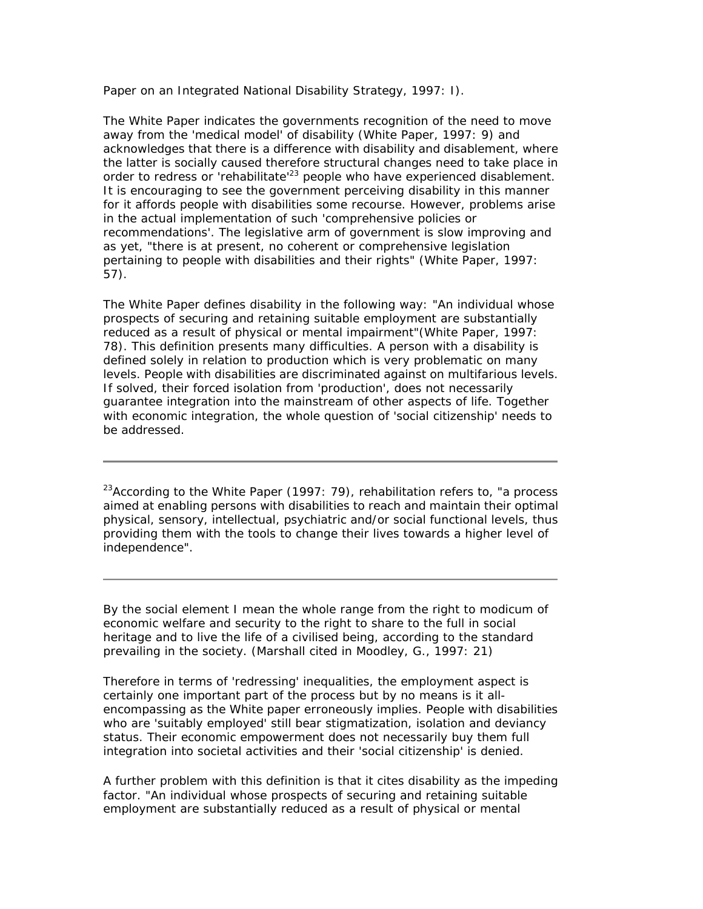Paper on an Integrated National Disability Strategy, 1997: I).

The White Paper indicates the governments recognition of the need to move away from the 'medical model' of disability (White Paper, 1997: 9) and acknowledges that there is a difference with disability and disablement, where the latter is socially caused therefore structural changes need to take place in order to redress or 'rehabilitate'[23] people who have experienced disablement. It is encouraging to see the government perceiving disability in this manner for it affords people with disabilities some recourse. However, problems arise in the actual implementation of such 'comprehensive policies or recommendations'. The legislative arm of government is slow improving and as yet, "there is at present, no coherent or comprehensive legislation pertaining to people with disabilities and their rights" (White Paper, 1997: 57).

The White Paper defines disability in the following way: "An individual whose prospects of securing and retaining suitable employment are substantially reduced as a result of physical or mental impairment"(White Paper, 1997: 78). This definition presents many difficulties. A person with a disability is defined solely in relation to production which is very problematic on many levels. People with disabilities are discriminated against on multifarious levels. If solved, their forced isolation from 'production', does not necessarily guarantee integration into the mainstream of other aspects of life. Together with economic integration, the whole question of 'social citizenship' needs to be addressed.

---

[23]According to the White Paper (1997: 79), rehabilitation refers to, "a process aimed at enabling persons with disabilities to reach and maintain their optimal physical, sensory, intellectual, psychiatric and/or social functional levels, thus providing them with the tools to change their lives towards a higher level of independence".

---

By the social element I mean the whole range from the right to modicum of economic welfare and security to the right to share to the full in social heritage and to live the life of a civilised being, according to the standard prevailing in the society. (Marshall cited in Moodley, G., 1997: 21)

Therefore in terms of 'redressing' inequalities, the employment aspect is certainly one important part of the process but by no means is it all-encompassing as the White paper erroneously implies. People with disabilities who are 'suitably employed' still bear stigmatization, isolation and deviancy status. Their economic empowerment does not necessarily buy them full integration into societal activities and their 'social citizenship' is denied.

A further problem with this definition is that it cites disability as the impeding factor. "An individual whose prospects of securing and retaining suitable employment are substantially reduced as a result of physical or mental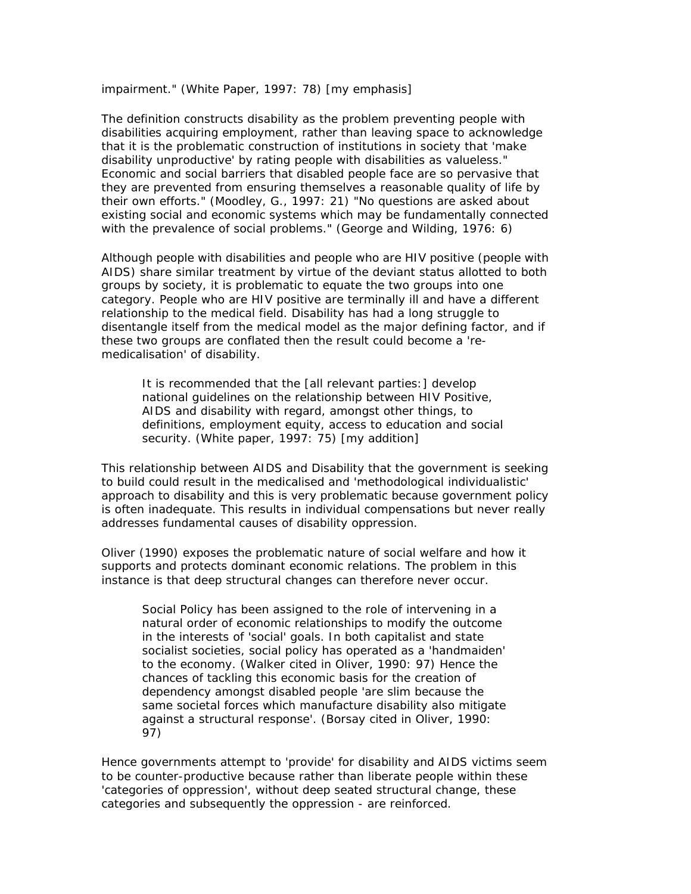impairment." (White Paper, 1997: 78) [my emphasis]

The definition constructs disability as the problem preventing people with disabilities acquiring employment, rather than leaving space to acknowledge that it is the problematic construction of institutions in society that 'make disability unproductive' by rating people with disabilities as valueless." Economic and social barriers that disabled people face are so pervasive that they are prevented from ensuring themselves a reasonable quality of life by their own efforts." (Moodley, G., 1997: 21) "No questions are asked about existing social and economic systems which may be fundamentally connected with the prevalence of social problems." (George and Wilding, 1976: 6)

Although people with disabilities and people who are HIV positive (people with AIDS) share similar treatment by virtue of the deviant status allotted to both groups by society, it is problematic to equate the two groups into one category. People who are HIV positive are terminally ill and have a different relationship to the medical field. Disability has had a long struggle to disentangle itself from the medical model as the major defining factor, and if these two groups are conflated then the result could become a 're-medicalisation' of disability.

> It is recommended that the [all relevant parties:] develop national guidelines on the relationship between HIV Positive, AIDS and disability with regard, amongst other things, to definitions, employment equity, access to education and social security. (White paper, 1997: 75) [my addition]

This relationship between AIDS and Disability that the government is seeking to build could result in the medicalised and 'methodological individualistic' approach to disability and this is very problematic because government policy is often inadequate. This results in individual compensations but never really addresses fundamental causes of disability oppression.

Oliver (1990) exposes the problematic nature of social welfare and how it supports and protects dominant economic relations. The problem in this instance is that deep structural changes can therefore never occur.

> Social Policy has been assigned to the role of intervening in a natural order of economic relationships to modify the outcome in the interests of 'social' goals. In both capitalist and state socialist societies, social policy has operated as a 'handmaiden' to the economy. (Walker cited in Oliver, 1990: 97) Hence the chances of tackling this economic basis for the creation of dependency amongst disabled people 'are slim because the same societal forces which manufacture disability also mitigate against a structural response'. (Borsay cited in Oliver, 1990: 97)

Hence governments attempt to 'provide' for disability and AIDS victims seem to be counter-productive because rather than liberate people within these 'categories of oppression', without deep seated structural change, these categories and subsequently the oppression - are reinforced.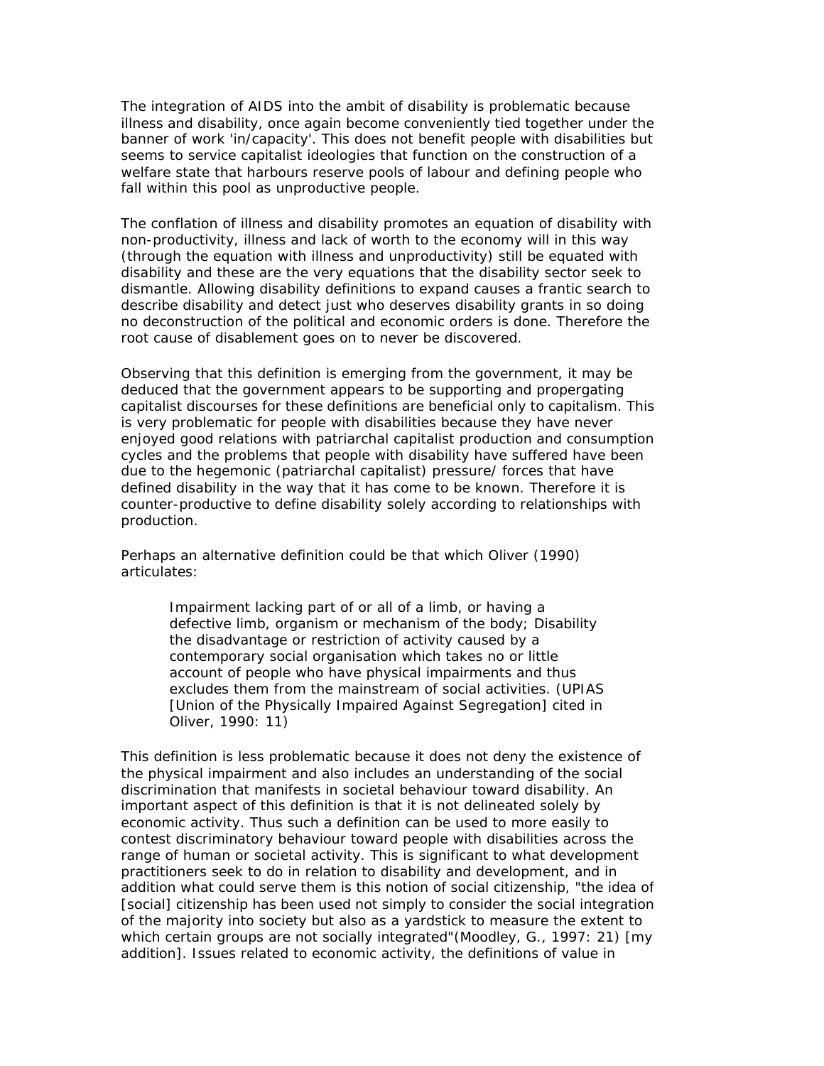The integration of AIDS into the ambit of disability is problematic because illness and disability, once again become conveniently tied together under the banner of work 'in/capacity'. This does not benefit people with disabilities but seems to service capitalist ideologies that function on the construction of a welfare state that harbours reserve pools of labour and defining people who fall within this pool as unproductive people.

The conflation of illness and disability promotes an equation of disability with non-productivity, illness and lack of worth to the economy will in this way (through the equation with illness and unproductivity) still be equated with disability and these are the very equations that the disability sector seek to dismantle. Allowing disability definitions to expand causes a frantic search to describe disability and detect just who deserves disability grants in so doing no deconstruction of the political and economic orders is done. Therefore the root cause of disablement goes on to never be discovered.

Observing that this definition is emerging from the government, it may be deduced that the government appears to be supporting and propergating capitalist discourses for these definitions are beneficial only to capitalism. This is very problematic for people with disabilities because they have never enjoyed good relations with patriarchal capitalist production and consumption cycles and the problems that people with disability have suffered have been due to the hegemonic (patriarchal capitalist) pressure/ forces that have defined disability in the way that it has come to be known. Therefore it is counter-productive to define disability solely according to relationships with production.

Perhaps an alternative definition could be that which Oliver (1990) articulates:

> Impairment lacking part of or all of a limb, or having a defective limb, organism or mechanism of the body; Disability the disadvantage or restriction of activity caused by a contemporary social organisation which takes no or little account of people who have physical impairments and thus excludes them from the mainstream of social activities. (UPIAS [Union of the Physically Impaired Against Segregation] cited in Oliver, 1990: 11)

This definition is less problematic because it does not deny the existence of the physical impairment and also includes an understanding of the social discrimination that manifests in societal behaviour toward disability. An important aspect of this definition is that it is not delineated solely by economic activity. Thus such a definition can be used to more easily to contest discriminatory behaviour toward people with disabilities across the range of human or societal activity. This is significant to what development practitioners seek to do in relation to disability and development, and in addition what could serve them is this notion of social citizenship, "the idea of [social] citizenship has been used not simply to consider the social integration of the majority into society but also as a yardstick to measure the extent to which certain groups are not socially integrated"(Moodley, G., 1997: 21) [my addition]. Issues related to economic activity, the definitions of value in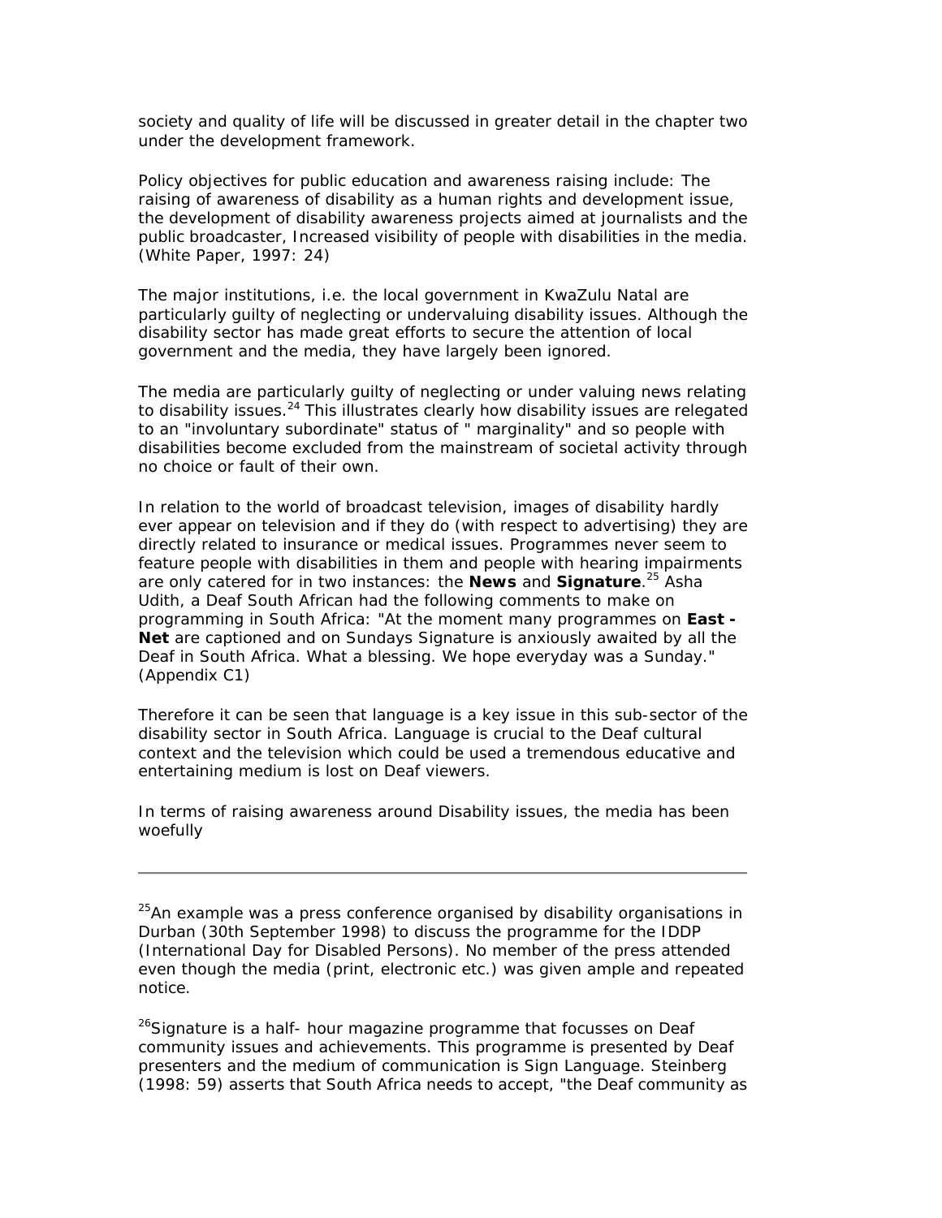society and quality of life will be discussed in greater detail in the chapter two under the development framework.

Policy objectives for public education and awareness raising include: The raising of awareness of disability as a human rights and development issue, the development of disability awareness projects aimed at journalists and the public broadcaster, Increased visibility of people with disabilities in the media. (White Paper, 1997: 24)

The major institutions, i.e. the local government in KwaZulu Natal are particularly guilty of neglecting or undervaluing disability issues. Although the disability sector has made great efforts to secure the attention of local government and the media, they have largely been ignored.

The media are particularly guilty of neglecting or under valuing news relating to disability issues.[24] This illustrates clearly how disability issues are relegated to an "involuntary subordinate" status of " marginality" and so people with disabilities become excluded from the mainstream of societal activity through no choice or fault of their own.

In relation to the world of broadcast television, images of disability hardly ever appear on television and if they do (with respect to advertising) they are directly related to insurance or medical issues. Programmes never seem to feature people with disabilities in them and people with hearing impairments are only catered for in two instances: the **News** and **Signature**.[25] Asha Udith, a Deaf South African had the following comments to make on programming in South Africa: "At the moment many programmes on **East - Net** are captioned and on Sundays Signature is anxiously awaited by all the Deaf in South Africa. What a blessing. We hope everyday was a Sunday." (Appendix C1)

Therefore it can be seen that language is a key issue in this sub-sector of the disability sector in South Africa. Language is crucial to the Deaf cultural context and the television which could be used a tremendous educative and entertaining medium is lost on Deaf viewers.

In terms of raising awareness around Disability issues, the media has been woefully

---

[25]An example was a press conference organised by disability organisations in Durban (30th September 1998) to discuss the programme for the IDDP (International Day for Disabled Persons). No member of the press attended even though the media (print, electronic etc.) was given ample and repeated notice.

[26]Signature is a half- hour magazine programme that focusses on Deaf community issues and achievements. This programme is presented by Deaf presenters and the medium of communication is Sign Language. Steinberg (1998: 59) asserts that South Africa needs to accept, "the Deaf community as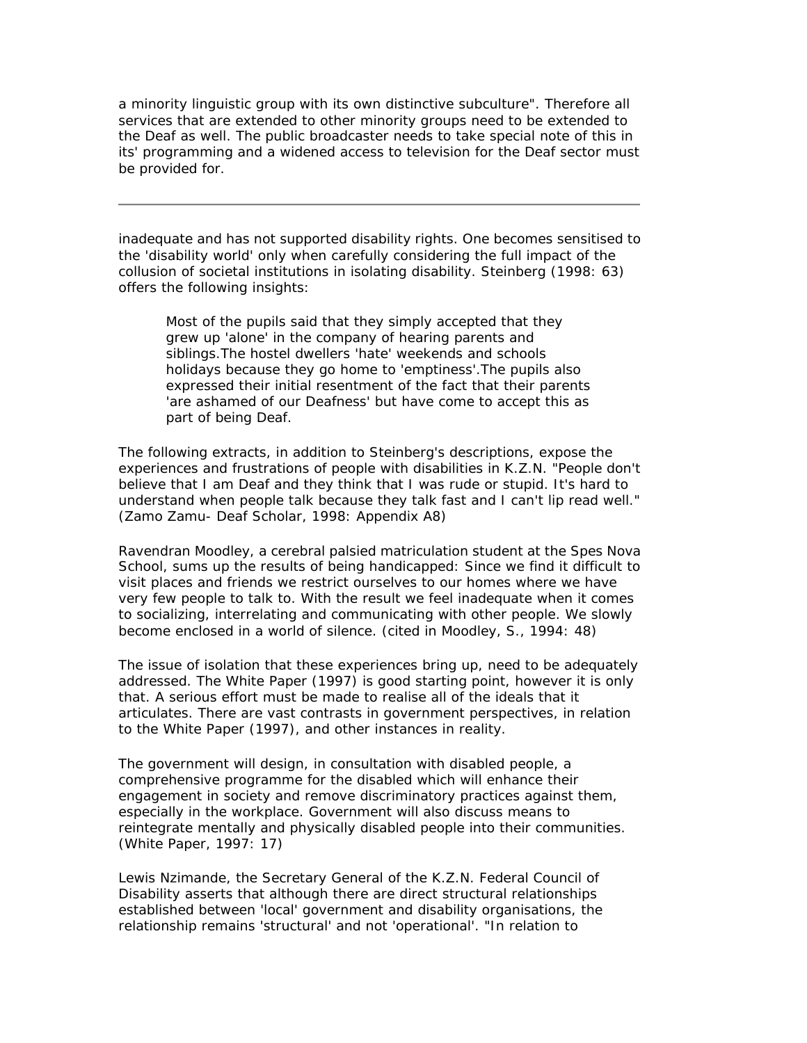a minority linguistic group with its own distinctive subculture". Therefore all services that are extended to other minority groups need to be extended to the Deaf as well. The public broadcaster needs to take special note of this in its' programming and a widened access to television for the Deaf sector must be provided for.

---

inadequate and has not supported disability rights. One becomes sensitised to the 'disability world' only when carefully considering the full impact of the collusion of societal institutions in isolating disability. Steinberg (1998: 63) offers the following insights:

> Most of the pupils said that they simply accepted that they grew up 'alone' in the company of hearing parents and siblings.The hostel dwellers 'hate' weekends and schools holidays because they go home to 'emptiness'.The pupils also expressed their initial resentment of the fact that their parents 'are ashamed of our Deafness' but have come to accept this as part of being Deaf.

The following extracts, in addition to Steinberg's descriptions, expose the experiences and frustrations of people with disabilities in K.Z.N. "People don't believe that I am Deaf and they think that I was rude or stupid. It's hard to understand when people talk because they talk fast and I can't lip read well." (Zamo Zamu- Deaf Scholar, 1998: Appendix A8)

Ravendran Moodley, a cerebral palsied matriculation student at the Spes Nova School, sums up the results of being handicapped: Since we find it difficult to visit places and friends we restrict ourselves to our homes where we have very few people to talk to. With the result we feel inadequate when it comes to socializing, interrelating and communicating with other people. We slowly become enclosed in a world of silence. (cited in Moodley, S., 1994: 48)

The issue of isolation that these experiences bring up, need to be adequately addressed. The White Paper (1997) is good starting point, however it is only that. A serious effort must be made to realise all of the ideals that it articulates. There are vast contrasts in government perspectives, in relation to the White Paper (1997), and other instances in reality.

The government will design, in consultation with disabled people, a comprehensive programme for the disabled which will enhance their engagement in society and remove discriminatory practices against them, especially in the workplace. Government will also discuss means to reintegrate mentally and physically disabled people into their communities. (White Paper, 1997: 17)

Lewis Nzimande, the Secretary General of the K.Z.N. Federal Council of Disability asserts that although there are direct structural relationships established between 'local' government and disability organisations, the relationship remains 'structural' and not 'operational'. "In relation to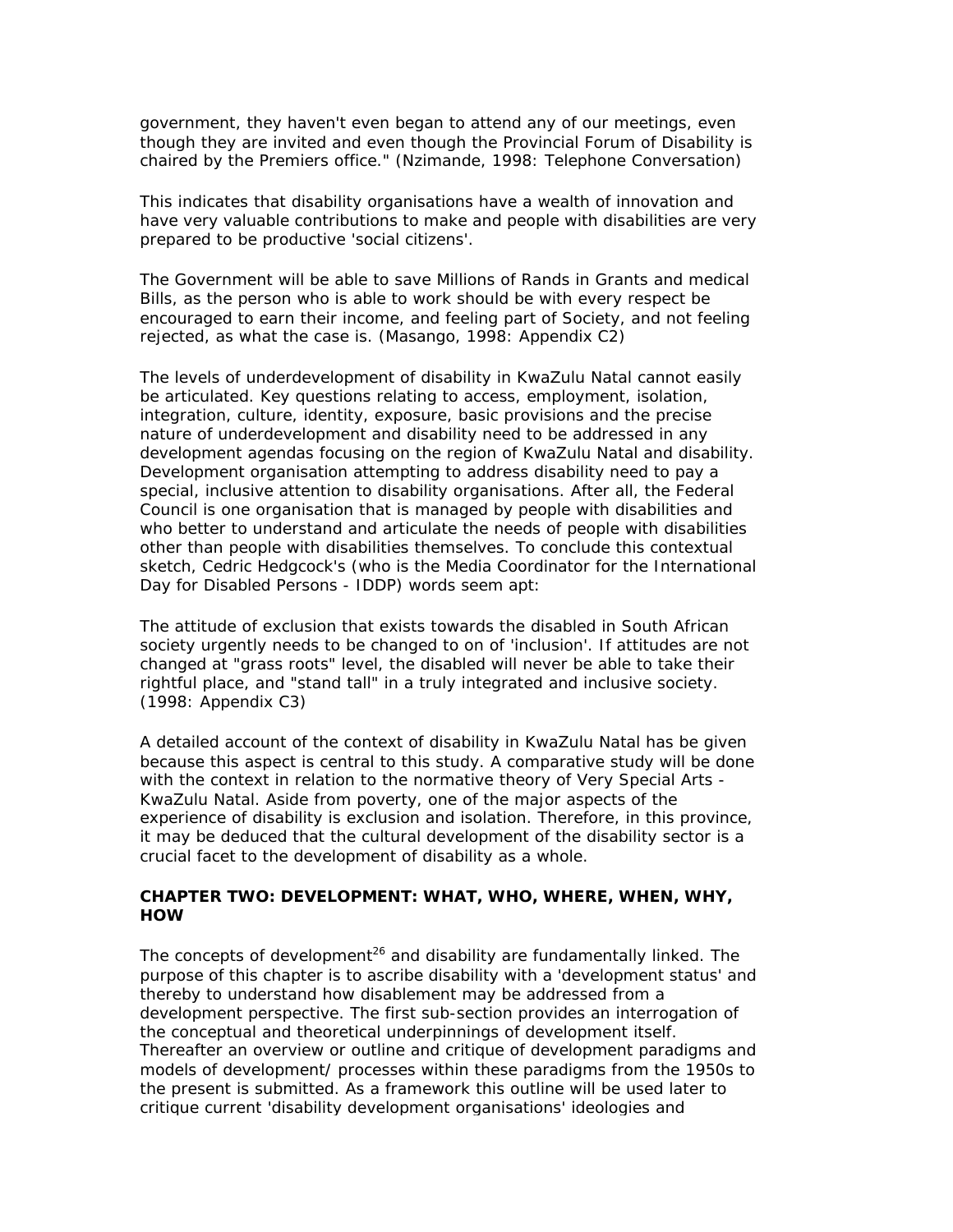government, they haven't even began to attend any of our meetings, even though they are invited and even though the Provincial Forum of Disability is chaired by the Premiers office." (Nzimande, 1998: Telephone Conversation)

This indicates that disability organisations have a wealth of innovation and have very valuable contributions to make and people with disabilities are very prepared to be productive 'social citizens'.

The Government will be able to save Millions of Rands in Grants and medical Bills, as the person who is able to work should be with every respect be encouraged to earn their income, and feeling part of Society, and not feeling rejected, as what the case is. (Masango, 1998: Appendix C2)

The levels of underdevelopment of disability in KwaZulu Natal cannot easily be articulated. Key questions relating to access, employment, isolation, integration, culture, identity, exposure, basic provisions and the precise nature of underdevelopment and disability need to be addressed in any development agendas focusing on the region of KwaZulu Natal and disability. Development organisation attempting to address disability need to pay a special, inclusive attention to disability organisations. After all, the Federal Council is one organisation that is managed by people with disabilities and who better to understand and articulate the needs of people with disabilities other than people with disabilities themselves. To conclude this contextual sketch, Cedric Hedgcock's (who is the Media Coordinator for the International Day for Disabled Persons - IDDP) words seem apt:

The attitude of exclusion that exists towards the disabled in South African society urgently needs to be changed to on of 'inclusion'. If attitudes are not changed at "grass roots" level, the disabled will never be able to take their rightful place, and "stand tall" in a truly integrated and inclusive society. (1998: Appendix C3)

A detailed account of the context of disability in KwaZulu Natal has be given because this aspect is central to this study. A comparative study will be done with the context in relation to the normative theory of Very Special Arts - KwaZulu Natal. Aside from poverty, one of the major aspects of the experience of disability is exclusion and isolation. Therefore, in this province, it may be deduced that the cultural development of the disability sector is a crucial facet to the development of disability as a whole.

## CHAPTER TWO: DEVELOPMENT: WHAT, WHO, WHERE, WHEN, WHY, HOW

The concepts of development[26] and disability are fundamentally linked. The purpose of this chapter is to ascribe disability with a 'development status' and thereby to understand how disablement may be addressed from a development perspective. The first sub-section provides an interrogation of the conceptual and theoretical underpinnings of development itself. Thereafter an overview or outline and critique of development paradigms and models of development/ processes within these paradigms from the 1950s to the present is submitted. As a framework this outline will be used later to critique current 'disability development organisations' ideologies and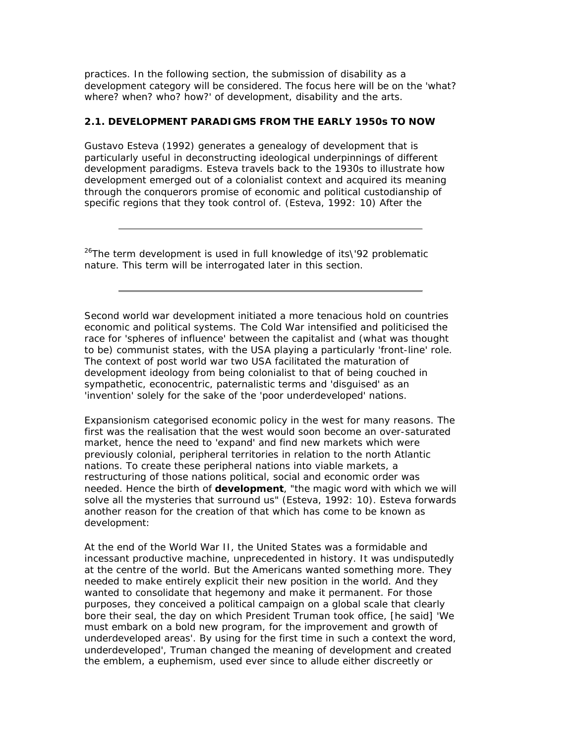practices. In the following section, the submission of disability as a development category will be considered. The focus here will be on the 'what? where? when? who? how?' of development, disability and the arts.

### 2.1. DEVELOPMENT PARADIGMS FROM THE EARLY 1950s TO NOW

Gustavo Esteva (1992) generates a genealogy of development that is particularly useful in deconstructing ideological underpinnings of different development paradigms. Esteva travels back to the 1930s to illustrate how development emerged out of a colonialist context and acquired its meaning through the conquerors promise of economic and political custodianship of specific regions that they took control of. (Esteva, 1992: 10) After the

---

[26]The term development is used in full knowledge of its\'92 problematic nature. This term will be interrogated later in this section.

---

Second world war development initiated a more tenacious hold on countries economic and political systems. The Cold War intensified and politicised the race for 'spheres of influence' between the capitalist and (what was thought to be) communist states, with the USA playing a particularly 'front-line' role. The context of post world war two USA facilitated the maturation of development ideology from being colonialist to that of being couched in sympathetic, econocentric, paternalistic terms and 'disguised' as an 'invention' solely for the sake of the 'poor underdeveloped' nations.

Expansionism categorised economic policy in the west for many reasons. The first was the realisation that the west would soon become an over-saturated market, hence the need to 'expand' and find new markets which were previously colonial, peripheral territories in relation to the north Atlantic nations. To create these peripheral nations into viable markets, a restructuring of those nations political, social and economic order was needed. Hence the birth of **development**, "the magic word with which we will solve all the mysteries that surround us" (Esteva, 1992: 10). Esteva forwards another reason for the creation of that which has come to be known as development:

At the end of the World War II, the United States was a formidable and incessant productive machine, unprecedented in history. It was undisputedly at the centre of the world. But the Americans wanted something more. They needed to make entirely explicit their new position in the world. And they wanted to consolidate that hegemony and make it permanent. For those purposes, they conceived a political campaign on a global scale that clearly bore their seal, the day on which President Truman took office, [he said] 'We must embark on a bold new program, for the improvement and growth of underdeveloped areas'. By using for the first time in such a context the word, underdeveloped', Truman changed the meaning of development and created the emblem, a euphemism, used ever since to allude either discreetly or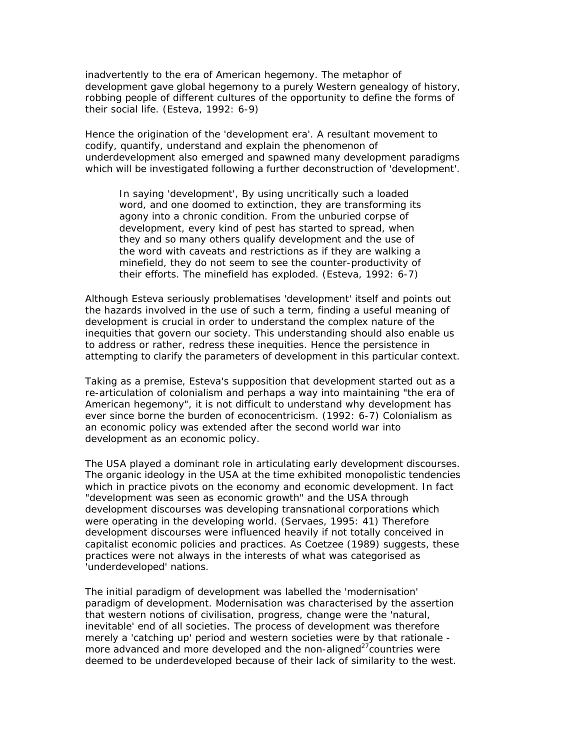inadvertently to the era of American hegemony. The metaphor of development gave global hegemony to a purely Western genealogy of history, robbing people of different cultures of the opportunity to define the forms of their social life. (Esteva, 1992: 6-9)

Hence the origination of the 'development era'. A resultant movement to codify, quantify, understand and explain the phenomenon of underdevelopment also emerged and spawned many development paradigms which will be investigated following a further deconstruction of 'development'.

> In saying 'development', By using uncritically such a loaded word, and one doomed to extinction, they are transforming its agony into a chronic condition. From the unburied corpse of development, every kind of pest has started to spread, when they and so many others qualify development and the use of the word with caveats and restrictions as if they are walking a minefield, they do not seem to see the counter-productivity of their efforts. The minefield has exploded. (Esteva, 1992: 6-7)

Although Esteva seriously problematises 'development' itself and points out the hazards involved in the use of such a term, finding a useful meaning of development is crucial in order to understand the complex nature of the inequities that govern our society. This understanding should also enable us to address or rather, redress these inequities. Hence the persistence in attempting to clarify the parameters of development in this particular context.

Taking as a premise, Esteva's supposition that development started out as a re-articulation of colonialism and perhaps a way into maintaining "the era of American hegemony", it is not difficult to understand why development has ever since borne the burden of econocentricism. (1992: 6-7) Colonialism as an economic policy was extended after the second world war into development as an economic policy.

The USA played a dominant role in articulating early development discourses. The organic ideology in the USA at the time exhibited monopolistic tendencies which in practice pivots on the economy and economic development. In fact "development was seen as economic growth" and the USA through development discourses was developing transnational corporations which were operating in the developing world. (Servaes, 1995: 41) Therefore development discourses were influenced heavily if not totally conceived in capitalist economic policies and practices. As Coetzee (1989) suggests, these practices were not always in the interests of what was categorised as 'underdeveloped' nations.

The initial paradigm of development was labelled the 'modernisation' paradigm of development. Modernisation was characterised by the assertion that western notions of civilisation, progress, change were the 'natural, inevitable' end of all societies. The process of development was therefore merely a 'catching up' period and western societies were by that rationale - more advanced and more developed and the non-aligned[27] countries were deemed to be underdeveloped because of their lack of similarity to the west.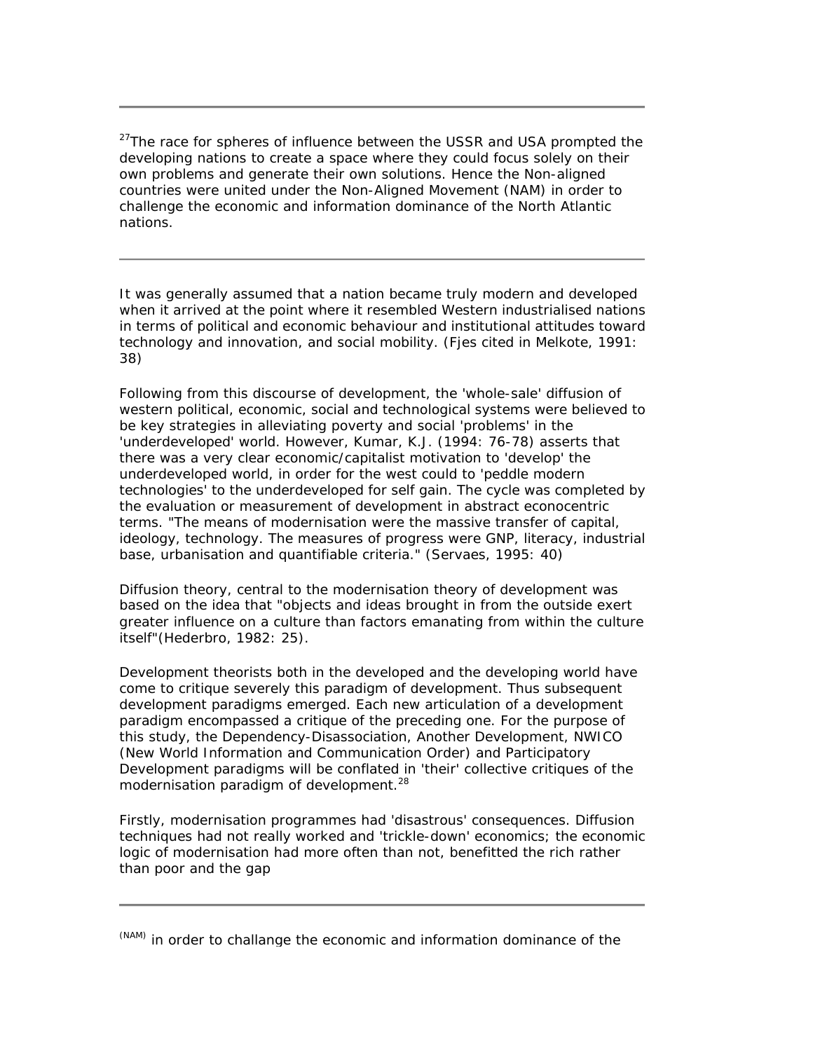---

[27]The race for spheres of influence between the USSR and USA prompted the developing nations to create a space where they could focus solely on their own problems and generate their own solutions. Hence the Non-aligned countries were united under the Non-Aligned Movement (NAM) in order to challenge the economic and information dominance of the North Atlantic nations.

---

It was generally assumed that a nation became truly modern and developed when it arrived at the point where it resembled Western industrialised nations in terms of political and economic behaviour and institutional attitudes toward technology and innovation, and social mobility. (Fjes cited in Melkote, 1991: 38)

Following from this discourse of development, the 'whole-sale' diffusion of western political, economic, social and technological systems were believed to be key strategies in alleviating poverty and social 'problems' in the 'underdeveloped' world. However, Kumar, K.J. (1994: 76-78) asserts that there was a very clear economic/capitalist motivation to 'develop' the underdeveloped world, in order for the west could to 'peddle modern technologies' to the underdeveloped for self gain. The cycle was completed by the evaluation or measurement of development in abstract econocentric terms. "The means of modernisation were the massive transfer of capital, ideology, technology. The measures of progress were GNP, literacy, industrial base, urbanisation and quantifiable criteria." (Servaes, 1995: 40)

Diffusion theory, central to the modernisation theory of development was based on the idea that "objects and ideas brought in from the outside exert greater influence on a culture than factors emanating from within the culture itself"(Hederbro, 1982: 25).

Development theorists both in the developed and the developing world have come to critique severely this paradigm of development. Thus subsequent development paradigms emerged. Each new articulation of a development paradigm encompassed a critique of the preceding one. For the purpose of this study, the Dependency-Disassociation, Another Development, NWICO (New World Information and Communication Order) and Participatory Development paradigms will be conflated in 'their' collective critiques of the modernisation paradigm of development.[28]

Firstly, modernisation programmes had 'disastrous' consequences. Diffusion techniques had not really worked and 'trickle-down' economics; the economic logic of modernisation had more often than not, benefitted the rich rather than poor and the gap

---

(NAM) in order to challange the economic and information dominance of the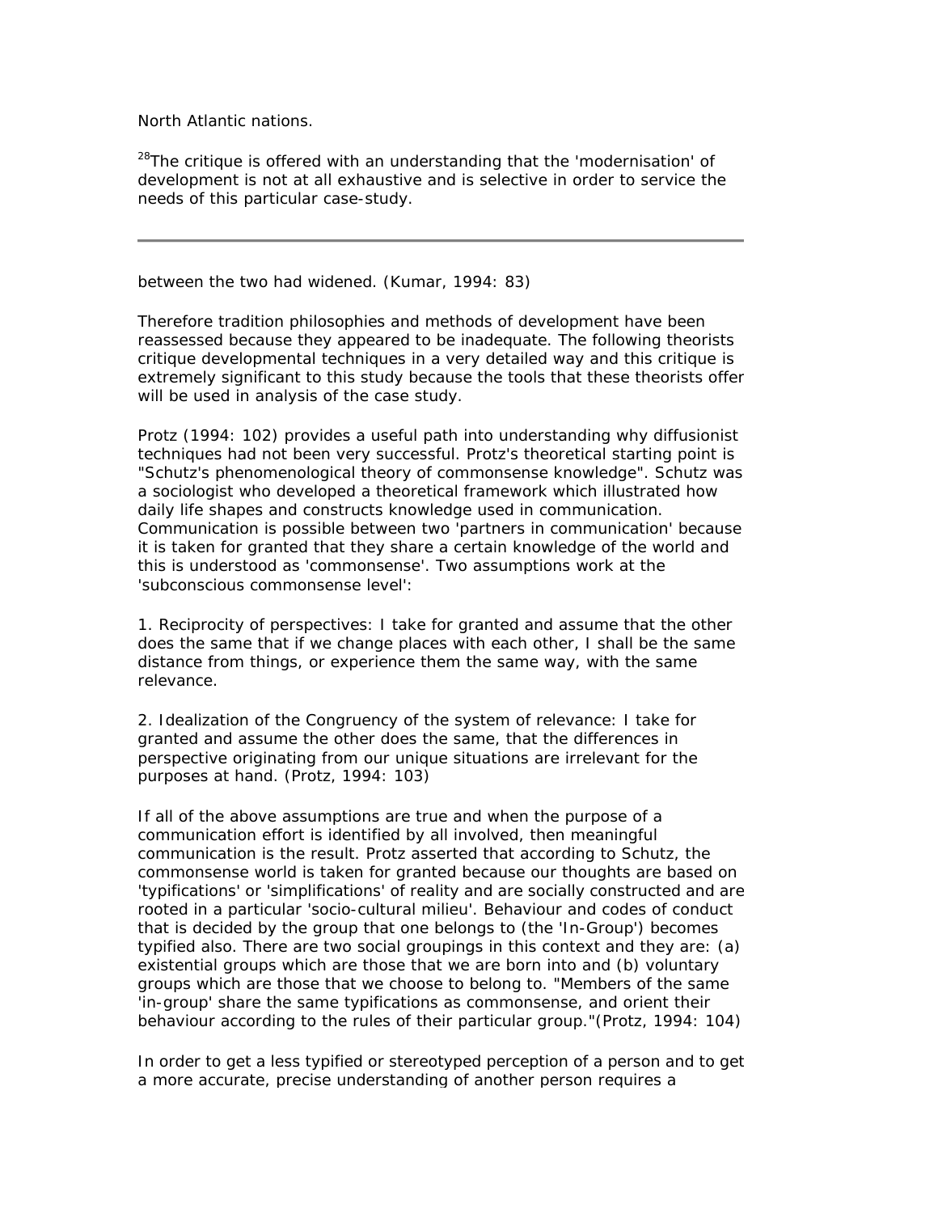North Atlantic nations.

[28]The critique is offered with an understanding that the 'modernisation' of development is not at all exhaustive and is selective in order to service the needs of this particular case-study.

---

between the two had widened. (Kumar, 1994: 83)

Therefore tradition philosophies and methods of development have been reassessed because they appeared to be inadequate. The following theorists critique developmental techniques in a very detailed way and this critique is extremely significant to this study because the tools that these theorists offer will be used in analysis of the case study.

Protz (1994: 102) provides a useful path into understanding why diffusionist techniques had not been very successful. Protz's theoretical starting point is "Schutz's phenomenological theory of commonsense knowledge". Schutz was a sociologist who developed a theoretical framework which illustrated how daily life shapes and constructs knowledge used in communication. Communication is possible between two 'partners in communication' because it is taken for granted that they share a certain knowledge of the world and this is understood as 'commonsense'. Two assumptions work at the 'subconscious commonsense level':

1. Reciprocity of perspectives: I take for granted and assume that the other does the same that if we change places with each other, I shall be the same distance from things, or experience them the same way, with the same relevance.

2. Idealization of the Congruency of the system of relevance: I take for granted and assume the other does the same, that the differences in perspective originating from our unique situations are irrelevant for the purposes at hand. (Protz, 1994: 103)

If all of the above assumptions are true and when the purpose of a communication effort is identified by all involved, then meaningful communication is the result. Protz asserted that according to Schutz, the commonsense world is taken for granted because our thoughts are based on 'typifications' or 'simplifications' of reality and are socially constructed and are rooted in a particular 'socio-cultural milieu'. Behaviour and codes of conduct that is decided by the group that one belongs to (the 'In-Group') becomes typified also. There are two social groupings in this context and they are: (a) existential groups which are those that we are born into and (b) voluntary groups which are those that we choose to belong to. "Members of the same 'in-group' share the same typifications as commonsense, and orient their behaviour according to the rules of their particular group."(Protz, 1994: 104)

In order to get a less typified or stereotyped perception of a person and to get a more accurate, precise understanding of another person requires a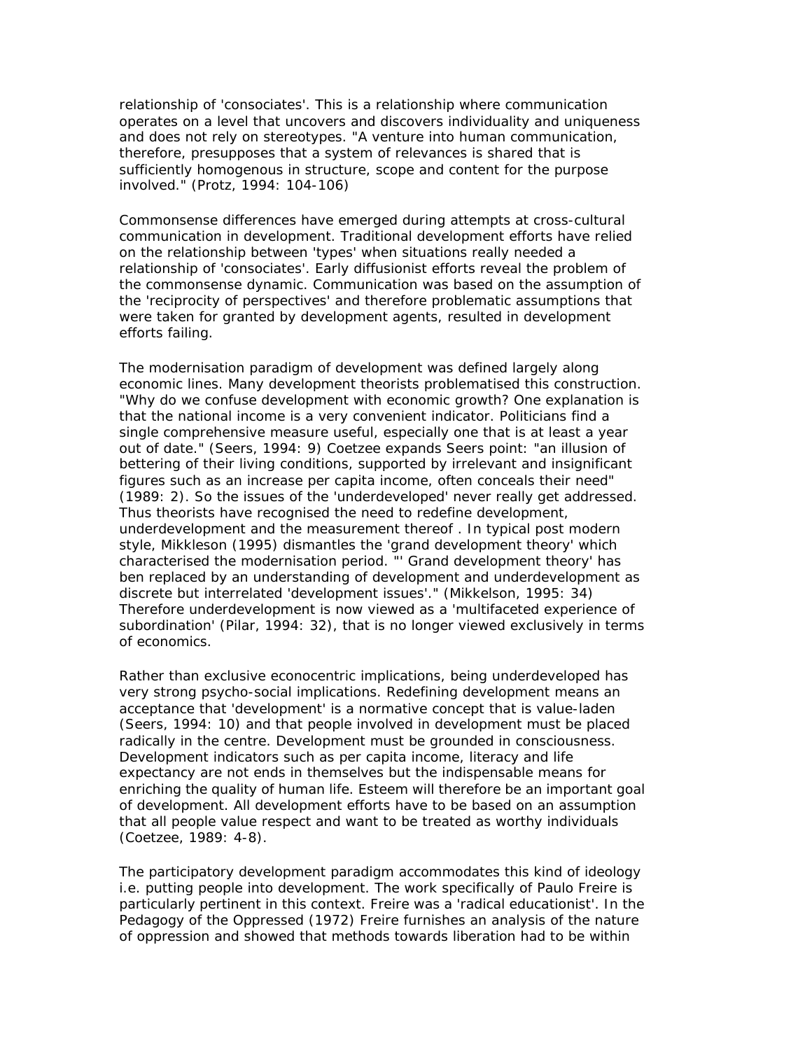relationship of 'consociates'. This is a relationship where communication operates on a level that uncovers and discovers individuality and uniqueness and does not rely on stereotypes. "A venture into human communication, therefore, presupposes that a system of relevances is shared that is sufficiently homogenous in structure, scope and content for the purpose involved." (Protz, 1994: 104-106)

Commonsense differences have emerged during attempts at cross-cultural communication in development. Traditional development efforts have relied on the relationship between 'types' when situations really needed a relationship of 'consociates'. Early diffusionist efforts reveal the problem of the commonsense dynamic. Communication was based on the assumption of the 'reciprocity of perspectives' and therefore problematic assumptions that were taken for granted by development agents, resulted in development efforts failing.

The modernisation paradigm of development was defined largely along economic lines. Many development theorists problematised this construction. "Why do we confuse development with economic growth? One explanation is that the national income is a very convenient indicator. Politicians find a single comprehensive measure useful, especially one that is at least a year out of date." (Seers, 1994: 9) Coetzee expands Seers point: "an illusion of bettering of their living conditions, supported by irrelevant and insignificant figures such as an increase per capita income, often conceals their need" (1989: 2). So the issues of the 'underdeveloped' never really get addressed. Thus theorists have recognised the need to redefine development, underdevelopment and the measurement thereof . In typical post modern style, Mikkleson (1995) dismantles the 'grand development theory' which characterised the modernisation period. "' Grand development theory' has ben replaced by an understanding of development and underdevelopment as discrete but interrelated 'development issues'." (Mikkelson, 1995: 34) Therefore underdevelopment is now viewed as a 'multifaceted experience of subordination' (Pilar, 1994: 32), that is no longer viewed exclusively in terms of economics.

Rather than exclusive econocentric implications, being underdeveloped has very strong psycho-social implications. Redefining development means an acceptance that 'development' is a normative concept that is value-laden (Seers, 1994: 10) and that people involved in development must be placed radically in the centre. Development must be grounded in consciousness. Development indicators such as per capita income, literacy and life expectancy are not ends in themselves but the indispensable means for enriching the quality of human life. Esteem will therefore be an important goal of development. All development efforts have to be based on an assumption that all people value respect and want to be treated as worthy individuals (Coetzee, 1989: 4-8).

The participatory development paradigm accommodates this kind of ideology i.e. putting people into development. The work specifically of Paulo Freire is particularly pertinent in this context. Freire was a 'radical educationist'. In the Pedagogy of the Oppressed (1972) Freire furnishes an analysis of the nature of oppression and showed that methods towards liberation had to be within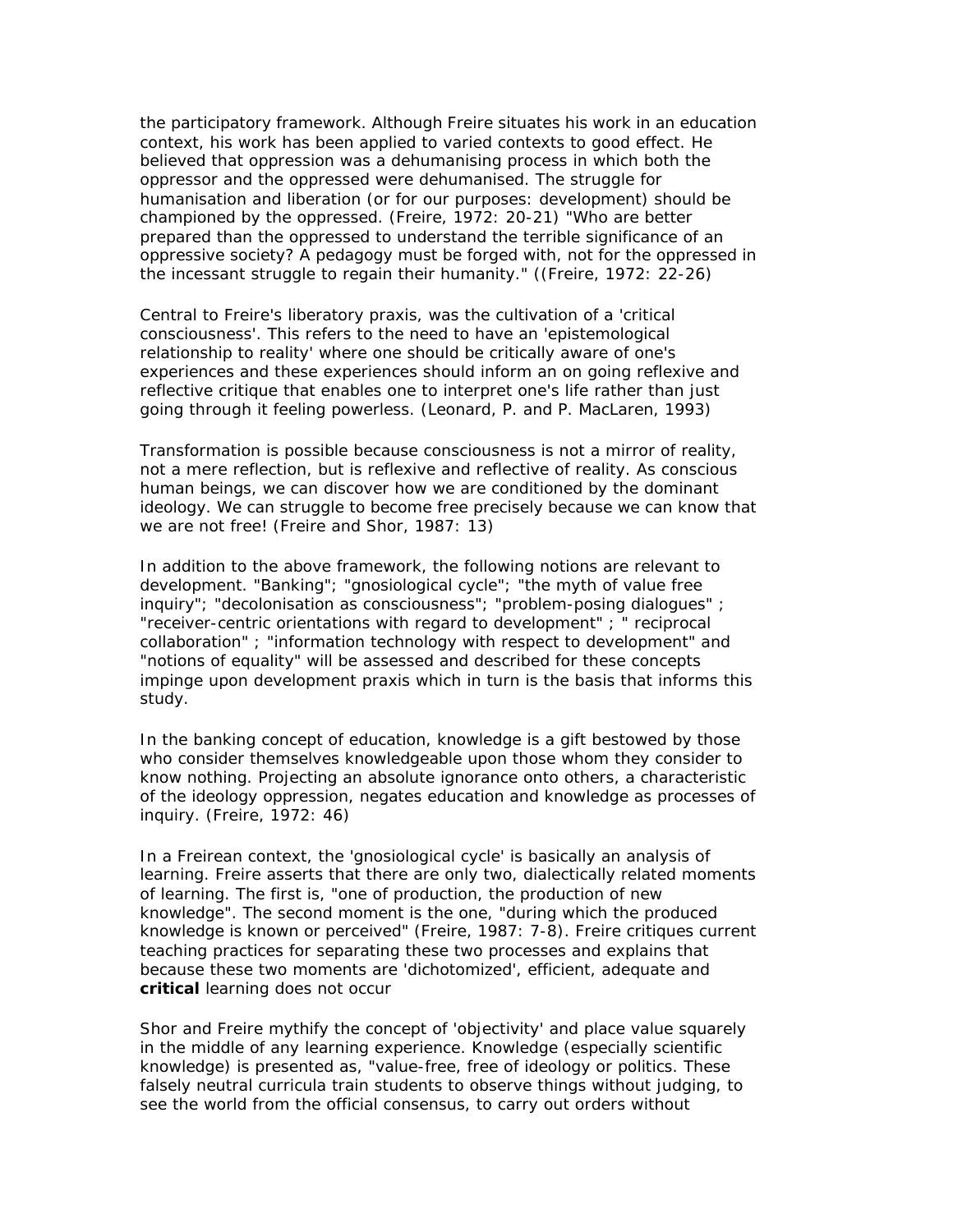the participatory framework. Although Freire situates his work in an education context, his work has been applied to varied contexts to good effect. He believed that oppression was a dehumanising process in which both the oppressor and the oppressed were dehumanised. The struggle for humanisation and liberation (or for our purposes: development) should be championed by the oppressed. (Freire, 1972: 20-21) "Who are better prepared than the oppressed to understand the terrible significance of an oppressive society? A pedagogy must be forged with, not for the oppressed in the incessant struggle to regain their humanity." ((Freire, 1972: 22-26)

Central to Freire's liberatory praxis, was the cultivation of a 'critical consciousness'. This refers to the need to have an 'epistemological relationship to reality' where one should be critically aware of one's experiences and these experiences should inform an on going reflexive and reflective critique that enables one to interpret one's life rather than just going through it feeling powerless. (Leonard, P. and P. MacLaren, 1993)

Transformation is possible because consciousness is not a mirror of reality, not a mere reflection, but is reflexive and reflective of reality. As conscious human beings, we can discover how we are conditioned by the dominant ideology. We can struggle to become free precisely because we can know that we are not free! (Freire and Shor, 1987: 13)

In addition to the above framework, the following notions are relevant to development. "Banking"; "gnosiological cycle"; "the myth of value free inquiry"; "decolonisation as consciousness"; "problem-posing dialogues" ; "receiver-centric orientations with regard to development" ; " reciprocal collaboration" ; "information technology with respect to development" and "notions of equality" will be assessed and described for these concepts impinge upon development praxis which in turn is the basis that informs this study.

In the banking concept of education, knowledge is a gift bestowed by those who consider themselves knowledgeable upon those whom they consider to know nothing. Projecting an absolute ignorance onto others, a characteristic of the ideology oppression, negates education and knowledge as processes of inquiry. (Freire, 1972: 46)

In a Freirean context, the 'gnosiological cycle' is basically an analysis of learning. Freire asserts that there are only two, dialectically related moments of learning. The first is, "one of production, the production of new knowledge". The second moment is the one, "during which the produced knowledge is known or perceived" (Freire, 1987: 7-8). Freire critiques current teaching practices for separating these two processes and explains that because these two moments are 'dichotomized', efficient, adequate and **critical** learning does not occur

Shor and Freire mythify the concept of 'objectivity' and place value squarely in the middle of any learning experience. Knowledge (especially scientific knowledge) is presented as, "value-free, free of ideology or politics. These falsely neutral curricula train students to observe things without judging, to see the world from the official consensus, to carry out orders without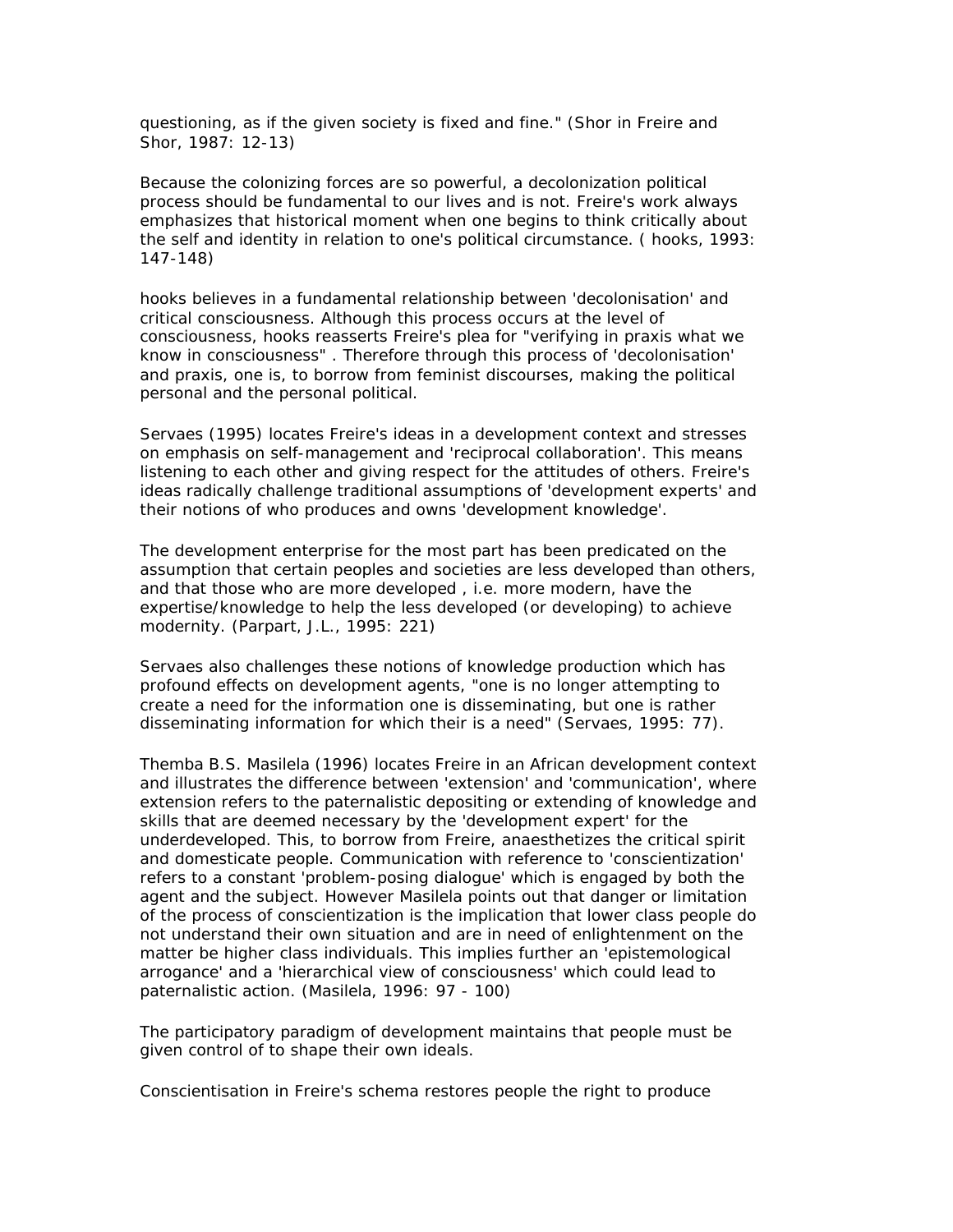questioning, as if the given society is fixed and fine." (Shor in Freire and Shor, 1987: 12-13)

Because the colonizing forces are so powerful, a decolonization political process should be fundamental to our lives and is not. Freire's work always emphasizes that historical moment when one begins to think critically about the self and identity in relation to one's political circumstance. ( hooks, 1993: 147-148)

hooks believes in a fundamental relationship between 'decolonisation' and critical consciousness. Although this process occurs at the level of consciousness, hooks reasserts Freire's plea for "verifying in praxis what we know in consciousness" . Therefore through this process of 'decolonisation' and praxis, one is, to borrow from feminist discourses, making the political personal and the personal political.

Servaes (1995) locates Freire's ideas in a development context and stresses on emphasis on self-management and 'reciprocal collaboration'. This means listening to each other and giving respect for the attitudes of others. Freire's ideas radically challenge traditional assumptions of 'development experts' and their notions of who produces and owns 'development knowledge'.

The development enterprise for the most part has been predicated on the assumption that certain peoples and societies are less developed than others, and that those who are more developed , i.e. more modern, have the expertise/knowledge to help the less developed (or developing) to achieve modernity. (Parpart, J.L., 1995: 221)

Servaes also challenges these notions of knowledge production which has profound effects on development agents, "one is no longer attempting to create a need for the information one is disseminating, but one is rather disseminating information for which their is a need" (Servaes, 1995: 77).

Themba B.S. Masilela (1996) locates Freire in an African development context and illustrates the difference between 'extension' and 'communication', where extension refers to the paternalistic depositing or extending of knowledge and skills that are deemed necessary by the 'development expert' for the underdeveloped. This, to borrow from Freire, anaesthetizes the critical spirit and domesticate people. Communication with reference to 'conscientization' refers to a constant 'problem-posing dialogue' which is engaged by both the agent and the subject. However Masilela points out that danger or limitation of the process of conscientization is the implication that lower class people do not understand their own situation and are in need of enlightenment on the matter be higher class individuals. This implies further an 'epistemological arrogance' and a 'hierarchical view of consciousness' which could lead to paternalistic action. (Masilela, 1996: 97 - 100)

The participatory paradigm of development maintains that people must be given control of to shape their own ideals.

Conscientisation in Freire's schema restores people the right to produce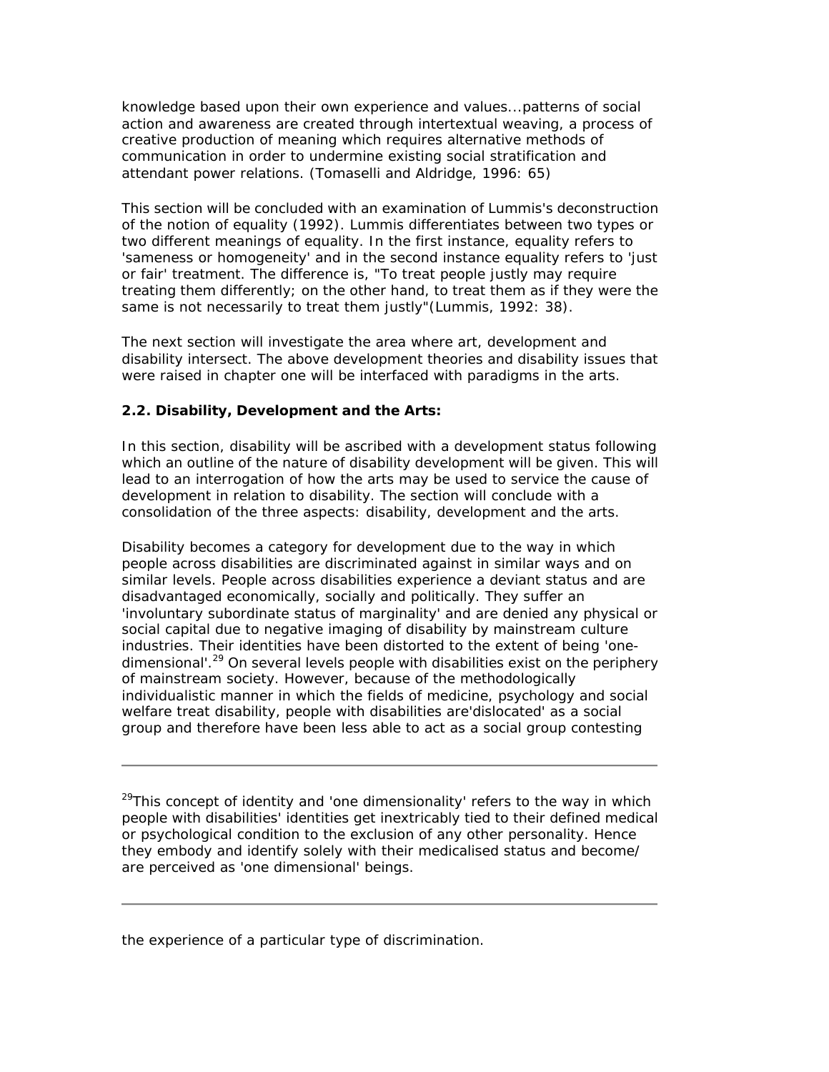knowledge based upon their own experience and values...patterns of social action and awareness are created through intertextual weaving, a process of creative production of meaning which requires alternative methods of communication in order to undermine existing social stratification and attendant power relations. (Tomaselli and Aldridge, 1996: 65)

This section will be concluded with an examination of Lummis's deconstruction of the notion of equality (1992). Lummis differentiates between two types or two different meanings of equality. In the first instance, equality refers to 'sameness or homogeneity' and in the second instance equality refers to 'just or fair' treatment. The difference is, "To treat people justly may require treating them differently; on the other hand, to treat them as if they were the same is not necessarily to treat them justly"(Lummis, 1992: 38).

The next section will investigate the area where art, development and disability intersect. The above development theories and disability issues that were raised in chapter one will be interfaced with paradigms in the arts.

**2.2. Disability, Development and the Arts:**

In this section, disability will be ascribed with a development status following which an outline of the nature of disability development will be given. This will lead to an interrogation of how the arts may be used to service the cause of development in relation to disability. The section will conclude with a consolidation of the three aspects: disability, development and the arts.

Disability becomes a category for development due to the way in which people across disabilities are discriminated against in similar ways and on similar levels. People across disabilities experience a deviant status and are disadvantaged economically, socially and politically. They suffer an 'involuntary subordinate status of marginality' and are denied any physical or social capital due to negative imaging of disability by mainstream culture industries. Their identities have been distorted to the extent of being 'one-dimensional'.[29] On several levels people with disabilities exist on the periphery of mainstream society. However, because of the methodologically individualistic manner in which the fields of medicine, psychology and social welfare treat disability, people with disabilities are'dislocated' as a social group and therefore have been less able to act as a social group contesting the experience of a particular type of discrimination.

---

[29]This concept of identity and 'one dimensionality' refers to the way in which people with disabilities' identities get inextricably tied to their defined medical or psychological condition to the exclusion of any other personality. Hence they embody and identify solely with their medicalised status and become/ are perceived as 'one dimensional' beings.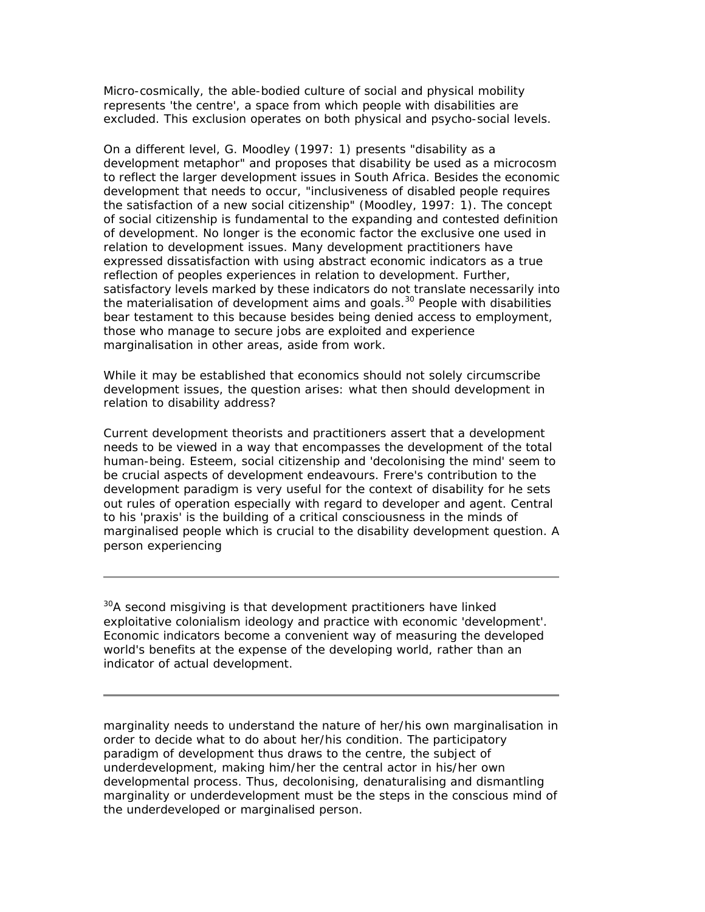Micro-cosmically, the able-bodied culture of social and physical mobility represents 'the centre', a space from which people with disabilities are excluded. This exclusion operates on both physical and psycho-social levels.

On a different level, G. Moodley (1997: 1) presents "disability as a development metaphor" and proposes that disability be used as a microcosm to reflect the larger development issues in South Africa. Besides the economic development that needs to occur, "inclusiveness of disabled people requires the satisfaction of a new social citizenship" (Moodley, 1997: 1). The concept of social citizenship is fundamental to the expanding and contested definition of development. No longer is the economic factor the exclusive one used in relation to development issues. Many development practitioners have expressed dissatisfaction with using abstract economic indicators as a true reflection of peoples experiences in relation to development. Further, satisfactory levels marked by these indicators do not translate necessarily into the materialisation of development aims and goals.[30] People with disabilities bear testament to this because besides being denied access to employment, those who manage to secure jobs are exploited and experience marginalisation in other areas, aside from work.

While it may be established that economics should not solely circumscribe development issues, the question arises: what then should development in relation to disability address?

Current development theorists and practitioners assert that a development needs to be viewed in a way that encompasses the development of the total human-being. Esteem, social citizenship and 'decolonising the mind' seem to be crucial aspects of development endeavours. Frere's contribution to the development paradigm is very useful for the context of disability for he sets out rules of operation especially with regard to developer and agent. Central to his 'praxis' is the building of a critical consciousness in the minds of marginalised people which is crucial to the disability development question. A person experiencing marginality needs to understand the nature of her/his own marginalisation in order to decide what to do about her/his condition. The participatory paradigm of development thus draws to the centre, the subject of underdevelopment, making him/her the central actor in his/her own developmental process. Thus, decolonising, denaturalising and dismantling marginality or underdevelopment must be the steps in the conscious mind of the underdeveloped or marginalised person.

---

[30]A second misgiving is that development practitioners have linked exploitative colonialism ideology and practice with economic 'development'. Economic indicators become a convenient way of measuring the developed world's benefits at the expense of the developing world, rather than an indicator of actual development.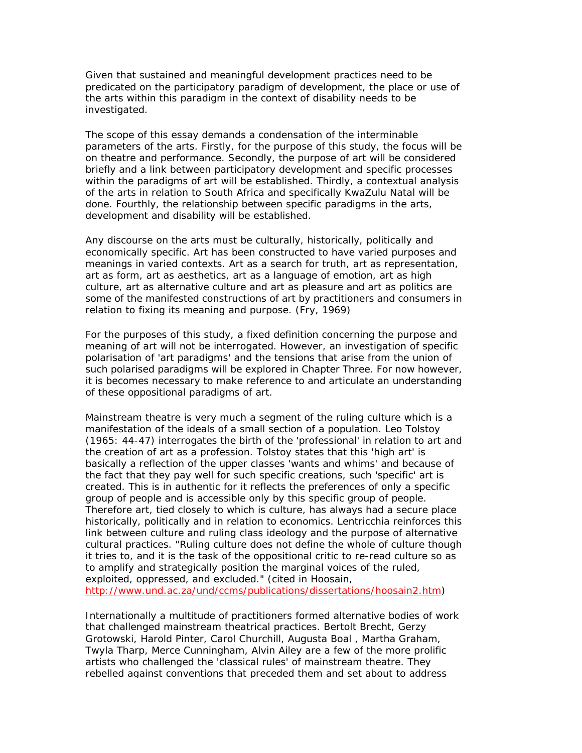Given that sustained and meaningful development practices need to be predicated on the participatory paradigm of development, the place or use of the arts within this paradigm in the context of disability needs to be investigated.

The scope of this essay demands a condensation of the interminable parameters of the arts. Firstly, for the purpose of this study, the focus will be on theatre and performance. Secondly, the purpose of art will be considered briefly and a link between participatory development and specific processes within the paradigms of art will be established. Thirdly, a contextual analysis of the arts in relation to South Africa and specifically KwaZulu Natal will be done. Fourthly, the relationship between specific paradigms in the arts, development and disability will be established.

Any discourse on the arts must be culturally, historically, politically and economically specific. Art has been constructed to have varied purposes and meanings in varied contexts. Art as a search for truth, art as representation, art as form, art as aesthetics, art as a language of emotion, art as high culture, art as alternative culture and art as pleasure and art as politics are some of the manifested constructions of art by practitioners and consumers in relation to fixing its meaning and purpose. (Fry, 1969)

For the purposes of this study, a fixed definition concerning the purpose and meaning of art will not be interrogated. However, an investigation of specific polarisation of 'art paradigms' and the tensions that arise from the union of such polarised paradigms will be explored in Chapter Three. For now however, it is becomes necessary to make reference to and articulate an understanding of these oppositional paradigms of art.

Mainstream theatre is very much a segment of the ruling culture which is a manifestation of the ideals of a small section of a population. Leo Tolstoy (1965: 44-47) interrogates the birth of the 'professional' in relation to art and the creation of art as a profession. Tolstoy states that this 'high art' is basically a reflection of the upper classes 'wants and whims' and because of the fact that they pay well for such specific creations, such 'specific' art is created. This is in authentic for it reflects the preferences of only a specific group of people and is accessible only by this specific group of people. Therefore art, tied closely to which is culture, has always had a secure place historically, politically and in relation to economics. Lentricchia reinforces this link between culture and ruling class ideology and the purpose of alternative cultural practices. "Ruling culture does not define the whole of culture though it tries to, and it is the task of the oppositional critic to re-read culture so as to amplify and strategically position the marginal voices of the ruled, exploited, oppressed, and excluded." (cited in Hoosain, http://www.und.ac.za/und/ccms/publications/dissertations/hoosain2.htm)

Internationally a multitude of practitioners formed alternative bodies of work that challenged mainstream theatrical practices. Bertolt Brecht, Gerzy Grotowski, Harold Pinter, Carol Churchill, Augusta Boal , Martha Graham, Twyla Tharp, Merce Cunningham, Alvin Ailey are a few of the more prolific artists who challenged the 'classical rules' of mainstream theatre. They rebelled against conventions that preceded them and set about to address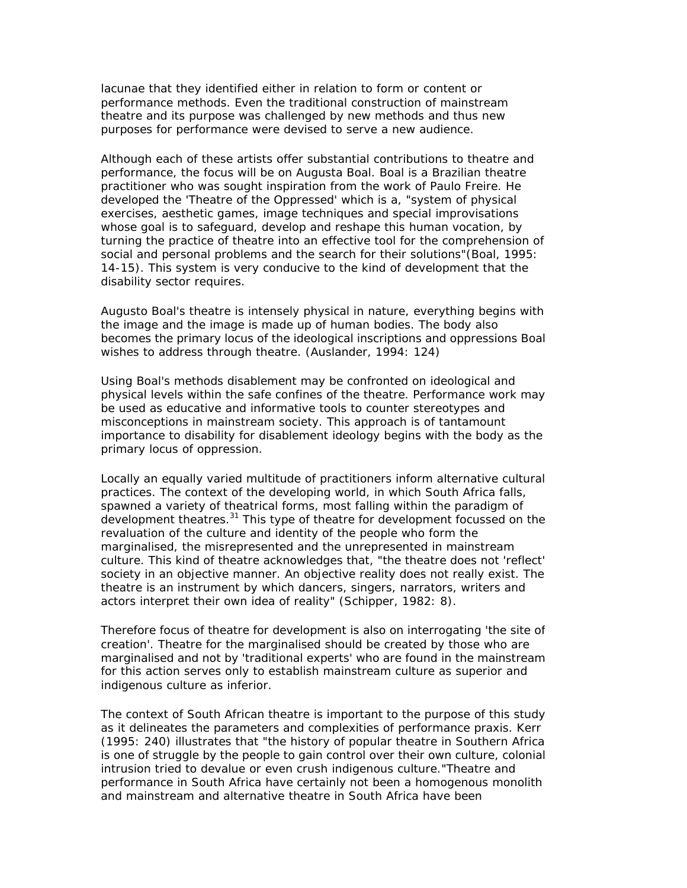lacunae that they identified either in relation to form or content or performance methods. Even the traditional construction of mainstream theatre and its purpose was challenged by new methods and thus new purposes for performance were devised to serve a new audience.

Although each of these artists offer substantial contributions to theatre and performance, the focus will be on Augusta Boal. Boal is a Brazilian theatre practitioner who was sought inspiration from the work of Paulo Freire. He developed the 'Theatre of the Oppressed' which is a, "system of physical exercises, aesthetic games, image techniques and special improvisations whose goal is to safeguard, develop and reshape this human vocation, by turning the practice of theatre into an effective tool for the comprehension of social and personal problems and the search for their solutions"(Boal, 1995: 14-15). This system is very conducive to the kind of development that the disability sector requires.

Augusto Boal's theatre is intensely physical in nature, everything begins with the image and the image is made up of human bodies. The body also becomes the primary locus of the ideological inscriptions and oppressions Boal wishes to address through theatre. (Auslander, 1994: 124)

Using Boal's methods disablement may be confronted on ideological and physical levels within the safe confines of the theatre. Performance work may be used as educative and informative tools to counter stereotypes and misconceptions in mainstream society. This approach is of tantamount importance to disability for disablement ideology begins with the body as the primary locus of oppression.

Locally an equally varied multitude of practitioners inform alternative cultural practices. The context of the developing world, in which South Africa falls, spawned a variety of theatrical forms, most falling within the paradigm of development theatres.[31] This type of theatre for development focussed on the revaluation of the culture and identity of the people who form the marginalised, the misrepresented and the unrepresented in mainstream culture. This kind of theatre acknowledges that, "the theatre does not 'reflect' society in an objective manner. An objective reality does not really exist. The theatre is an instrument by which dancers, singers, narrators, writers and actors interpret their own idea of reality" (Schipper, 1982: 8).

Therefore focus of theatre for development is also on interrogating 'the site of creation'. Theatre for the marginalised should be created by those who are marginalised and not by 'traditional experts' who are found in the mainstream for this action serves only to establish mainstream culture as superior and indigenous culture as inferior.

The context of South African theatre is important to the purpose of this study as it delineates the parameters and complexities of performance praxis. Kerr (1995: 240) illustrates that "the history of popular theatre in Southern Africa is one of struggle by the people to gain control over their own culture, colonial intrusion tried to devalue or even crush indigenous culture."Theatre and performance in South Africa have certainly not been a homogenous monolith and mainstream and alternative theatre in South Africa have been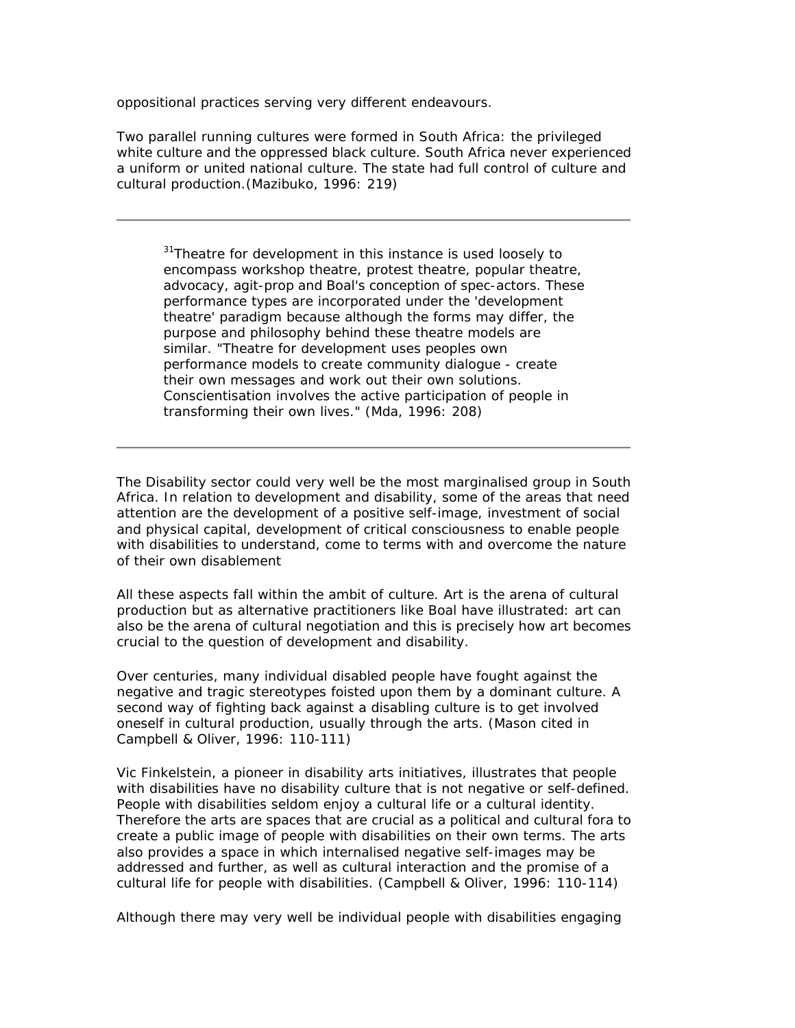oppositional practices serving very different endeavours.

Two parallel running cultures were formed in South Africa: the privileged white culture and the oppressed black culture. South Africa never experienced a uniform or united national culture. The state had full control of culture and cultural production.(Mazibuko, 1996: 219)

---

> [31]Theatre for development in this instance is used loosely to encompass workshop theatre, protest theatre, popular theatre, advocacy, agit-prop and Boal's conception of spec-actors. These performance types are incorporated under the 'development theatre' paradigm because although the forms may differ, the purpose and philosophy behind these theatre models are similar. "Theatre for development uses peoples own performance models to create community dialogue - create their own messages and work out their own solutions. Conscientisation involves the active participation of people in transforming their own lives." (Mda, 1996: 208)

---

The Disability sector could very well be the most marginalised group in South Africa. In relation to development and disability, some of the areas that need attention are the development of a positive self-image, investment of social and physical capital, development of critical consciousness to enable people with disabilities to understand, come to terms with and overcome the nature of their own disablement

All these aspects fall within the ambit of culture. Art is the arena of cultural production but as alternative practitioners like Boal have illustrated: art can also be the arena of cultural negotiation and this is precisely how art becomes crucial to the question of development and disability.

Over centuries, many individual disabled people have fought against the negative and tragic stereotypes foisted upon them by a dominant culture. A second way of fighting back against a disabling culture is to get involved oneself in cultural production, usually through the arts. (Mason cited in Campbell & Oliver, 1996: 110-111)

Vic Finkelstein, a pioneer in disability arts initiatives, illustrates that people with disabilities have no disability culture that is not negative or self-defined. People with disabilities seldom enjoy a cultural life or a cultural identity. Therefore the arts are spaces that are crucial as a political and cultural fora to create a public image of people with disabilities on their own terms. The arts also provides a space in which internalised negative self-images may be addressed and further, as well as cultural interaction and the promise of a cultural life for people with disabilities. (Campbell & Oliver, 1996: 110-114)

Although there may very well be individual people with disabilities engaging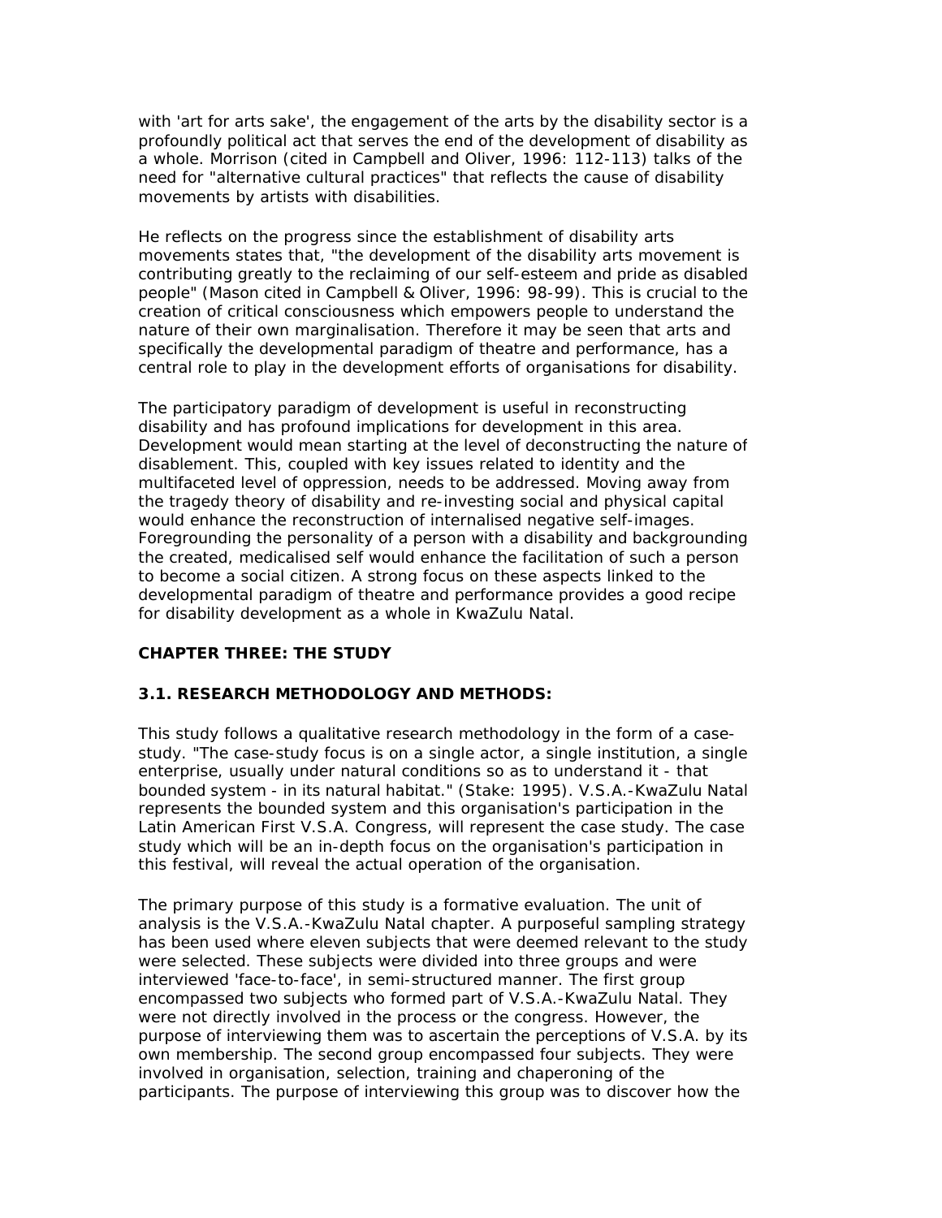with 'art for arts sake', the engagement of the arts by the disability sector is a profoundly political act that serves the end of the development of disability as a whole. Morrison (cited in Campbell and Oliver, 1996: 112-113) talks of the need for "alternative cultural practices" that reflects the cause of disability movements by artists with disabilities.

He reflects on the progress since the establishment of disability arts movements states that, "the development of the disability arts movement is contributing greatly to the reclaiming of our self-esteem and pride as disabled people" (Mason cited in Campbell & Oliver, 1996: 98-99). This is crucial to the creation of critical consciousness which empowers people to understand the nature of their own marginalisation. Therefore it may be seen that arts and specifically the developmental paradigm of theatre and performance, has a central role to play in the development efforts of organisations for disability.

The participatory paradigm of development is useful in reconstructing disability and has profound implications for development in this area. Development would mean starting at the level of deconstructing the nature of disablement. This, coupled with key issues related to identity and the multifaceted level of oppression, needs to be addressed. Moving away from the tragedy theory of disability and re-investing social and physical capital would enhance the reconstruction of internalised negative self-images. Foregrounding the personality of a person with a disability and backgrounding the created, medicalised self would enhance the facilitation of such a person to become a social citizen. A strong focus on these aspects linked to the developmental paradigm of theatre and performance provides a good recipe for disability development as a whole in KwaZulu Natal.

## CHAPTER THREE: THE STUDY

### 3.1. RESEARCH METHODOLOGY AND METHODS:

This study follows a qualitative research methodology in the form of a case-study. "The case-study focus is on a single actor, a single institution, a single enterprise, usually under natural conditions so as to understand it - that bounded system - in its natural habitat." (Stake: 1995). V.S.A.-KwaZulu Natal represents the bounded system and this organisation's participation in the Latin American First V.S.A. Congress, will represent the case study. The case study which will be an in-depth focus on the organisation's participation in this festival, will reveal the actual operation of the organisation.

The primary purpose of this study is a formative evaluation. The unit of analysis is the V.S.A.-KwaZulu Natal chapter. A purposeful sampling strategy has been used where eleven subjects that were deemed relevant to the study were selected. These subjects were divided into three groups and were interviewed 'face-to-face', in semi-structured manner. The first group encompassed two subjects who formed part of V.S.A.-KwaZulu Natal. They were not directly involved in the process or the congress. However, the purpose of interviewing them was to ascertain the perceptions of V.S.A. by its own membership. The second group encompassed four subjects. They were involved in organisation, selection, training and chaperoning of the participants. The purpose of interviewing this group was to discover how the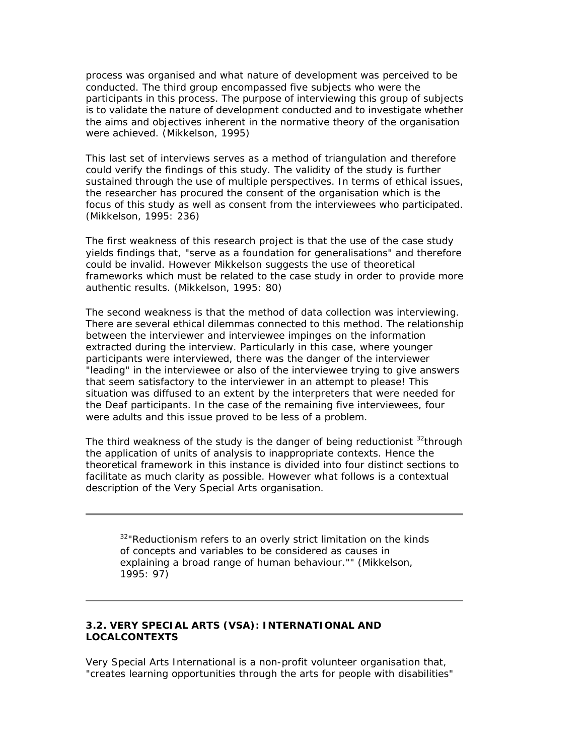process was organised and what nature of development was perceived to be conducted. The third group encompassed five subjects who were the participants in this process. The purpose of interviewing this group of subjects is to validate the nature of development conducted and to investigate whether the aims and objectives inherent in the normative theory of the organisation were achieved. (Mikkelson, 1995)

This last set of interviews serves as a method of triangulation and therefore could verify the findings of this study. The validity of the study is further sustained through the use of multiple perspectives. In terms of ethical issues, the researcher has procured the consent of the organisation which is the focus of this study as well as consent from the interviewees who participated. (Mikkelson, 1995: 236)

The first weakness of this research project is that the use of the case study yields findings that, "serve as a foundation for generalisations" and therefore could be invalid. However Mikkelson suggests the use of theoretical frameworks which must be related to the case study in order to provide more authentic results. (Mikkelson, 1995: 80)

The second weakness is that the method of data collection was interviewing. There are several ethical dilemmas connected to this method. The relationship between the interviewer and interviewee impinges on the information extracted during the interview. Particularly in this case, where younger participants were interviewed, there was the danger of the interviewer "leading" in the interviewee or also of the interviewee trying to give answers that seem satisfactory to the interviewer in an attempt to please! This situation was diffused to an extent by the interpreters that were needed for the Deaf participants. In the case of the remaining five interviewees, four were adults and this issue proved to be less of a problem.

The third weakness of the study is the danger of being reductionist [32]through the application of units of analysis to inappropriate contexts. Hence the theoretical framework in this instance is divided into four distinct sections to facilitate as much clarity as possible. However what follows is a contextual description of the Very Special Arts organisation.

---

> [32]"Reductionism refers to an overly strict limitation on the kinds of concepts and variables to be considered as causes in explaining a broad range of human behaviour."" (Mikkelson, 1995: 97)

---

### 3.2. VERY SPECIAL ARTS (VSA): INTERNATIONAL AND LOCALCONTEXTS

Very Special Arts International is a non-profit volunteer organisation that, "creates learning opportunities through the arts for people with disabilities"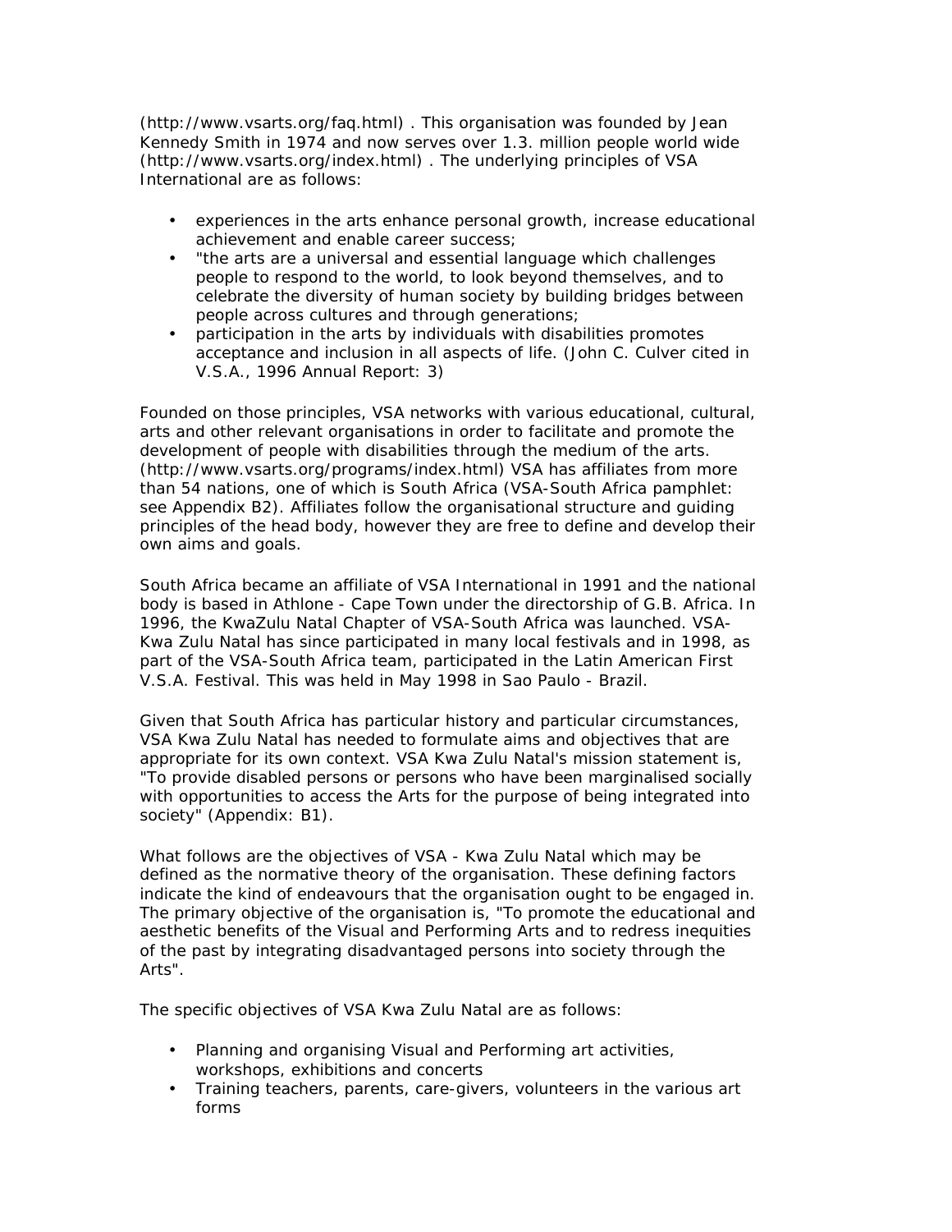(http://www.vsarts.org/faq.html) . This organisation was founded by Jean Kennedy Smith in 1974 and now serves over 1.3. million people world wide (http://www.vsarts.org/index.html) . The underlying principles of VSA International are as follows:

- experiences in the arts enhance personal growth, increase educational achievement and enable career success;
- "the arts are a universal and essential language which challenges people to respond to the world, to look beyond themselves, and to celebrate the diversity of human society by building bridges between people across cultures and through generations;
- participation in the arts by individuals with disabilities promotes acceptance and inclusion in all aspects of life. (John C. Culver cited in V.S.A., 1996 Annual Report: 3)

Founded on those principles, VSA networks with various educational, cultural, arts and other relevant organisations in order to facilitate and promote the development of people with disabilities through the medium of the arts. (http://www.vsarts.org/programs/index.html) VSA has affiliates from more than 54 nations, one of which is South Africa (VSA-South Africa pamphlet: see Appendix B2). Affiliates follow the organisational structure and guiding principles of the head body, however they are free to define and develop their own aims and goals.

South Africa became an affiliate of VSA International in 1991 and the national body is based in Athlone - Cape Town under the directorship of G.B. Africa. In 1996, the KwaZulu Natal Chapter of VSA-South Africa was launched. VSA-Kwa Zulu Natal has since participated in many local festivals and in 1998, as part of the VSA-South Africa team, participated in the Latin American First V.S.A. Festival. This was held in May 1998 in Sao Paulo - Brazil.

Given that South Africa has particular history and particular circumstances, VSA Kwa Zulu Natal has needed to formulate aims and objectives that are appropriate for its own context. VSA Kwa Zulu Natal's mission statement is, "To provide disabled persons or persons who have been marginalised socially with opportunities to access the Arts for the purpose of being integrated into society" (Appendix: B1).

What follows are the objectives of VSA - Kwa Zulu Natal which may be defined as the normative theory of the organisation. These defining factors indicate the kind of endeavours that the organisation ought to be engaged in. The primary objective of the organisation is, "To promote the educational and aesthetic benefits of the Visual and Performing Arts and to redress inequities of the past by integrating disadvantaged persons into society through the Arts".

The specific objectives of VSA Kwa Zulu Natal are as follows:

- Planning and organising Visual and Performing art activities, workshops, exhibitions and concerts
- Training teachers, parents, care-givers, volunteers in the various art forms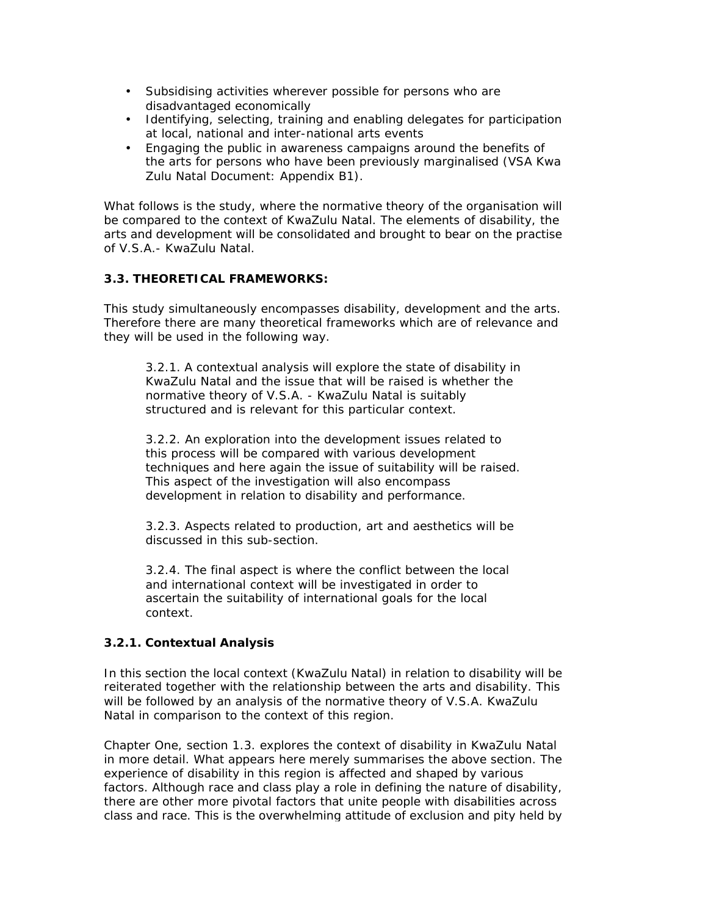- Subsidising activities wherever possible for persons who are disadvantaged economically
- Identifying, selecting, training and enabling delegates for participation at local, national and inter-national arts events
- Engaging the public in awareness campaigns around the benefits of the arts for persons who have been previously marginalised (VSA Kwa Zulu Natal Document: Appendix B1).

What follows is the study, where the normative theory of the organisation will be compared to the context of KwaZulu Natal. The elements of disability, the arts and development will be consolidated and brought to bear on the practise of V.S.A.- KwaZulu Natal.

### 3.3. THEORETICAL FRAMEWORKS:

This study simultaneously encompasses disability, development and the arts. Therefore there are many theoretical frameworks which are of relevance and they will be used in the following way.

> 3.2.1. A contextual analysis will explore the state of disability in KwaZulu Natal and the issue that will be raised is whether the normative theory of V.S.A. - KwaZulu Natal is suitably structured and is relevant for this particular context.
>
> 3.2.2. An exploration into the development issues related to this process will be compared with various development techniques and here again the issue of suitability will be raised. This aspect of the investigation will also encompass development in relation to disability and performance.
>
> 3.2.3. Aspects related to production, art and aesthetics will be discussed in this sub-section.
>
> 3.2.4. The final aspect is where the conflict between the local and international context will be investigated in order to ascertain the suitability of international goals for the local context.

#### 3.2.1. Contextual Analysis

In this section the local context (KwaZulu Natal) in relation to disability will be reiterated together with the relationship between the arts and disability. This will be followed by an analysis of the normative theory of V.S.A. KwaZulu Natal in comparison to the context of this region.

Chapter One, section 1.3. explores the context of disability in KwaZulu Natal in more detail. What appears here merely summarises the above section. The experience of disability in this region is affected and shaped by various factors. Although race and class play a role in defining the nature of disability, there are other more pivotal factors that unite people with disabilities across class and race. This is the overwhelming attitude of exclusion and pity held by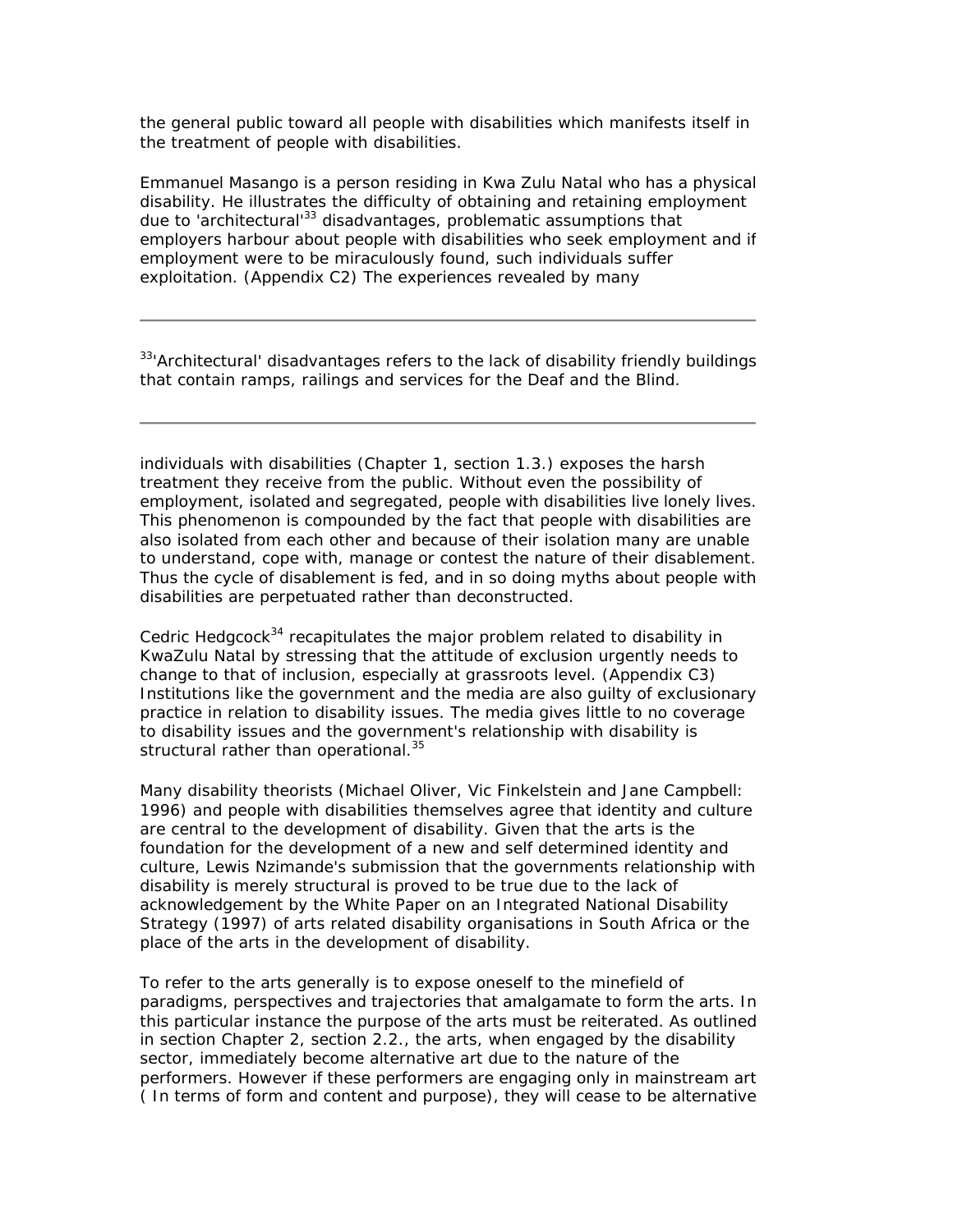the general public toward all people with disabilities which manifests itself in the treatment of people with disabilities.

Emmanuel Masango is a person residing in Kwa Zulu Natal who has a physical disability. He illustrates the difficulty of obtaining and retaining employment due to 'architectural'[33] disadvantages, problematic assumptions that employers harbour about people with disabilities who seek employment and if employment were to be miraculously found, such individuals suffer exploitation. (Appendix C2) The experiences revealed by many individuals with disabilities (Chapter 1, section 1.3.) exposes the harsh treatment they receive from the public. Without even the possibility of employment, isolated and segregated, people with disabilities live lonely lives. This phenomenon is compounded by the fact that people with disabilities are also isolated from each other and because of their isolation many are unable to understand, cope with, manage or contest the nature of their disablement. Thus the cycle of disablement is fed, and in so doing myths about people with disabilities are perpetuated rather than deconstructed.

Cedric Hedgcock[34] recapitulates the major problem related to disability in KwaZulu Natal by stressing that the attitude of exclusion urgently needs to change to that of inclusion, especially at grassroots level. (Appendix C3) Institutions like the government and the media are also guilty of exclusionary practice in relation to disability issues. The media gives little to no coverage to disability issues and the government's relationship with disability is structural rather than operational.[35]

Many disability theorists (Michael Oliver, Vic Finkelstein and Jane Campbell: 1996) and people with disabilities themselves agree that identity and culture are central to the development of disability. Given that the arts is the foundation for the development of a new and self determined identity and culture, Lewis Nzimande's submission that the governments relationship with disability is merely structural is proved to be true due to the lack of acknowledgement by the White Paper on an Integrated National Disability Strategy (1997) of arts related disability organisations in South Africa or the place of the arts in the development of disability.

To refer to the arts generally is to expose oneself to the minefield of paradigms, perspectives and trajectories that amalgamate to form the arts. In this particular instance the purpose of the arts must be reiterated. As outlined in section Chapter 2, section 2.2., the arts, when engaged by the disability sector, immediately become alternative art due to the nature of the performers. However if these performers are engaging only in mainstream art ( In terms of form and content and purpose), they will cease to be alternative

---

[33] 'Architectural' disadvantages refers to the lack of disability friendly buildings that contain ramps, railings and services for the Deaf and the Blind.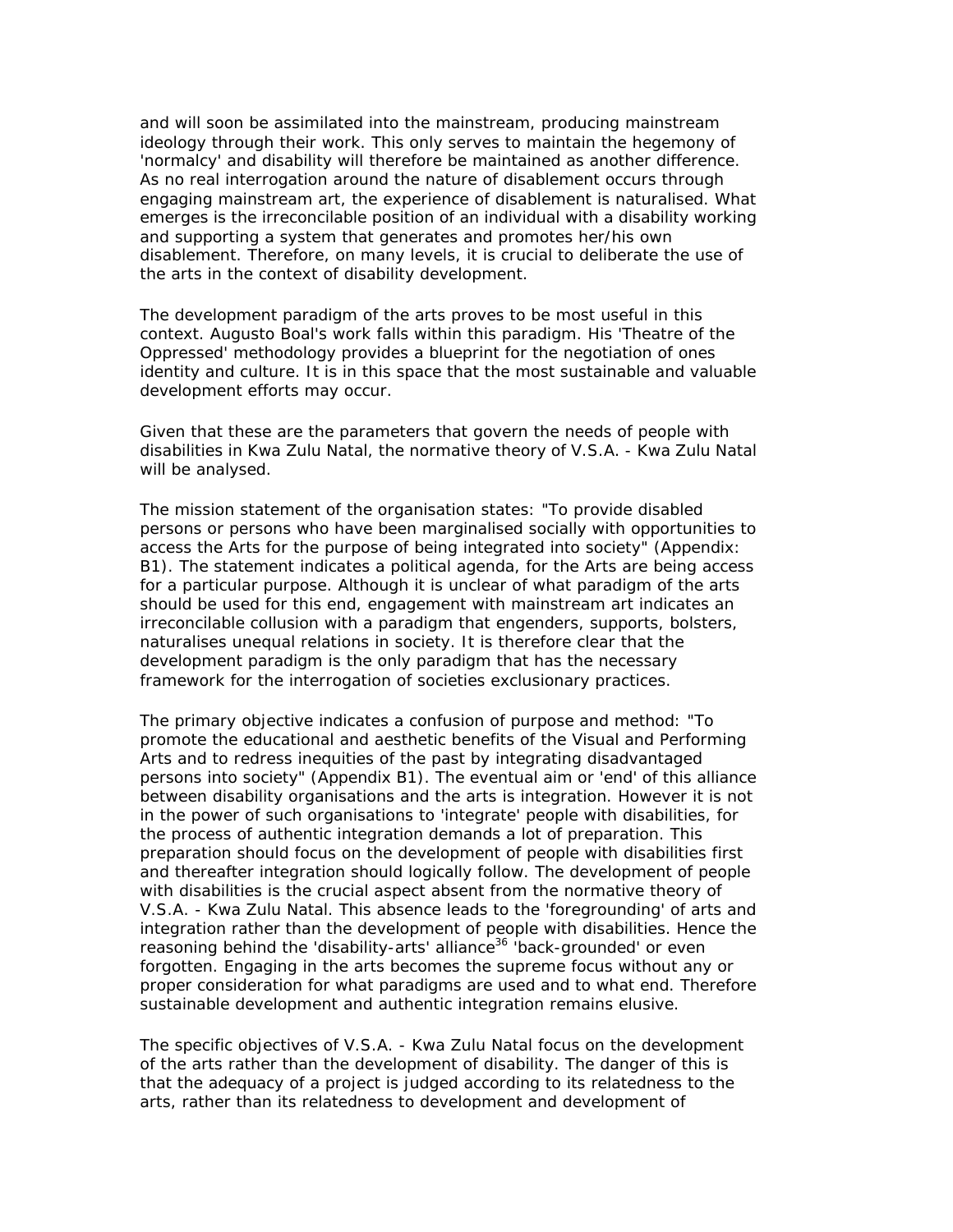and will soon be assimilated into the mainstream, producing mainstream ideology through their work. This only serves to maintain the hegemony of 'normalcy' and disability will therefore be maintained as another difference. As no real interrogation around the nature of disablement occurs through engaging mainstream art, the experience of disablement is naturalised. What emerges is the irreconcilable position of an individual with a disability working and supporting a system that generates and promotes her/his own disablement. Therefore, on many levels, it is crucial to deliberate the use of the arts in the context of disability development.

The development paradigm of the arts proves to be most useful in this context. Augusto Boal's work falls within this paradigm. His 'Theatre of the Oppressed' methodology provides a blueprint for the negotiation of ones identity and culture. It is in this space that the most sustainable and valuable development efforts may occur.

Given that these are the parameters that govern the needs of people with disabilities in Kwa Zulu Natal, the normative theory of V.S.A. - Kwa Zulu Natal will be analysed.

The mission statement of the organisation states: "To provide disabled persons or persons who have been marginalised socially with opportunities to access the Arts for the purpose of being integrated into society" (Appendix: B1). The statement indicates a political agenda, for the Arts are being access for a particular purpose. Although it is unclear of what paradigm of the arts should be used for this end, engagement with mainstream art indicates an irreconcilable collusion with a paradigm that engenders, supports, bolsters, naturalises unequal relations in society. It is therefore clear that the development paradigm is the only paradigm that has the necessary framework for the interrogation of societies exclusionary practices.

The primary objective indicates a confusion of purpose and method: "To promote the educational and aesthetic benefits of the Visual and Performing Arts and to redress inequities of the past by integrating disadvantaged persons into society" (Appendix B1). The eventual aim or 'end' of this alliance between disability organisations and the arts is integration. However it is not in the power of such organisations to 'integrate' people with disabilities, for the process of authentic integration demands a lot of preparation. This preparation should focus on the development of people with disabilities first and thereafter integration should logically follow. The development of people with disabilities is the crucial aspect absent from the normative theory of V.S.A. - Kwa Zulu Natal. This absence leads to the 'foregrounding' of arts and integration rather than the development of people with disabilities. Hence the reasoning behind the 'disability-arts' alliance[36] 'back-grounded' or even forgotten. Engaging in the arts becomes the supreme focus without any or proper consideration for what paradigms are used and to what end. Therefore sustainable development and authentic integration remains elusive.

The specific objectives of V.S.A. - Kwa Zulu Natal focus on the development of the arts rather than the development of disability. The danger of this is that the adequacy of a project is judged according to its relatedness to the arts, rather than its relatedness to development and development of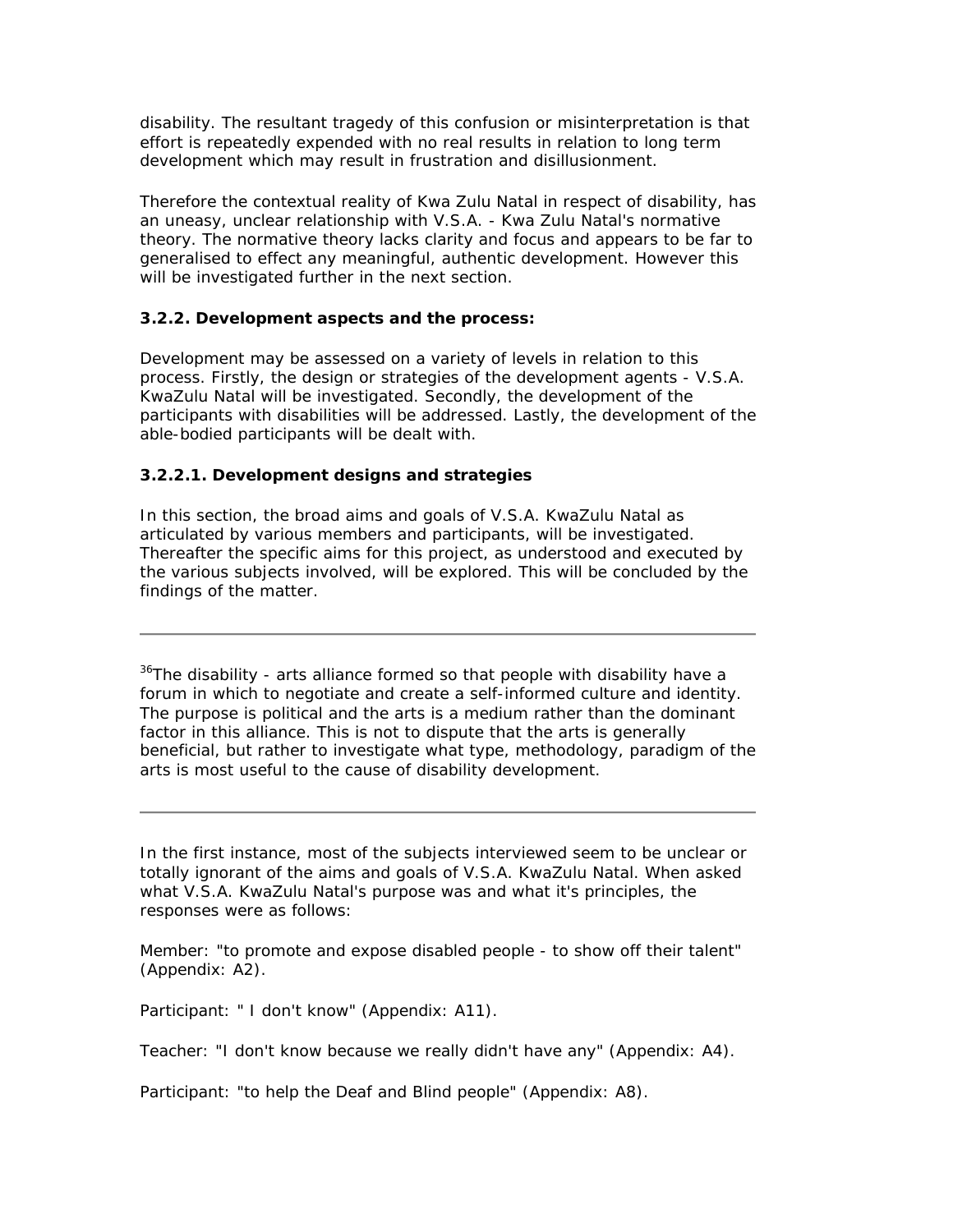disability. The resultant tragedy of this confusion or misinterpretation is that effort is repeatedly expended with no real results in relation to long term development which may result in frustration and disillusionment.

Therefore the contextual reality of Kwa Zulu Natal in respect of disability, has an uneasy, unclear relationship with V.S.A. - Kwa Zulu Natal's normative theory. The normative theory lacks clarity and focus and appears to be far to generalised to effect any meaningful, authentic development. However this will be investigated further in the next section.

### 3.2.2. Development aspects and the process:

Development may be assessed on a variety of levels in relation to this process. Firstly, the design or strategies of the development agents - V.S.A. KwaZulu Natal will be investigated. Secondly, the development of the participants with disabilities will be addressed. Lastly, the development of the able-bodied participants will be dealt with.

#### 3.2.2.1. Development designs and strategies

In this section, the broad aims and goals of V.S.A. KwaZulu Natal as articulated by various members and participants, will be investigated. Thereafter the specific aims for this project, as understood and executed by the various subjects involved, will be explored. This will be concluded by the findings of the matter.

---

[36]The disability - arts alliance formed so that people with disability have a forum in which to negotiate and create a self-informed culture and identity. The purpose is political and the arts is a medium rather than the dominant factor in this alliance. This is not to dispute that the arts is generally beneficial, but rather to investigate what type, methodology, paradigm of the arts is most useful to the cause of disability development.

---

In the first instance, most of the subjects interviewed seem to be unclear or totally ignorant of the aims and goals of V.S.A. KwaZulu Natal. When asked what V.S.A. KwaZulu Natal's purpose was and what it's principles, the responses were as follows:

Member: "to promote and expose disabled people - to show off their talent" (Appendix: A2).

Participant: " I don't know" (Appendix: A11).

Teacher: "I don't know because we really didn't have any" (Appendix: A4).

Participant: "to help the Deaf and Blind people" (Appendix: A8).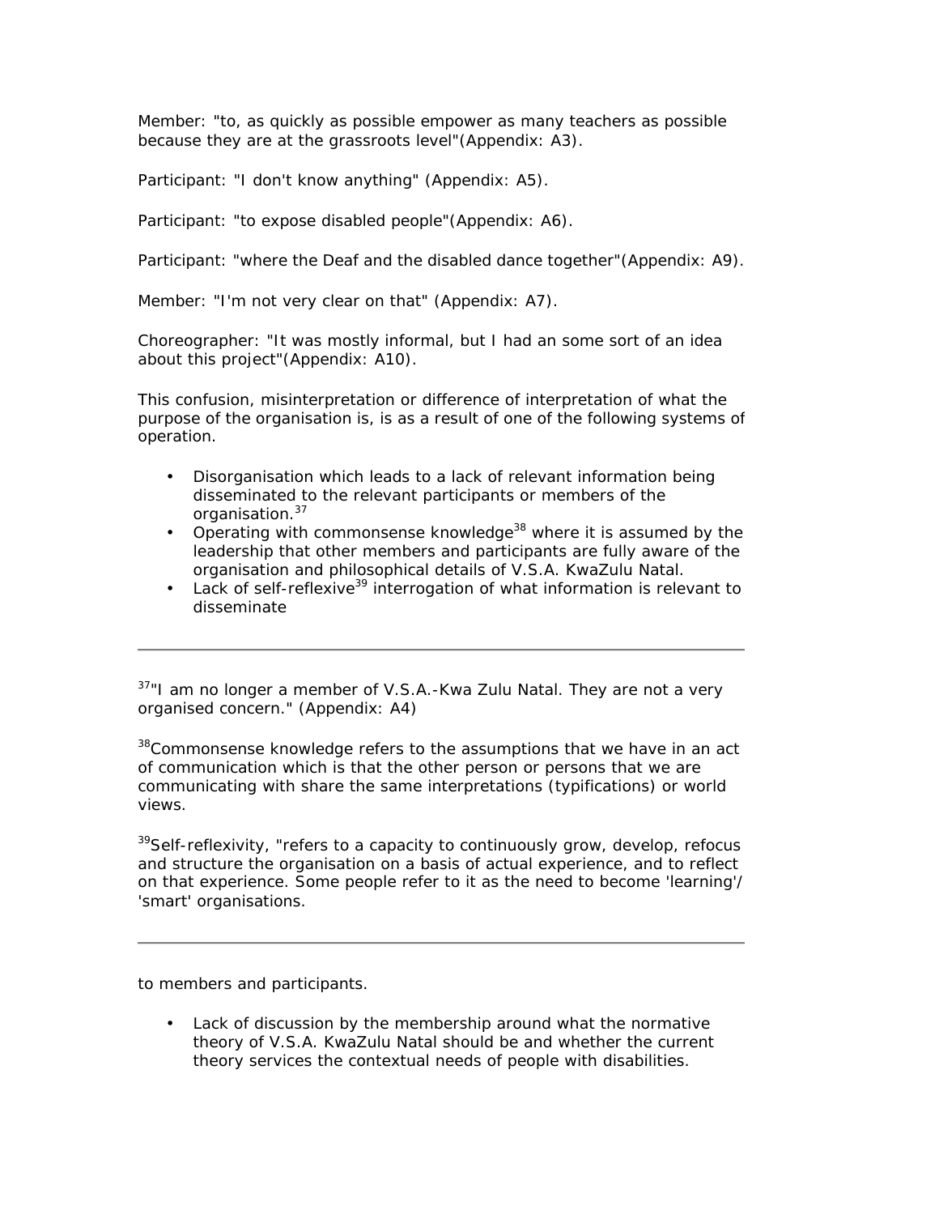Member: "to, as quickly as possible empower as many teachers as possible because they are at the grassroots level"(Appendix: A3).

Participant: "I don't know anything" (Appendix: A5).

Participant: "to expose disabled people"(Appendix: A6).

Participant: "where the Deaf and the disabled dance together"(Appendix: A9).

Member: "I'm not very clear on that" (Appendix: A7).

Choreographer: "It was mostly informal, but I had an some sort of an idea about this project"(Appendix: A10).

This confusion, misinterpretation or difference of interpretation of what the purpose of the organisation is, is as a result of one of the following systems of operation.

- Disorganisation which leads to a lack of relevant information being disseminated to the relevant participants or members of the organisation.[37]
- Operating with commonsense knowledge[38] where it is assumed by the leadership that other members and participants are fully aware of the organisation and philosophical details of V.S.A. KwaZulu Natal.
- Lack of self-reflexive[39] interrogation of what information is relevant to disseminate to members and participants.
- Lack of discussion by the membership around what the normative theory of V.S.A. KwaZulu Natal should be and whether the current theory services the contextual needs of people with disabilities.

---

[37]"I am no longer a member of V.S.A.-Kwa Zulu Natal. They are not a very organised concern." (Appendix: A4)

[38]Commonsense knowledge refers to the assumptions that we have in an act of communication which is that the other person or persons that we are communicating with share the same interpretations (typifications) or world views.

[39]Self-reflexivity, "refers to a capacity to continuously grow, develop, refocus and structure the organisation on a basis of actual experience, and to reflect on that experience. Some people refer to it as the need to become 'learning'/ 'smart' organisations.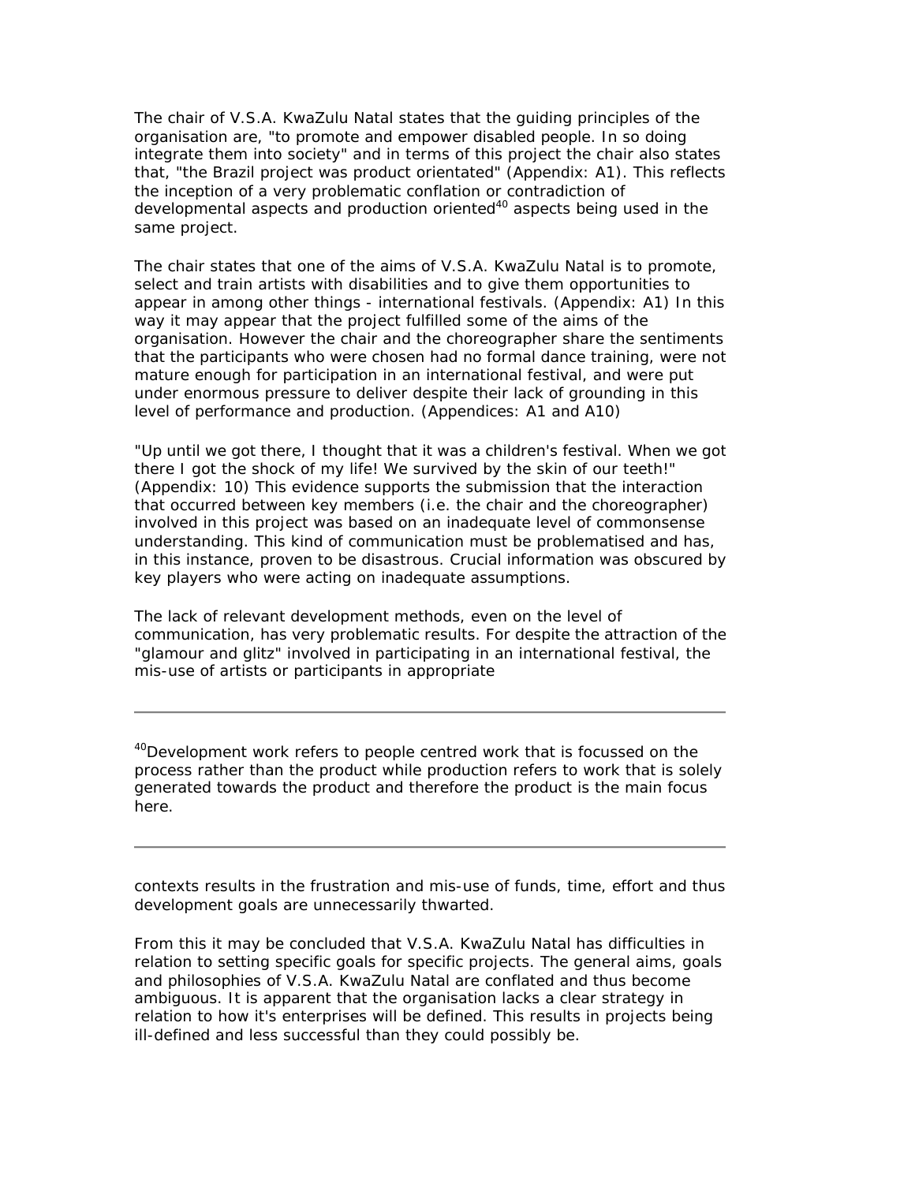The chair of V.S.A. KwaZulu Natal states that the guiding principles of the organisation are, "to promote and empower disabled people. In so doing integrate them into society" and in terms of this project the chair also states that, "the Brazil project was product orientated" (Appendix: A1). This reflects the inception of a very problematic conflation or contradiction of developmental aspects and production oriented[40] aspects being used in the same project.

The chair states that one of the aims of V.S.A. KwaZulu Natal is to promote, select and train artists with disabilities and to give them opportunities to appear in among other things - international festivals. (Appendix: A1) In this way it may appear that the project fulfilled some of the aims of the organisation. However the chair and the choreographer share the sentiments that the participants who were chosen had no formal dance training, were not mature enough for participation in an international festival, and were put under enormous pressure to deliver despite their lack of grounding in this level of performance and production. (Appendices: A1 and A10)

"Up until we got there, I thought that it was a children's festival. When we got there I got the shock of my life! We survived by the skin of our teeth!" (Appendix: 10) This evidence supports the submission that the interaction that occurred between key members (i.e. the chair and the choreographer) involved in this project was based on an inadequate level of commonsense understanding. This kind of communication must be problematised and has, in this instance, proven to be disastrous. Crucial information was obscured by key players who were acting on inadequate assumptions.

The lack of relevant development methods, even on the level of communication, has very problematic results. For despite the attraction of the "glamour and glitz" involved in participating in an international festival, the mis-use of artists or participants in appropriate contexts results in the frustration and mis-use of funds, time, effort and thus development goals are unnecessarily thwarted.

From this it may be concluded that V.S.A. KwaZulu Natal has difficulties in relation to setting specific goals for specific projects. The general aims, goals and philosophies of V.S.A. KwaZulu Natal are conflated and thus become ambiguous. It is apparent that the organisation lacks a clear strategy in relation to how it's enterprises will be defined. This results in projects being ill-defined and less successful than they could possibly be.

---

[40] Development work refers to people centred work that is focussed on the process rather than the product while production refers to work that is solely generated towards the product and therefore the product is the main focus here.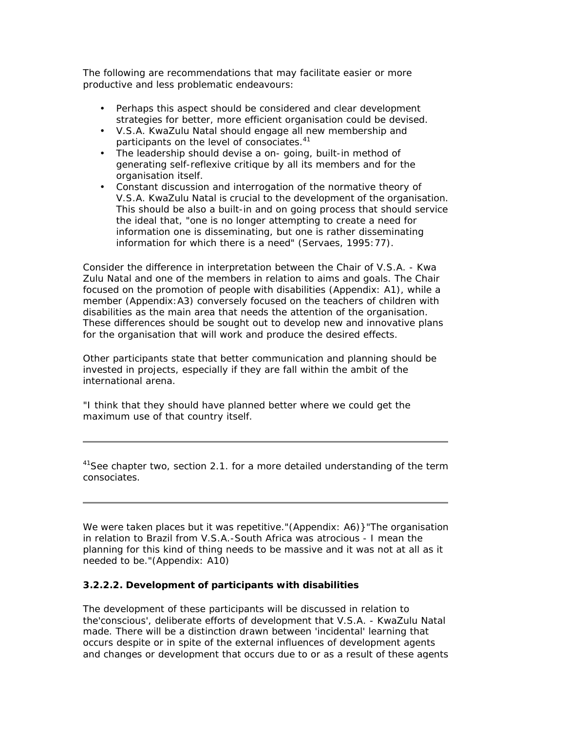The following are recommendations that may facilitate easier or more productive and less problematic endeavours:

- Perhaps this aspect should be considered and clear development strategies for better, more efficient organisation could be devised.
- V.S.A. KwaZulu Natal should engage all new membership and participants on the level of consociates.[41]
- The leadership should devise a on- going, built-in method of generating self-reflexive critique by all its members and for the organisation itself.
- Constant discussion and interrogation of the normative theory of V.S.A. KwaZulu Natal is crucial to the development of the organisation. This should be also a built-in and on going process that should service the ideal that, "one is no longer attempting to create a need for information one is disseminating, but one is rather disseminating information for which there is a need" (Servaes, 1995:77).

Consider the difference in interpretation between the Chair of V.S.A. - Kwa Zulu Natal and one of the members in relation to aims and goals. The Chair focused on the promotion of people with disabilities (Appendix: A1), while a member (Appendix:A3) conversely focused on the teachers of children with disabilities as the main area that needs the attention of the organisation. These differences should be sought out to develop new and innovative plans for the organisation that will work and produce the desired effects.

Other participants state that better communication and planning should be invested in projects, especially if they are fall within the ambit of the international arena.

"I think that they should have planned better where we could get the maximum use of that country itself.

---

[41]See chapter two, section 2.1. for a more detailed understanding of the term consociates.

---

We were taken places but it was repetitive."(Appendix: A6)}"The organisation in relation to Brazil from V.S.A.-South Africa was atrocious - I mean the planning for this kind of thing needs to be massive and it was not at all as it needed to be."(Appendix: A10)

**3.2.2.2. Development of participants with disabilities**

The development of these participants will be discussed in relation to the'conscious', deliberate efforts of development that V.S.A. - KwaZulu Natal made. There will be a distinction drawn between 'incidental' learning that occurs despite or in spite of the external influences of development agents and changes or development that occurs due to or as a result of these agents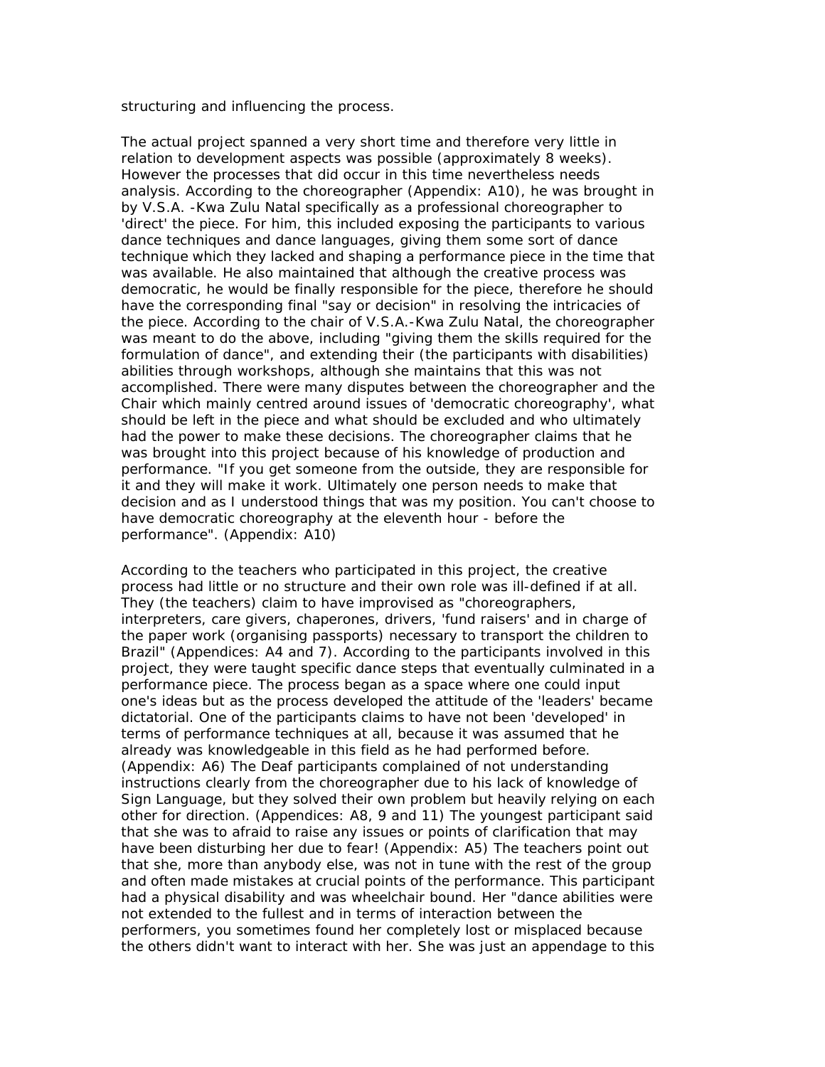structuring and influencing the process.

The actual project spanned a very short time and therefore very little in relation to development aspects was possible (approximately 8 weeks). However the processes that did occur in this time nevertheless needs analysis. According to the choreographer (Appendix: A10), he was brought in by V.S.A. -Kwa Zulu Natal specifically as a professional choreographer to 'direct' the piece. For him, this included exposing the participants to various dance techniques and dance languages, giving them some sort of dance technique which they lacked and shaping a performance piece in the time that was available. He also maintained that although the creative process was democratic, he would be finally responsible for the piece, therefore he should have the corresponding final "say or decision" in resolving the intricacies of the piece. According to the chair of V.S.A.-Kwa Zulu Natal, the choreographer was meant to do the above, including "giving them the skills required for the formulation of dance", and extending their (the participants with disabilities) abilities through workshops, although she maintains that this was not accomplished. There were many disputes between the choreographer and the Chair which mainly centred around issues of 'democratic choreography', what should be left in the piece and what should be excluded and who ultimately had the power to make these decisions. The choreographer claims that he was brought into this project because of his knowledge of production and performance. "If you get someone from the outside, they are responsible for it and they will make it work. Ultimately one person needs to make that decision and as I understood things that was my position. You can't choose to have democratic choreography at the eleventh hour - before the performance". (Appendix: A10)

According to the teachers who participated in this project, the creative process had little or no structure and their own role was ill-defined if at all. They (the teachers) claim to have improvised as "choreographers, interpreters, care givers, chaperones, drivers, 'fund raisers' and in charge of the paper work (organising passports) necessary to transport the children to Brazil" (Appendices: A4 and 7). According to the participants involved in this project, they were taught specific dance steps that eventually culminated in a performance piece. The process began as a space where one could input one's ideas but as the process developed the attitude of the 'leaders' became dictatorial. One of the participants claims to have not been 'developed' in terms of performance techniques at all, because it was assumed that he already was knowledgeable in this field as he had performed before. (Appendix: A6) The Deaf participants complained of not understanding instructions clearly from the choreographer due to his lack of knowledge of Sign Language, but they solved their own problem but heavily relying on each other for direction. (Appendices: A8, 9 and 11) The youngest participant said that she was to afraid to raise any issues or points of clarification that may have been disturbing her due to fear! (Appendix: A5) The teachers point out that she, more than anybody else, was not in tune with the rest of the group and often made mistakes at crucial points of the performance. This participant had a physical disability and was wheelchair bound. Her "dance abilities were not extended to the fullest and in terms of interaction between the performers, you sometimes found her completely lost or misplaced because the others didn't want to interact with her. She was just an appendage to this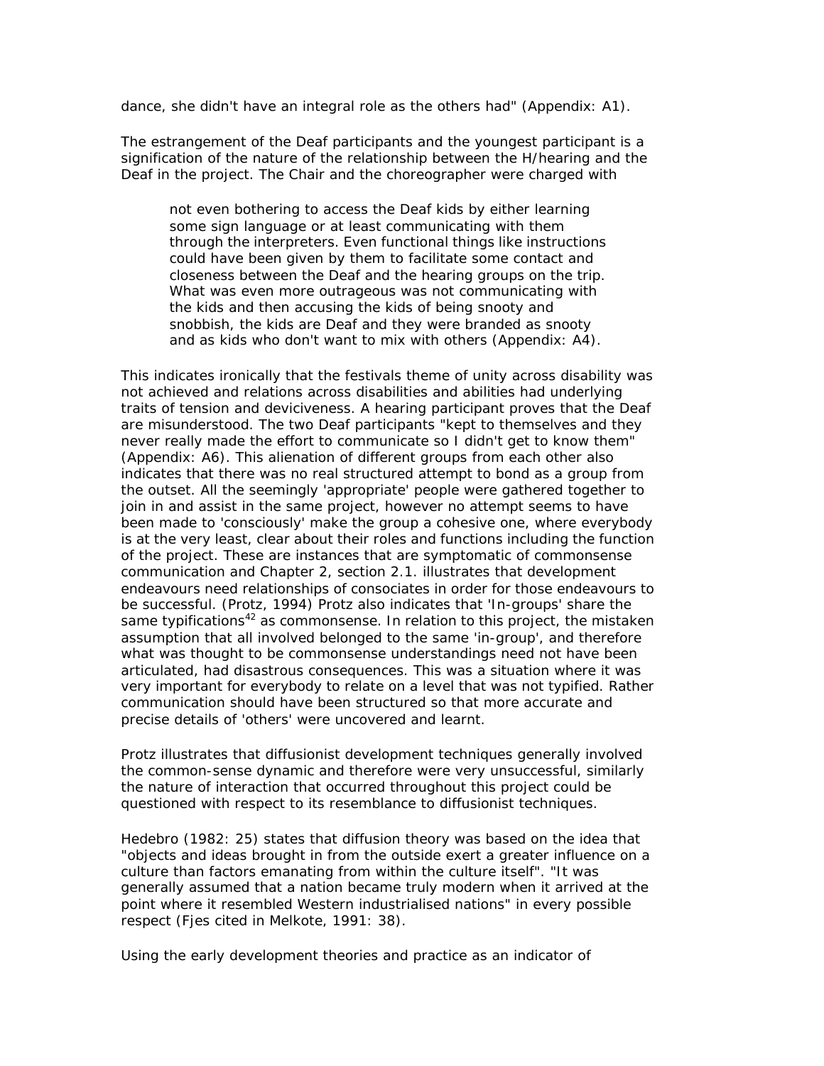dance, she didn't have an integral role as the others had" (Appendix: A1).

The estrangement of the Deaf participants and the youngest participant is a signification of the nature of the relationship between the H/hearing and the Deaf in the project. The Chair and the choreographer were charged with

> not even bothering to access the Deaf kids by either learning some sign language or at least communicating with them through the interpreters. Even functional things like instructions could have been given by them to facilitate some contact and closeness between the Deaf and the hearing groups on the trip. What was even more outrageous was not communicating with the kids and then accusing the kids of being snooty and snobbish, the kids are Deaf and they were branded as snooty and as kids who don't want to mix with others (Appendix: A4).

This indicates ironically that the festivals theme of unity across disability was not achieved and relations across disabilities and abilities had underlying traits of tension and deviciveness. A hearing participant proves that the Deaf are misunderstood. The two Deaf participants "kept to themselves and they never really made the effort to communicate so I didn't get to know them" (Appendix: A6). This alienation of different groups from each other also indicates that there was no real structured attempt to bond as a group from the outset. All the seemingly 'appropriate' people were gathered together to join in and assist in the same project, however no attempt seems to have been made to 'consciously' make the group a cohesive one, where everybody is at the very least, clear about their roles and functions including the function of the project. These are instances that are symptomatic of commonsense communication and Chapter 2, section 2.1. illustrates that development endeavours need relationships of consociates in order for those endeavours to be successful. (Protz, 1994) Protz also indicates that 'In-groups' share the same typifications[42] as commonsense. In relation to this project, the mistaken assumption that all involved belonged to the same 'in-group', and therefore what was thought to be commonsense understandings need not have been articulated, had disastrous consequences. This was a situation where it was very important for everybody to relate on a level that was not typified. Rather communication should have been structured so that more accurate and precise details of 'others' were uncovered and learnt.

Protz illustrates that diffusionist development techniques generally involved the common-sense dynamic and therefore were very unsuccessful, similarly the nature of interaction that occurred throughout this project could be questioned with respect to its resemblance to diffusionist techniques.

Hedebro (1982: 25) states that diffusion theory was based on the idea that "objects and ideas brought in from the outside exert a greater influence on a culture than factors emanating from within the culture itself". "It was generally assumed that a nation became truly modern when it arrived at the point where it resembled Western industrialised nations" in every possible respect (Fjes cited in Melkote, 1991: 38).

Using the early development theories and practice as an indicator of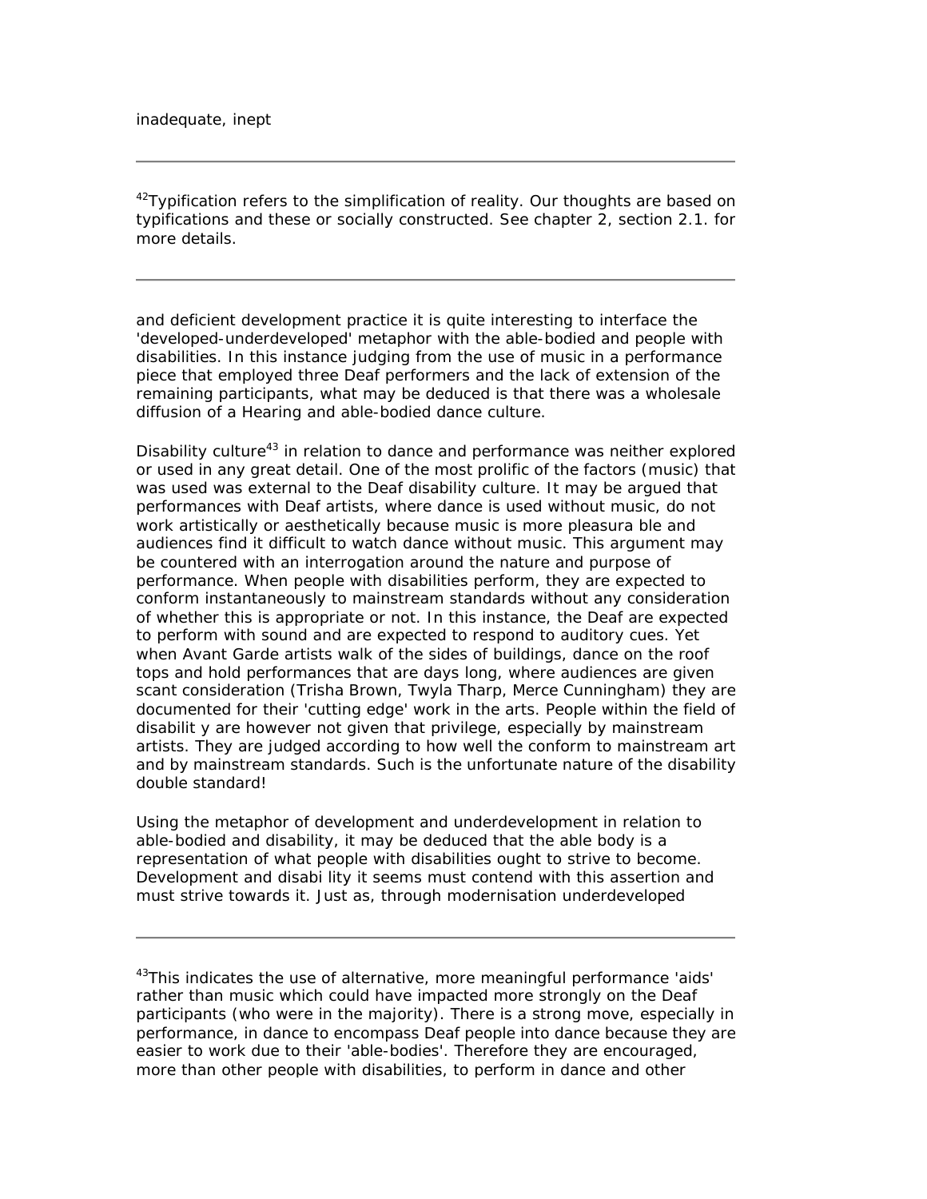inadequate, inept

---

[42]Typification refers to the simplification of reality. Our thoughts are based on typifications and these or socially constructed. See chapter 2, section 2.1. for more details.

---

and deficient development practice it is quite interesting to interface the 'developed-underdeveloped' metaphor with the able-bodied and people with disabilities. In this instance judging from the use of music in a performance piece that employed three Deaf performers and the lack of extension of the remaining participants, what may be deduced is that there was a wholesale diffusion of a Hearing and able-bodied dance culture.

Disability culture[43] in relation to dance and performance was neither explored or used in any great detail. One of the most prolific of the factors (music) that was used was external to the Deaf disability culture. It may be argued that performances with Deaf artists, where dance is used without music, do not work artistically or aesthetically because music is more pleasura ble and audiences find it difficult to watch dance without music. This argument may be countered with an interrogation around the nature and purpose of performance. When people with disabilities perform, they are expected to conform instantaneously to mainstream standards without any consideration of whether this is appropriate or not. In this instance, the Deaf are expected to perform with sound and are expected to respond to auditory cues. Yet when Avant Garde artists walk of the sides of buildings, dance on the roof tops and hold performances that are days long, where audiences are given scant consideration (Trisha Brown, Twyla Tharp, Merce Cunningham) they are documented for their 'cutting edge' work in the arts. People within the field of disabilit y are however not given that privilege, especially by mainstream artists. They are judged according to how well the conform to mainstream art and by mainstream standards. Such is the unfortunate nature of the disability double standard!

Using the metaphor of development and underdevelopment in relation to able-bodied and disability, it may be deduced that the able body is a representation of what people with disabilities ought to strive to become. Development and disabi lity it seems must contend with this assertion and must strive towards it. Just as, through modernisation underdeveloped

---

[43]This indicates the use of alternative, more meaningful performance 'aids' rather than music which could have impacted more strongly on the Deaf participants (who were in the majority). There is a strong move, especially in performance, in dance to encompass Deaf people into dance because they are easier to work due to their 'able-bodies'. Therefore they are encouraged, more than other people with disabilities, to perform in dance and other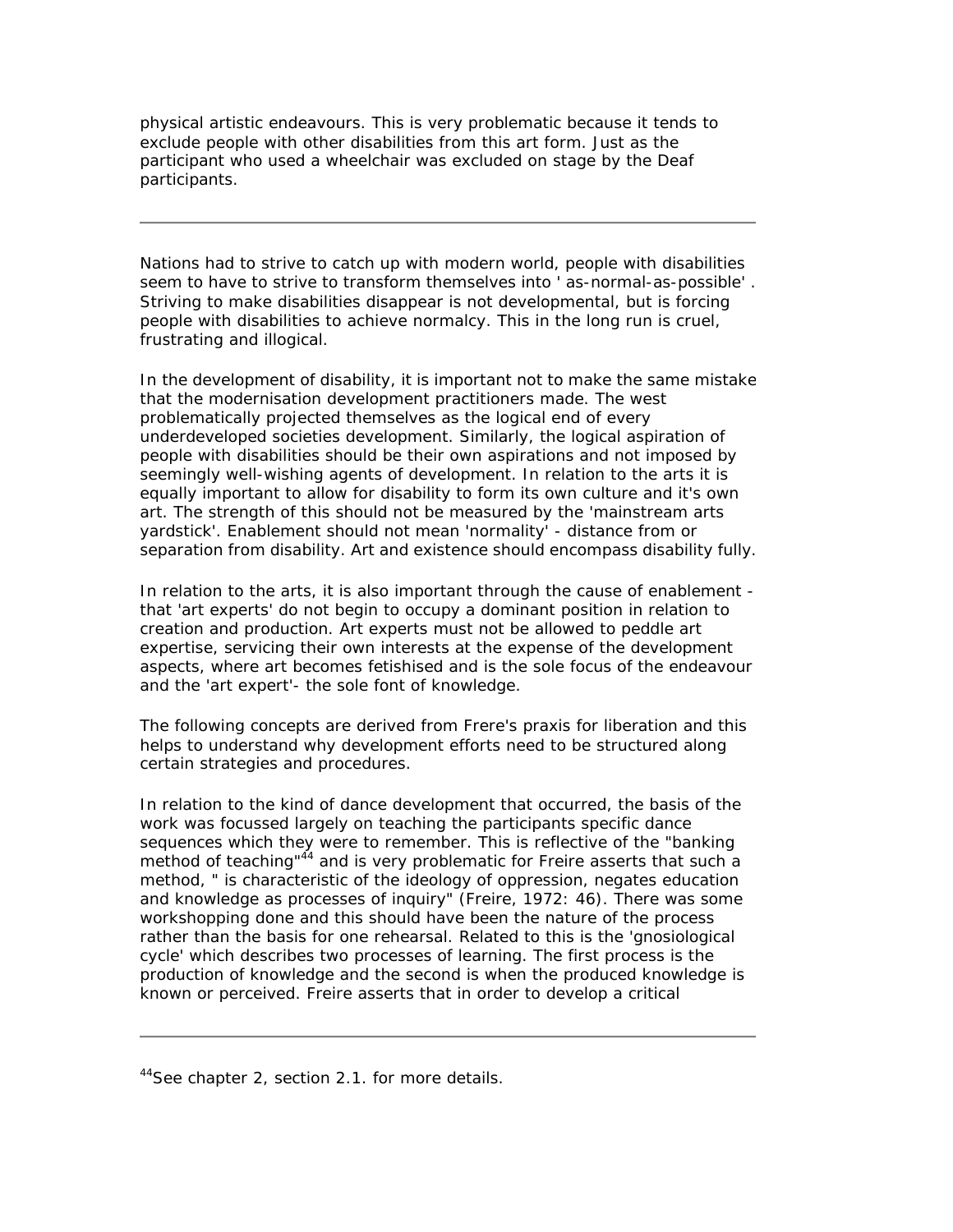physical artistic endeavours. This is very problematic because it tends to exclude people with other disabilities from this art form. Just as the participant who used a wheelchair was excluded on stage by the Deaf participants.

---

Nations had to strive to catch up with modern world, people with disabilities seem to have to strive to transform themselves into ' as-normal-as-possible' . Striving to make disabilities disappear is not developmental, but is forcing people with disabilities to achieve normalcy. This in the long run is cruel, frustrating and illogical.

In the development of disability, it is important not to make the same mistake that the modernisation development practitioners made. The west problematically projected themselves as the logical end of every underdeveloped societies development. Similarly, the logical aspiration of people with disabilities should be their own aspirations and not imposed by seemingly well-wishing agents of development. In relation to the arts it is equally important to allow for disability to form its own culture and it's own art. The strength of this should not be measured by the 'mainstream arts yardstick'. Enablement should not mean 'normality' - distance from or separation from disability. Art and existence should encompass disability fully.

In relation to the arts, it is also important through the cause of enablement - that 'art experts' do not begin to occupy a dominant position in relation to creation and production. Art experts must not be allowed to peddle art expertise, servicing their own interests at the expense of the development aspects, where art becomes fetishised and is the sole focus of the endeavour and the 'art expert'- the sole font of knowledge.

The following concepts are derived from Frere's praxis for liberation and this helps to understand why development efforts need to be structured along certain strategies and procedures.

In relation to the kind of dance development that occurred, the basis of the work was focussed largely on teaching the participants specific dance sequences which they were to remember. This is reflective of the "banking method of teaching"[44] and is very problematic for Freire asserts that such a method, " is characteristic of the ideology of oppression, negates education and knowledge as processes of inquiry" (Freire, 1972: 46). There was some workshopping done and this should have been the nature of the process rather than the basis for one rehearsal. Related to this is the 'gnosiological cycle' which describes two processes of learning. The first process is the production of knowledge and the second is when the produced knowledge is known or perceived. Freire asserts that in order to develop a critical

---

[44]See chapter 2, section 2.1. for more details.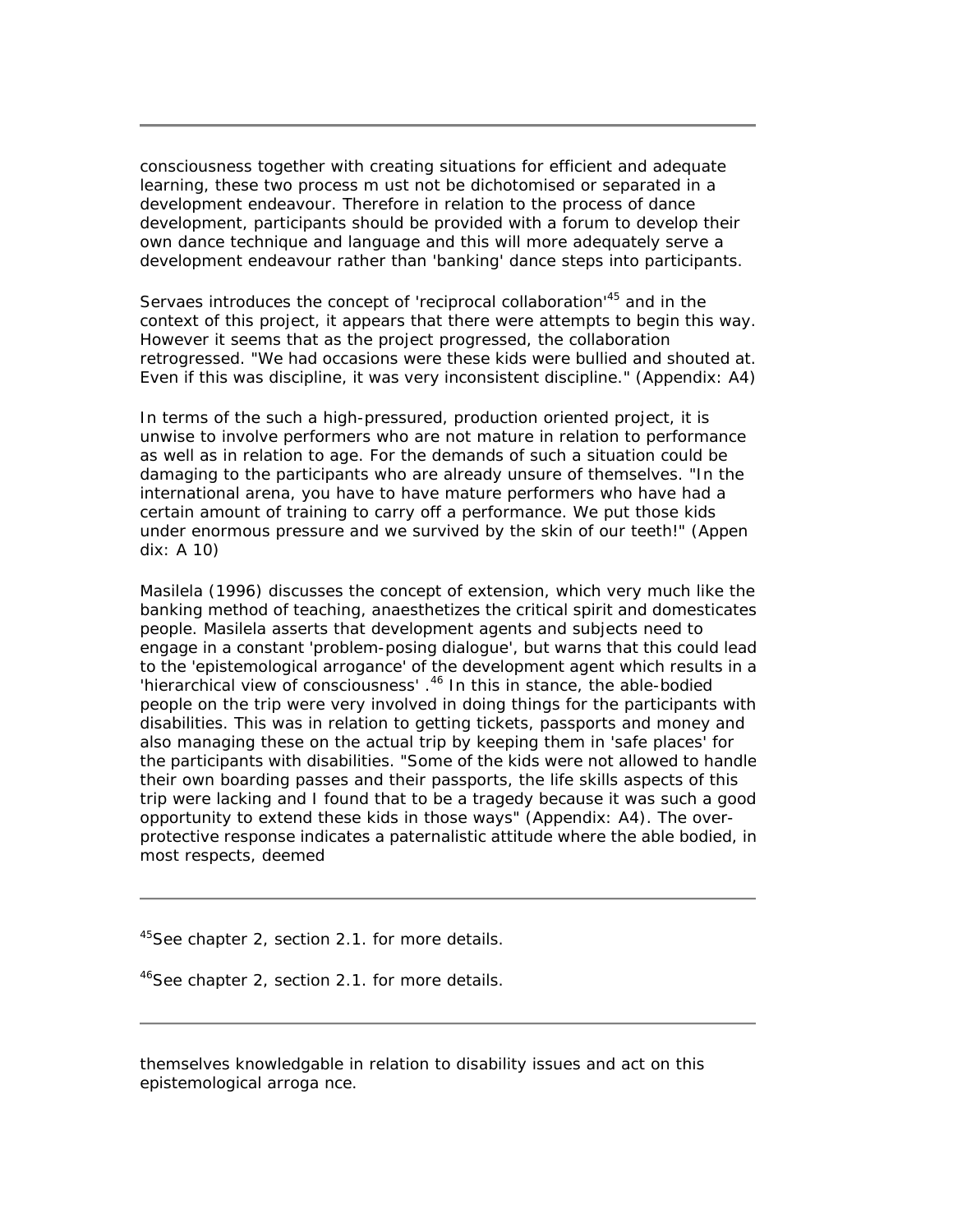consciousness together with creating situations for efficient and adequate learning, these two process m ust not be dichotomised or separated in a development endeavour. Therefore in relation to the process of dance development, participants should be provided with a forum to develop their own dance technique and language and this will more adequately serve a development endeavour rather than 'banking' dance steps into participants.

Servaes introduces the concept of 'reciprocal collaboration'[45] and in the context of this project, it appears that there were attempts to begin this way. However it seems that as the project progressed, the collaboration retrogressed. "We had occasions were these kids were bullied and shouted at. Even if this was discipline, it was very inconsistent discipline." (Appendix: A4)

In terms of the such a high-pressured, production oriented project, it is unwise to involve performers who are not mature in relation to performance as well as in relation to age. For the demands of such a situation could be damaging to the participants who are already unsure of themselves. "In the international arena, you have to have mature performers who have had a certain amount of training to carry off a performance. We put those kids under enormous pressure and we survived by the skin of our teeth!" (Appen dix: A 10)

Masilela (1996) discusses the concept of extension, which very much like the banking method of teaching, anaesthetizes the critical spirit and domesticates people. Masilela asserts that development agents and subjects need to engage in a constant 'problem-posing dialogue', but warns that this could lead to the 'epistemological arrogance' of the development agent which results in a 'hierarchical view of consciousness' .[46] In this in stance, the able-bodied people on the trip were very involved in doing things for the participants with disabilities. This was in relation to getting tickets, passports and money and also managing these on the actual trip by keeping them in 'safe places' for the participants with disabilities. "Some of the kids were not allowed to handle their own boarding passes and their passports, the life skills aspects of this trip were lacking and I found that to be a tragedy because it was such a good opportunity to extend these kids in those ways" (Appendix: A4). The over-protective response indicates a paternalistic attitude where the able bodied, in most respects, deemed

[45]See chapter 2, section 2.1. for more details.

[46]See chapter 2, section 2.1. for more details.

themselves knowledgable in relation to disability issues and act on this epistemological arroga nce.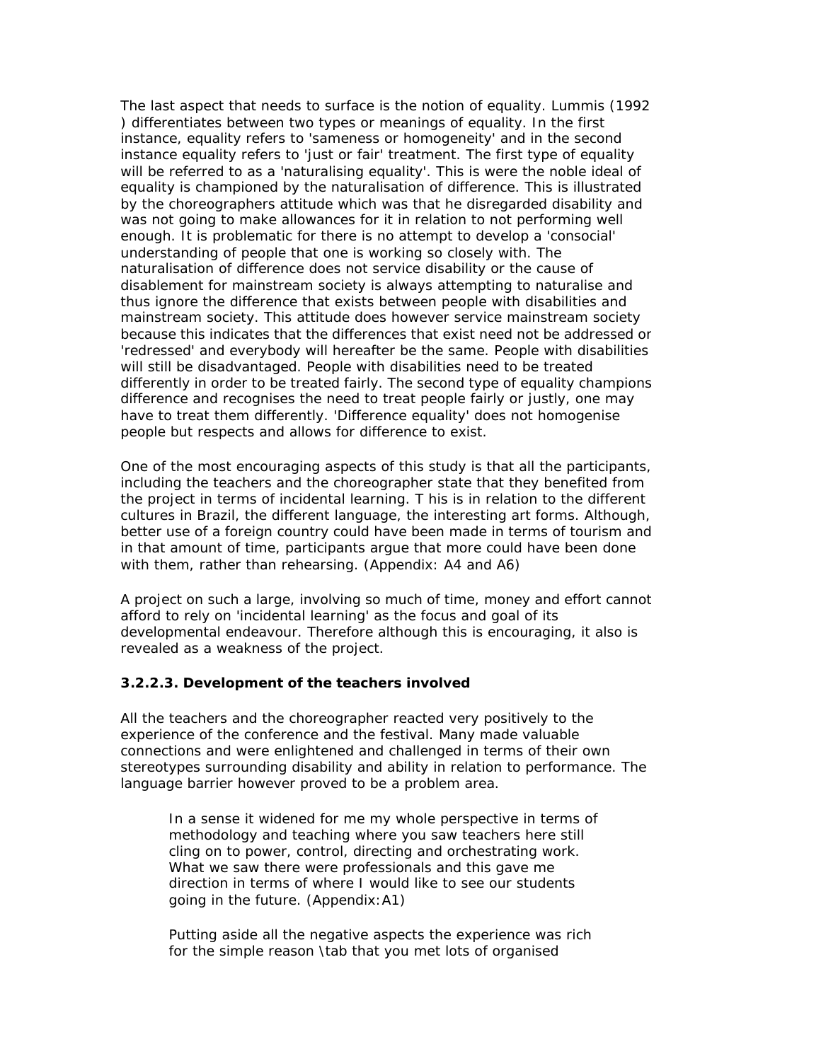The last aspect that needs to surface is the notion of equality. Lummis (1992 ) differentiates between two types or meanings of equality. In the first instance, equality refers to 'sameness or homogeneity' and in the second instance equality refers to 'just or fair' treatment. The first type of equality will be referred to as a 'naturalising equality'. This is were the noble ideal of equality is championed by the naturalisation of difference. This is illustrated by the choreographers attitude which was that he disregarded disability and was not going to make allowances for it in relation to not performing well enough. It is problematic for there is no attempt to develop a 'consocial' understanding of people that one is working so closely with. The naturalisation of difference does not service disability or the cause of disablement for mainstream society is always attempting to naturalise and thus ignore the difference that exists between people with disabilities and mainstream society. This attitude does however service mainstream society because this indicates that the differences that exist need not be addressed or 'redressed' and everybody will hereafter be the same. People with disabilities will still be disadvantaged. People with disabilities need to be treated differently in order to be treated fairly. The second type of equality champions difference and recognises the need to treat people fairly or justly, one may have to treat them differently. 'Difference equality' does not homogenise people but respects and allows for difference to exist.

One of the most encouraging aspects of this study is that all the participants, including the teachers and the choreographer state that they benefited from the project in terms of incidental learning. T his is in relation to the different cultures in Brazil, the different language, the interesting art forms. Although, better use of a foreign country could have been made in terms of tourism and in that amount of time, participants argue that more could have been done with them, rather than rehearsing. (Appendix: A4 and A6)

A project on such a large, involving so much of time, money and effort cannot afford to rely on 'incidental learning' as the focus and goal of its developmental endeavour. Therefore although this is encouraging, it also is revealed as a weakness of the project.

### 3.2.2.3. Development of the teachers involved

All the teachers and the choreographer reacted very positively to the experience of the conference and the festival. Many made valuable connections and were enlightened and challenged in terms of their own stereotypes surrounding disability and ability in relation to performance. The language barrier however proved to be a problem area.

> In a sense it widened for me my whole perspective in terms of methodology and teaching where you saw teachers here still cling on to power, control, directing and orchestrating work. What we saw there were professionals and this gave me direction in terms of where I would like to see our students going in the future. (Appendix:A1)

> Putting aside all the negative aspects the experience was rich for the simple reason \tab that you met lots of organised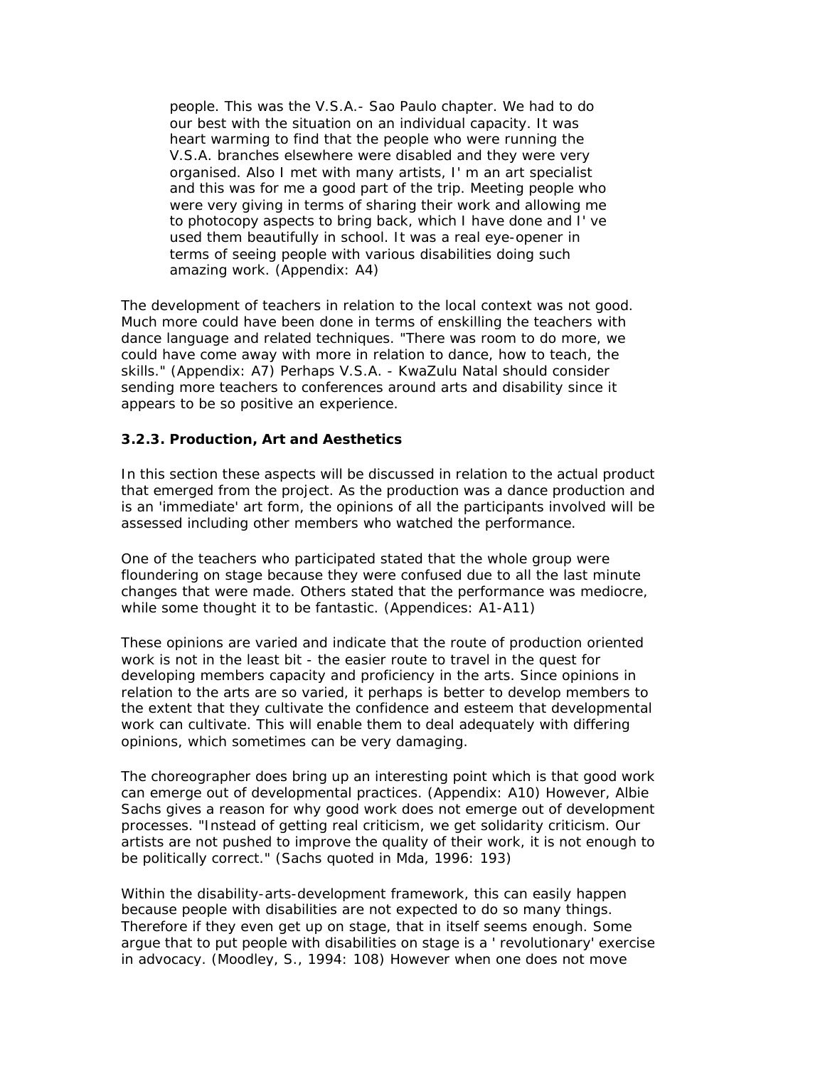> people. This was the V.S.A.- Sao Paulo chapter. We had to do our best with the situation on an individual capacity. It was heart warming to find that the people who were running the V.S.A. branches elsewhere were disabled and they were very organised. Also I met with many artists, I' m an art specialist and this was for me a good part of the trip. Meeting people who were very giving in terms of sharing their work and allowing me to photocopy aspects to bring back, which I have done and I' ve used them beautifully in school. It was a real eye-opener in terms of seeing people with various disabilities doing such amazing work. (Appendix: A4)

The development of teachers in relation to the local context was not good. Much more could have been done in terms of enskilling the teachers with dance language and related techniques. "There was room to do more, we could have come away with more in relation to dance, how to teach, the skills." (Appendix: A7) Perhaps V.S.A. - KwaZulu Natal should consider sending more teachers to conferences around arts and disability since it appears to be so positive an experience.

### 3.2.3. Production, Art and Aesthetics

In this section these aspects will be discussed in relation to the actual product that emerged from the project. As the production was a dance production and is an 'immediate' art form, the opinions of all the participants involved will be assessed including other members who watched the performance.

One of the teachers who participated stated that the whole group were floundering on stage because they were confused due to all the last minute changes that were made. Others stated that the performance was mediocre, while some thought it to be fantastic. (Appendices: A1-A11)

These opinions are varied and indicate that the route of production oriented work is not in the least bit - the easier route to travel in the quest for developing members capacity and proficiency in the arts. Since opinions in relation to the arts are so varied, it perhaps is better to develop members to the extent that they cultivate the confidence and esteem that developmental work can cultivate. This will enable them to deal adequately with differing opinions, which sometimes can be very damaging.

The choreographer does bring up an interesting point which is that good work can emerge out of developmental practices. (Appendix: A10) However, Albie Sachs gives a reason for why good work does not emerge out of development processes. "Instead of getting real criticism, we get solidarity criticism. Our artists are not pushed to improve the quality of their work, it is not enough to be politically correct." (Sachs quoted in Mda, 1996: 193)

Within the disability-arts-development framework, this can easily happen because people with disabilities are not expected to do so many things. Therefore if they even get up on stage, that in itself seems enough. Some argue that to put people with disabilities on stage is a ' revolutionary' exercise in advocacy. (Moodley, S., 1994: 108) However when one does not move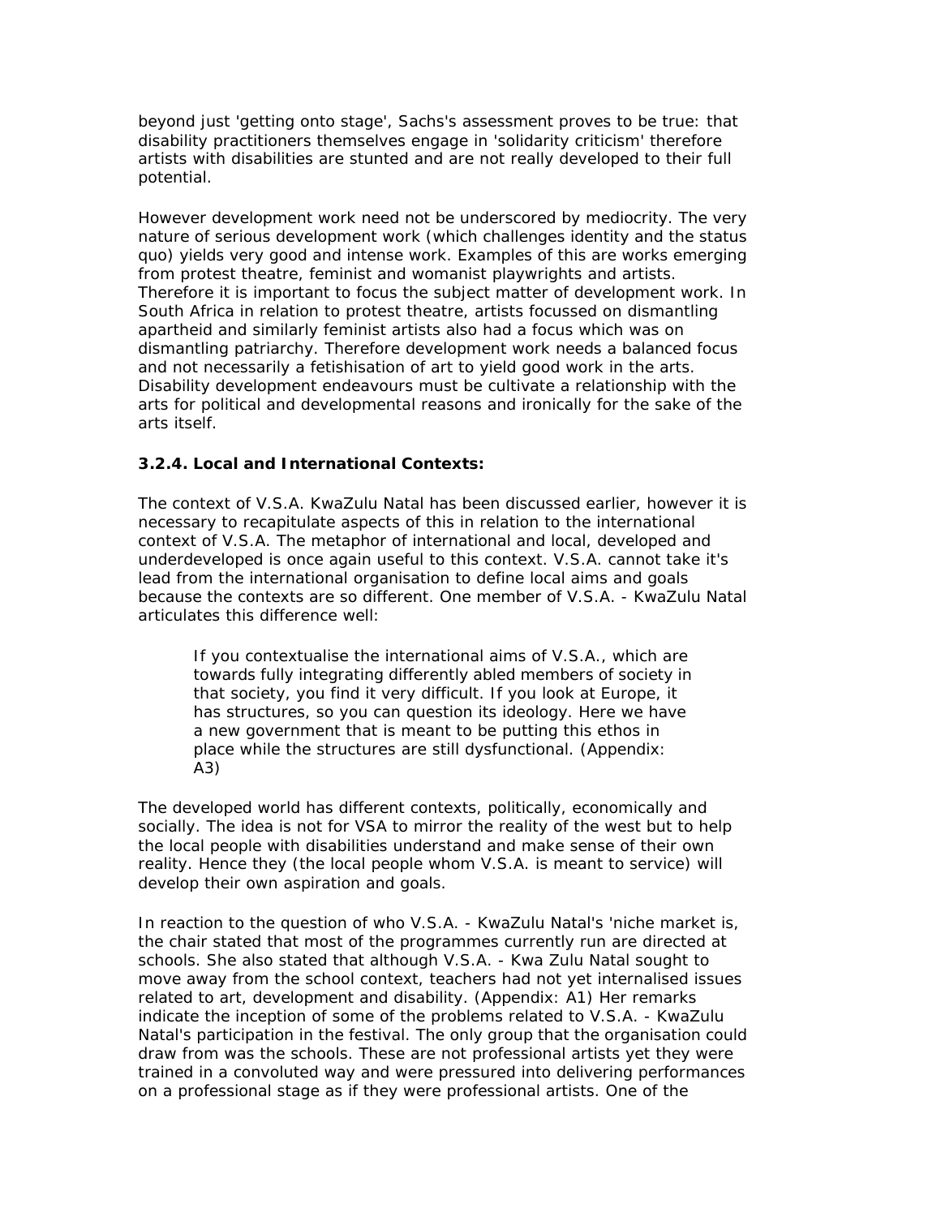beyond just 'getting onto stage', Sachs's assessment proves to be true: that disability practitioners themselves engage in 'solidarity criticism' therefore artists with disabilities are stunted and are not really developed to their full potential.

However development work need not be underscored by mediocrity. The very nature of serious development work (which challenges identity and the status quo) yields very good and intense work. Examples of this are works emerging from protest theatre, feminist and womanist playwrights and artists. Therefore it is important to focus the subject matter of development work. In South Africa in relation to protest theatre, artists focussed on dismantling apartheid and similarly feminist artists also had a focus which was on dismantling patriarchy. Therefore development work needs a balanced focus and not necessarily a fetishisation of art to yield good work in the arts. Disability development endeavours must be cultivate a relationship with the arts for political and developmental reasons and ironically for the sake of the arts itself.

### 3.2.4. Local and International Contexts:

The context of V.S.A. KwaZulu Natal has been discussed earlier, however it is necessary to recapitulate aspects of this in relation to the international context of V.S.A. The metaphor of international and local, developed and underdeveloped is once again useful to this context. V.S.A. cannot take it's lead from the international organisation to define local aims and goals because the contexts are so different. One member of V.S.A. - KwaZulu Natal articulates this difference well:

> If you contextualise the international aims of V.S.A., which are towards fully integrating differently abled members of society in that society, you find it very difficult. If you look at Europe, it has structures, so you can question its ideology. Here we have a new government that is meant to be putting this ethos in place while the structures are still dysfunctional. (Appendix: A3)

The developed world has different contexts, politically, economically and socially. The idea is not for VSA to mirror the reality of the west but to help the local people with disabilities understand and make sense of their own reality. Hence they (the local people whom V.S.A. is meant to service) will develop their own aspiration and goals.

In reaction to the question of who V.S.A. - KwaZulu Natal's 'niche market is, the chair stated that most of the programmes currently run are directed at schools. She also stated that although V.S.A. - Kwa Zulu Natal sought to move away from the school context, teachers had not yet internalised issues related to art, development and disability. (Appendix: A1) Her remarks indicate the inception of some of the problems related to V.S.A. - KwaZulu Natal's participation in the festival. The only group that the organisation could draw from was the schools. These are not professional artists yet they were trained in a convoluted way and were pressured into delivering performances on a professional stage as if they were professional artists. One of the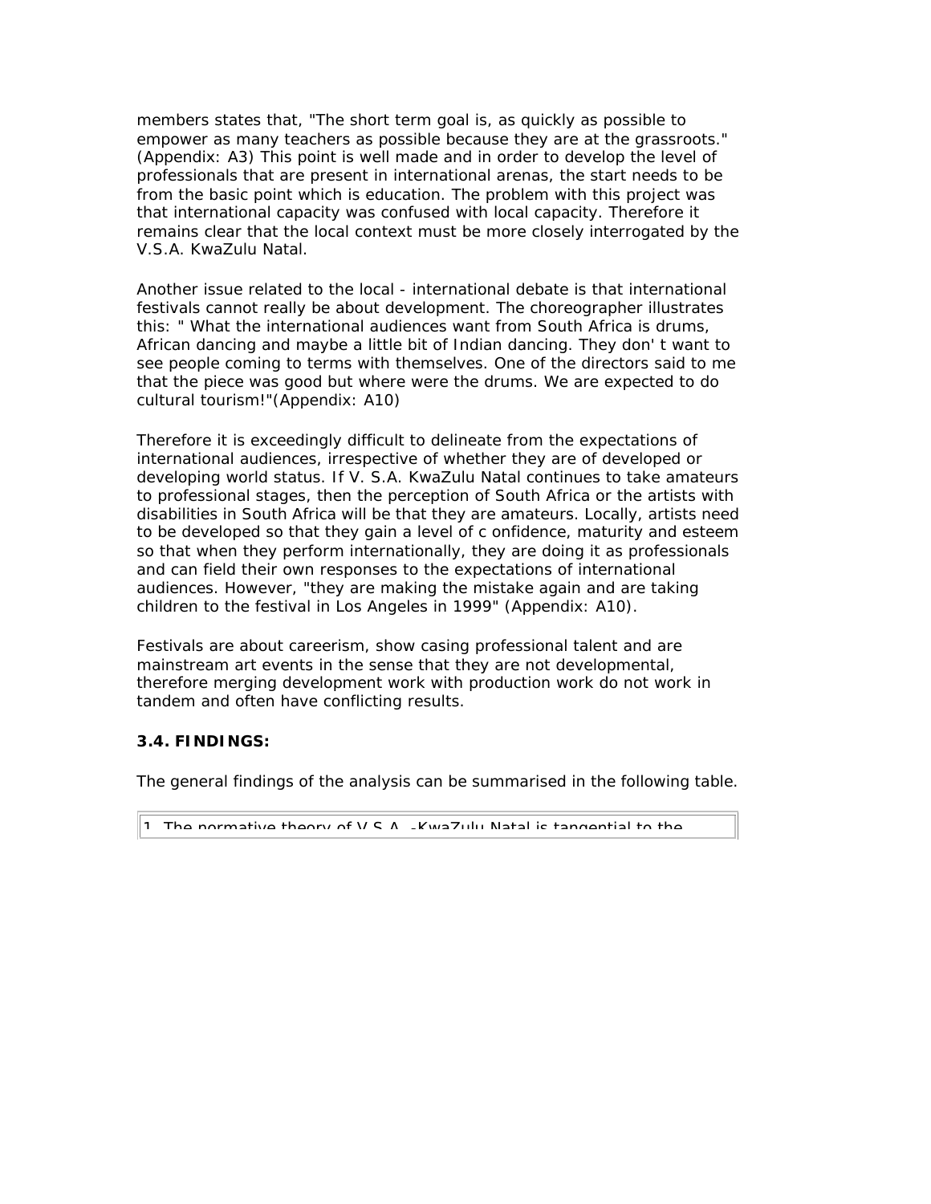members states that, "The short term goal is, as quickly as possible to empower as many teachers as possible because they are at the grassroots." (Appendix: A3) This point is well made and in order to develop the level of professionals that are present in international arenas, the start needs to be from the basic point which is education. The problem with this project was that international capacity was confused with local capacity. Therefore it remains clear that the local context must be more closely interrogated by the V.S.A. KwaZulu Natal.

Another issue related to the local - international debate is that international festivals cannot really be about development. The choreographer illustrates this: " What the international audiences want from South Africa is drums, African dancing and maybe a little bit of Indian dancing. They don' t want to see people coming to terms with themselves. One of the directors said to me that the piece was good but where were the drums. We are expected to do cultural tourism!"(Appendix: A10)

Therefore it is exceedingly difficult to delineate from the expectations of international audiences, irrespective of whether they are of developed or developing world status. If V. S.A. KwaZulu Natal continues to take amateurs to professional stages, then the perception of South Africa or the artists with disabilities in South Africa will be that they are amateurs. Locally, artists need to be developed so that they gain a level of c onfidence, maturity and esteem so that when they perform internationally, they are doing it as professionals and can field their own responses to the expectations of international audiences. However, "they are making the mistake again and are taking children to the festival in Los Angeles in 1999" (Appendix: A10).

Festivals are about careerism, show casing professional talent and are mainstream art events in the sense that they are not developmental, therefore merging development work with production work do not work in tandem and often have conflicting results.

### 3.4. FINDINGS:

The general findings of the analysis can be summarised in the following table.

| 1. The normative theory of V.S.A. -KwaZulu Natal is tangential to the |
| --- |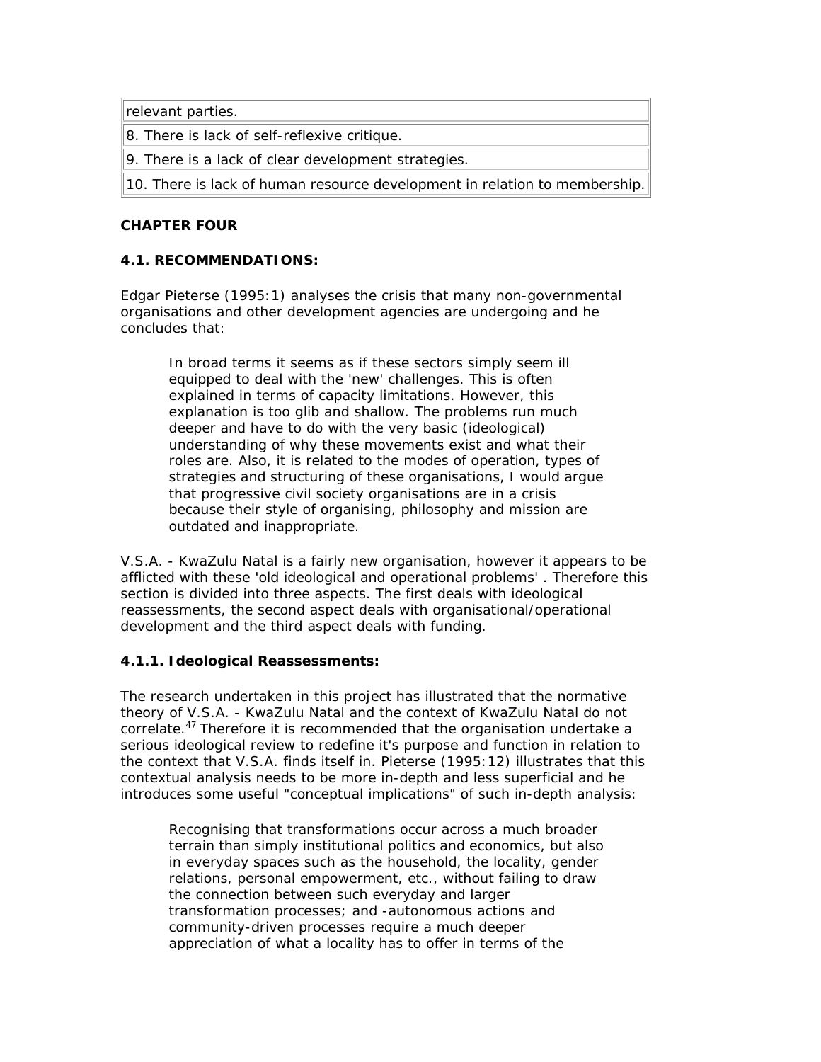| relevant parties. |
|---|
| 8. There is lack of self-reflexive critique. |
| 9. There is a lack of clear development strategies. |
| 10. There is lack of human resource development in relation to membership. |

**CHAPTER FOUR**

**4.1. RECOMMENDATIONS:**

Edgar Pieterse (1995:1) analyses the crisis that many non-governmental organisations and other development agencies are undergoing and he concludes that:

> In broad terms it seems as if these sectors simply seem ill equipped to deal with the 'new' challenges. This is often explained in terms of capacity limitations. However, this explanation is too glib and shallow. The problems run much deeper and have to do with the very basic (ideological) understanding of why these movements exist and what their roles are. Also, it is related to the modes of operation, types of strategies and structuring of these organisations, I would argue that progressive civil society organisations are in a crisis because their style of organising, philosophy and mission are outdated and inappropriate.

V.S.A. - KwaZulu Natal is a fairly new organisation, however it appears to be afflicted with these 'old ideological and operational problems' . Therefore this section is divided into three aspects. The first deals with ideological reassessments, the second aspect deals with organisational/operational development and the third aspect deals with funding.

**4.1.1. Ideological Reassessments:**

The research undertaken in this project has illustrated that the normative theory of V.S.A. - KwaZulu Natal and the context of KwaZulu Natal do not correlate.[47] Therefore it is recommended that the organisation undertake a serious ideological review to redefine it's purpose and function in relation to the context that V.S.A. finds itself in. Pieterse (1995:12) illustrates that this contextual analysis needs to be more in-depth and less superficial and he introduces some useful "conceptual implications" of such in-depth analysis:

> Recognising that transformations occur across a much broader terrain than simply institutional politics and economics, but also in everyday spaces such as the household, the locality, gender relations, personal empowerment, etc., without failing to draw the connection between such everyday and larger transformation processes; and -autonomous actions and community-driven processes require a much deeper appreciation of what a locality has to offer in terms of the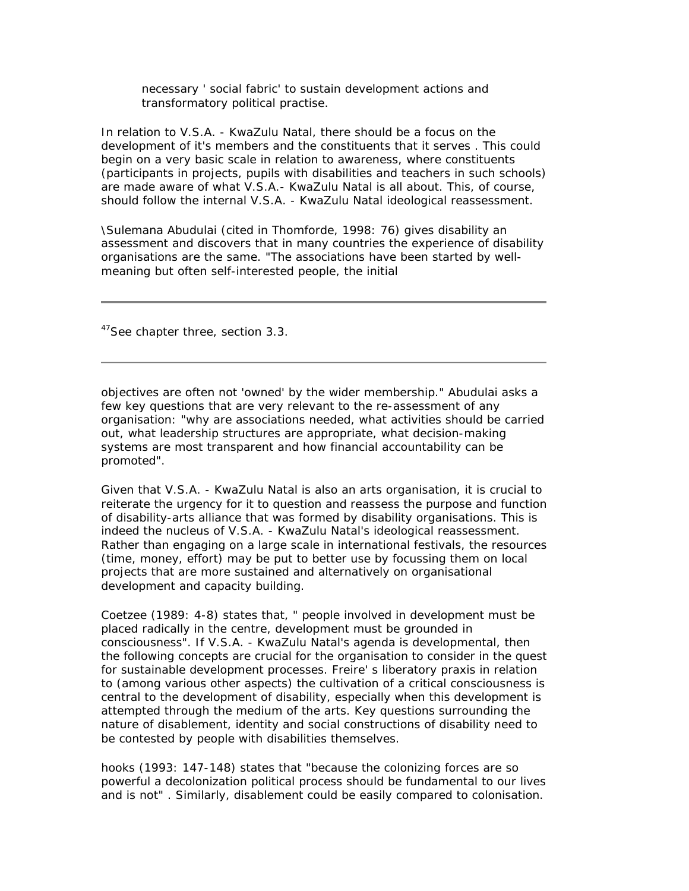necessary ' social fabric' to sustain development actions and transformatory political practise.

In relation to V.S.A. - KwaZulu Natal, there should be a focus on the development of it's members and the constituents that it serves . This could begin on a very basic scale in relation to awareness, where constituents (participants in projects, pupils with disabilities and teachers in such schools) are made aware of what V.S.A.- KwaZulu Natal is all about. This, of course, should follow the internal V.S.A. - KwaZulu Natal ideological reassessment.

\Sulemana Abudulai (cited in Thomforde, 1998: 76) gives disability an assessment and discovers that in many countries the experience of disability organisations are the same. "The associations have been started by well-meaning but often self-interested people, the initial objectives are often not 'owned' by the wider membership." Abudulai asks a few key questions that are very relevant to the re-assessment of any organisation: "why are associations needed, what activities should be carried out, what leadership structures are appropriate, what decision-making systems are most transparent and how financial accountability can be promoted".

Given that V.S.A. - KwaZulu Natal is also an arts organisation, it is crucial to reiterate the urgency for it to question and reassess the purpose and function of disability-arts alliance that was formed by disability organisations. This is indeed the nucleus of V.S.A. - KwaZulu Natal's ideological reassessment. Rather than engaging on a large scale in international festivals, the resources (time, money, effort) may be put to better use by focussing them on local projects that are more sustained and alternatively on organisational development and capacity building.

Coetzee (1989: 4-8) states that, " people involved in development must be placed radically in the centre, development must be grounded in consciousness". If V.S.A. - KwaZulu Natal's agenda is developmental, then the following concepts are crucial for the organisation to consider in the quest for sustainable development processes. Freire' s liberatory praxis in relation to (among various other aspects) the cultivation of a critical consciousness is central to the development of disability, especially when this development is attempted through the medium of the arts. Key questions surrounding the nature of disablement, identity and social constructions of disability need to be contested by people with disabilities themselves.

hooks (1993: 147-148) states that "because the colonizing forces are so powerful a decolonization political process should be fundamental to our lives and is not" . Similarly, disablement could be easily compared to colonisation.

---

[47] See chapter three, section 3.3.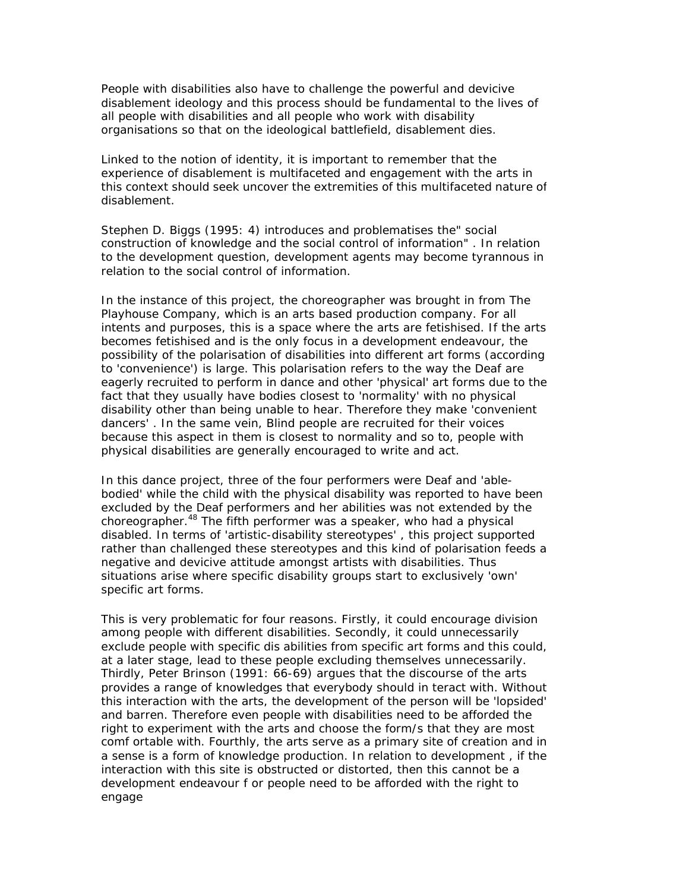People with disabilities also have to challenge the powerful and devicive disablement ideology and this process should be fundamental to the lives of all people with disabilities and all people who work with disability organisations so that on the ideological battlefield, disablement dies.

Linked to the notion of identity, it is important to remember that the experience of disablement is multifaceted and engagement with the arts in this context should seek uncover the extremities of this multifaceted nature of disablement.

Stephen D. Biggs (1995: 4) introduces and problematises the" social construction of knowledge and the social control of information" . In relation to the development question, development agents may become tyrannous in relation to the social control of information.

In the instance of this project, the choreographer was brought in from The Playhouse Company, which is an arts based production company. For all intents and purposes, this is a space where the arts are fetishised. If the arts becomes fetishised and is the only focus in a development endeavour, the possibility of the polarisation of disabilities into different art forms (according to 'convenience') is large. This polarisation refers to the way the Deaf are eagerly recruited to perform in dance and other 'physical' art forms due to the fact that they usually have bodies closest to 'normality' with no physical disability other than being unable to hear. Therefore they make 'convenient dancers' . In the same vein, Blind people are recruited for their voices because this aspect in them is closest to normality and so to, people with physical disabilities are generally encouraged to write and act.

In this dance project, three of the four performers were Deaf and 'able-bodied' while the child with the physical disability was reported to have been excluded by the Deaf performers and her abilities was not extended by the choreographer.[48] The fifth performer was a speaker, who had a physical disabled. In terms of 'artistic-disability stereotypes' , this project supported rather than challenged these stereotypes and this kind of polarisation feeds a negative and devicive attitude amongst artists with disabilities. Thus situations arise where specific disability groups start to exclusively 'own' specific art forms.

This is very problematic for four reasons. Firstly, it could encourage division among people with different disabilities. Secondly, it could unnecessarily exclude people with specific dis abilities from specific art forms and this could, at a later stage, lead to these people excluding themselves unnecessarily. Thirdly, Peter Brinson (1991: 66-69) argues that the discourse of the arts provides a range of knowledges that everybody should in teract with. Without this interaction with the arts, the development of the person will be 'lopsided' and barren. Therefore even people with disabilities need to be afforded the right to experiment with the arts and choose the form/s that they are most comf ortable with. Fourthly, the arts serve as a primary site of creation and in a sense is a form of knowledge production. In relation to development , if the interaction with this site is obstructed or distorted, then this cannot be a development endeavour f or people need to be afforded with the right to engage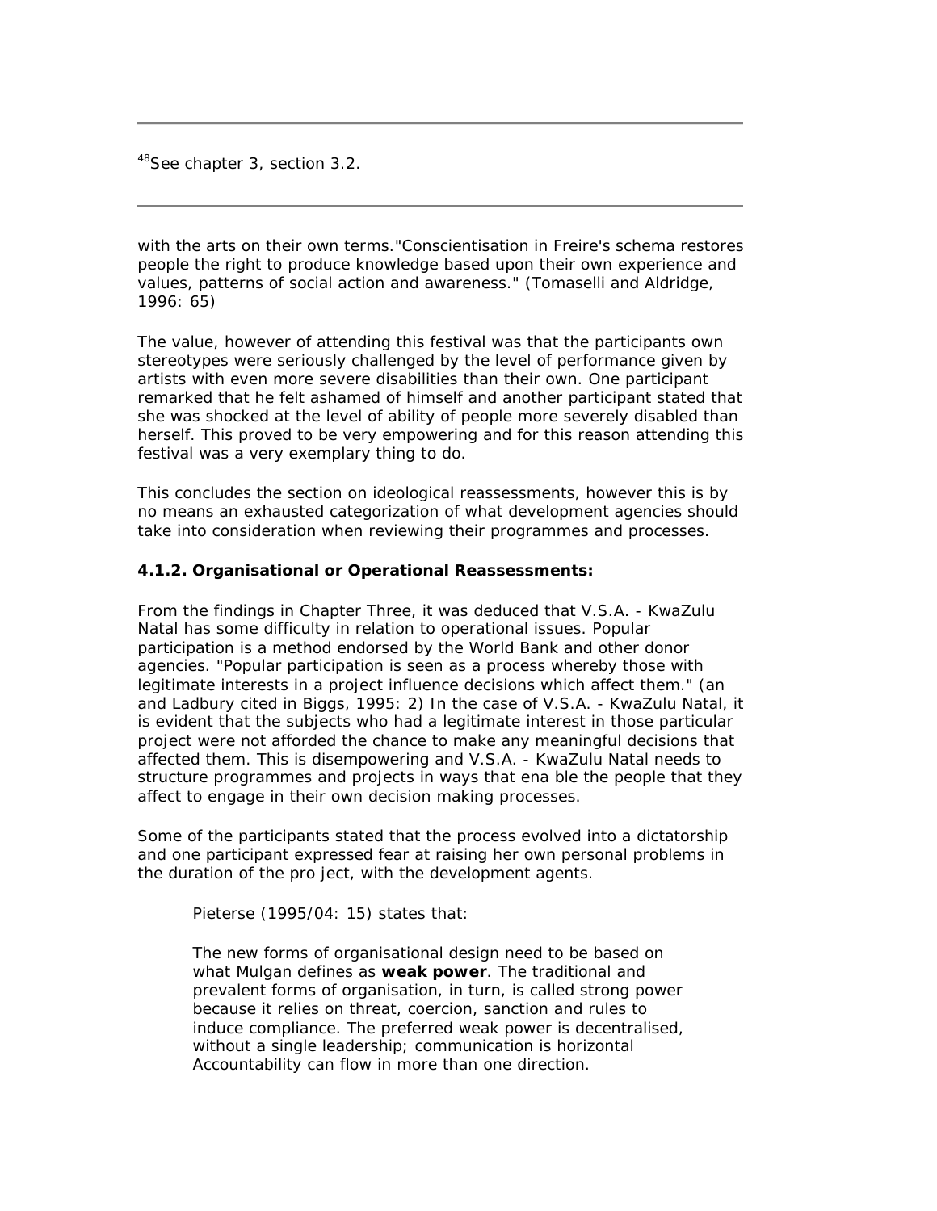[48]See chapter 3, section 3.2.

---

with the arts on their own terms."Conscientisation in Freire's schema restores people the right to produce knowledge based upon their own experience and values, patterns of social action and awareness." (Tomaselli and Aldridge, 1996: 65)

The value, however of attending this festival was that the participants own stereotypes were seriously challenged by the level of performance given by artists with even more severe disabilities than their own. One participant remarked that he felt ashamed of himself and another participant stated that she was shocked at the level of ability of people more severely disabled than herself. This proved to be very empowering and for this reason attending this festival was a very exemplary thing to do.

This concludes the section on ideological reassessments, however this is by no means an exhausted categorization of what development agencies should take into consideration when reviewing their programmes and processes.

**4.1.2. Organisational or Operational Reassessments:**

From the findings in Chapter Three, it was deduced that V.S.A. - KwaZulu Natal has some difficulty in relation to operational issues. Popular participation is a method endorsed by the World Bank and other donor agencies. "Popular participation is seen as a process whereby those with legitimate interests in a project influence decisions which affect them." (an and Ladbury cited in Biggs, 1995: 2) In the case of V.S.A. - KwaZulu Natal, it is evident that the subjects who had a legitimate interest in those particular project were not afforded the chance to make any meaningful decisions that affected them. This is disempowering and V.S.A. - KwaZulu Natal needs to structure programmes and projects in ways that ena ble the people that they affect to engage in their own decision making processes.

Some of the participants stated that the process evolved into a dictatorship and one participant expressed fear at raising her own personal problems in the duration of the pro ject, with the development agents.

> Pieterse (1995/04: 15) states that:
>
> The new forms of organisational design need to be based on what Mulgan defines as **weak power**. The traditional and prevalent forms of organisation, in turn, is called strong power because it relies on threat, coercion, sanction and rules to induce compliance. The preferred weak power is decentralised, without a single leadership; communication is horizontal Accountability can flow in more than one direction.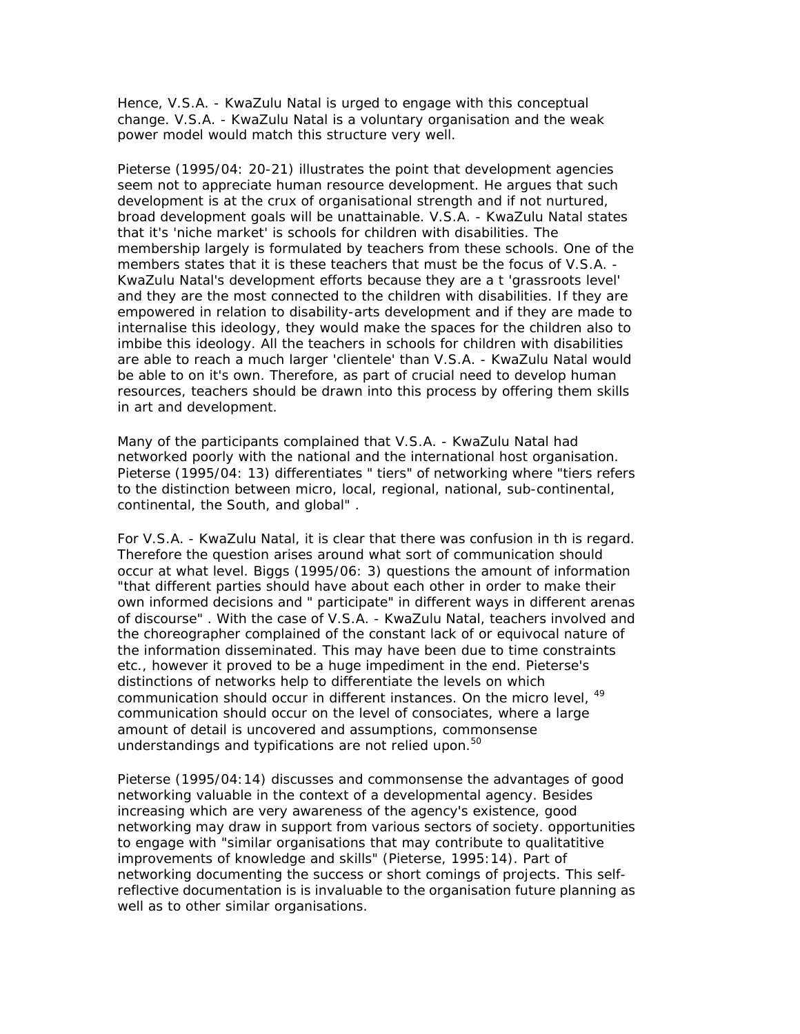Hence, V.S.A. - KwaZulu Natal is urged to engage with this conceptual change. V.S.A. - KwaZulu Natal is a voluntary organisation and the weak power model would match this structure very well.

Pieterse (1995/04: 20-21) illustrates the point that development agencies seem not to appreciate human resource development. He argues that such development is at the crux of organisational strength and if not nurtured, broad development goals will be unattainable. V.S.A. - KwaZulu Natal states that it's 'niche market' is schools for children with disabilities. The membership largely is formulated by teachers from these schools. One of the members states that it is these teachers that must be the focus of V.S.A. - KwaZulu Natal's development efforts because they are a t 'grassroots level' and they are the most connected to the children with disabilities. If they are empowered in relation to disability-arts development and if they are made to internalise this ideology, they would make the spaces for the children also to imbibe this ideology. All the teachers in schools for children with disabilities are able to reach a much larger 'clientele' than V.S.A. - KwaZulu Natal would be able to on it's own. Therefore, as part of crucial need to develop human resources, teachers should be drawn into this process by offering them skills in art and development.

Many of the participants complained that V.S.A. - KwaZulu Natal had networked poorly with the national and the international host organisation. Pieterse (1995/04: 13) differentiates " tiers" of networking where "tiers refers to the distinction between micro, local, regional, national, sub-continental, continental, the South, and global" .

For V.S.A. - KwaZulu Natal, it is clear that there was confusion in th is regard. Therefore the question arises around what sort of communication should occur at what level. Biggs (1995/06: 3) questions the amount of information "that different parties should have about each other in order to make their own informed decisions and " participate" in different ways in different arenas of discourse" . With the case of V.S.A. - KwaZulu Natal, teachers involved and the choreographer complained of the constant lack of or equivocal nature of the information disseminated. This may have been due to time constraints etc., however it proved to be a huge impediment in the end. Pieterse's distinctions of networks help to differentiate the levels on which communication should occur in different instances. On the micro level, [49] communication should occur on the level of consociates, where a large amount of detail is uncovered and assumptions, commonsense understandings and typifications are not relied upon.[50]

Pieterse (1995/04:14) discusses and commonsense the advantages of good networking valuable in the context of a developmental agency. Besides increasing which are very awareness of the agency's existence, good networking may draw in support from various sectors of society. opportunities to engage with "similar organisations that may contribute to qualitatitive improvements of knowledge and skills" (Pieterse, 1995:14). Part of networking documenting the success or short comings of projects. This self-reflective documentation is is invaluable to the organisation future planning as well as to other similar organisations.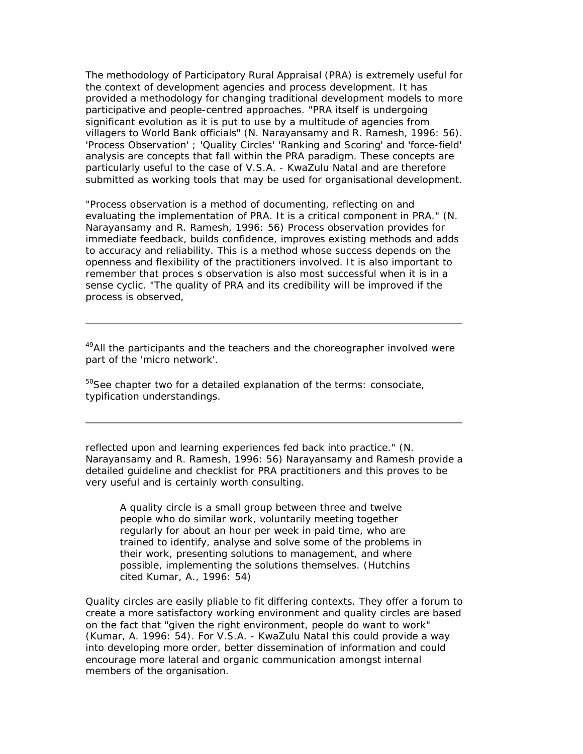The methodology of Participatory Rural Appraisal (PRA) is extremely useful for the context of development agencies and process development. It has provided a methodology for changing traditional development models to more participative and people-centred approaches. "PRA itself is undergoing significant evolution as it is put to use by a multitude of agencies from villagers to World Bank officials" (N. Narayansamy and R. Ramesh, 1996: 56). 'Process Observation' ; 'Quality Circles' 'Ranking and Scoring' and 'force-field' analysis are concepts that fall within the PRA paradigm. These concepts are particularly useful to the case of V.S.A. - KwaZulu Natal and are therefore submitted as working tools that may be used for organisational development.

"Process observation is a method of documenting, reflecting on and evaluating the implementation of PRA. It is a critical component in PRA." (N. Narayansamy and R. Ramesh, 1996: 56) Process observation provides for immediate feedback, builds confidence, improves existing methods and adds to accuracy and reliability. This is a method whose success depends on the openness and flexibility of the practitioners involved. It is also important to remember that proces s observation is also most successful when it is in a sense cyclic. "The quality of PRA and its credibility will be improved if the process is observed,

---

[49]All the participants and the teachers and the choreographer involved were part of the 'micro network'.

[50]See chapter two for a detailed explanation of the terms: consociate, typification understandings.

---

reflected upon and learning experiences fed back into practice." (N. Narayansamy and R. Ramesh, 1996: 56) Narayansamy and Ramesh provide a detailed guideline and checklist for PRA practitioners and this proves to be very useful and is certainly worth consulting.

> A quality circle is a small group between three and twelve people who do similar work, voluntarily meeting together regularly for about an hour per week in paid time, who are trained to identify, analyse and solve some of the problems in their work, presenting solutions to management, and where possible, implementing the solutions themselves. (Hutchins cited Kumar, A., 1996: 54)

Quality circles are easily pliable to fit differing contexts. They offer a forum to create a more satisfactory working environment and quality circles are based on the fact that "given the right environment, people do want to work" (Kumar, A. 1996: 54). For V.S.A. - KwaZulu Natal this could provide a way into developing more order, better dissemination of information and could encourage more lateral and organic communication amongst internal members of the organisation.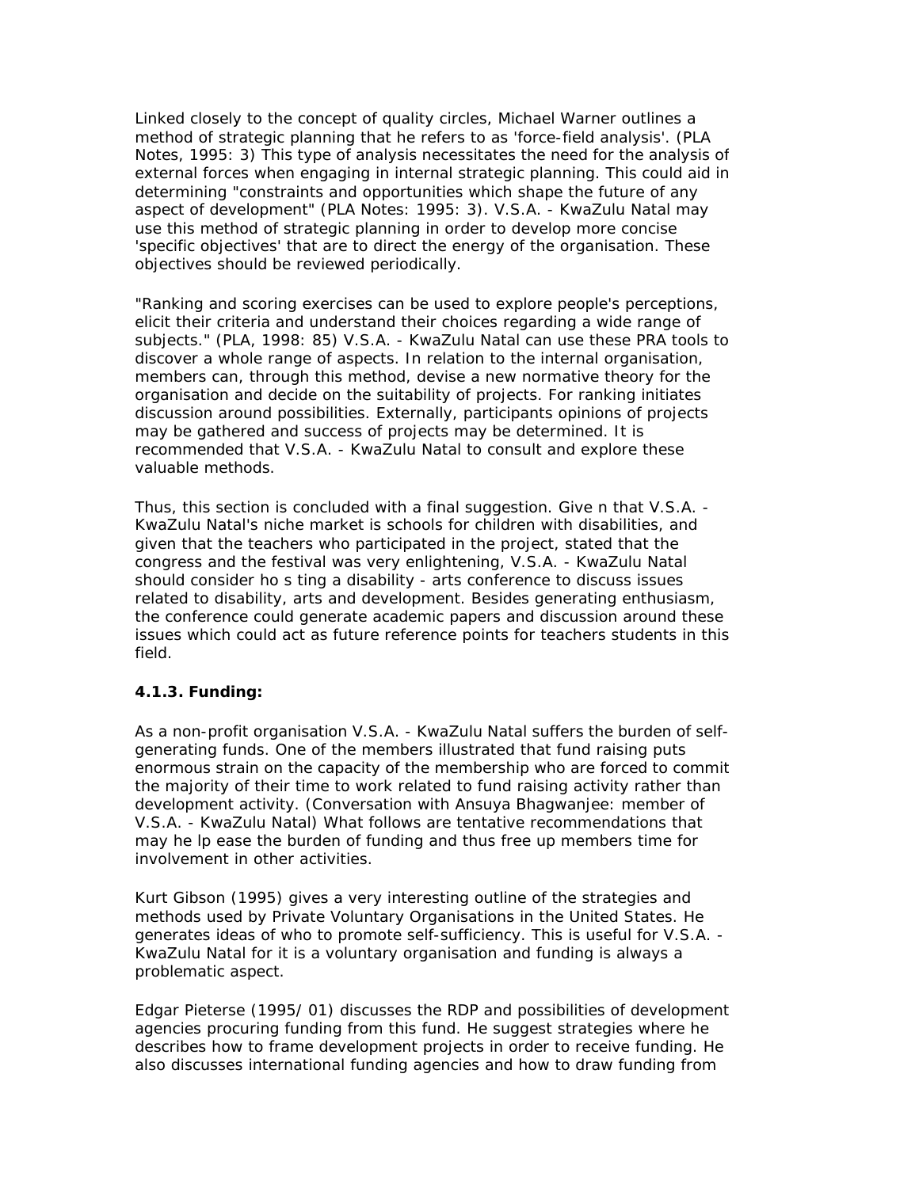Linked closely to the concept of quality circles, Michael Warner outlines a method of strategic planning that he refers to as 'force-field analysis'. (PLA Notes, 1995: 3) This type of analysis necessitates the need for the analysis of external forces when engaging in internal strategic planning. This could aid in determining "constraints and opportunities which shape the future of any aspect of development" (PLA Notes: 1995: 3). V.S.A. - KwaZulu Natal may use this method of strategic planning in order to develop more concise 'specific objectives' that are to direct the energy of the organisation. These objectives should be reviewed periodically.

"Ranking and scoring exercises can be used to explore people's perceptions, elicit their criteria and understand their choices regarding a wide range of subjects." (PLA, 1998: 85) V.S.A. - KwaZulu Natal can use these PRA tools to discover a whole range of aspects. In relation to the internal organisation, members can, through this method, devise a new normative theory for the organisation and decide on the suitability of projects. For ranking initiates discussion around possibilities. Externally, participants opinions of projects may be gathered and success of projects may be determined. It is recommended that V.S.A. - KwaZulu Natal to consult and explore these valuable methods.

Thus, this section is concluded with a final suggestion. Give n that V.S.A. - KwaZulu Natal's niche market is schools for children with disabilities, and given that the teachers who participated in the project, stated that the congress and the festival was very enlightening, V.S.A. - KwaZulu Natal should consider ho s ting a disability - arts conference to discuss issues related to disability, arts and development. Besides generating enthusiasm, the conference could generate academic papers and discussion around these issues which could act as future reference points for teachers students in this field.

**4.1.3. Funding:**

As a non-profit organisation V.S.A. - KwaZulu Natal suffers the burden of self-generating funds. One of the members illustrated that fund raising puts enormous strain on the capacity of the membership who are forced to commit the majority of their time to work related to fund raising activity rather than development activity. (Conversation with Ansuya Bhagwanjee: member of V.S.A. - KwaZulu Natal) What follows are tentative recommendations that may he lp ease the burden of funding and thus free up members time for involvement in other activities.

Kurt Gibson (1995) gives a very interesting outline of the strategies and methods used by Private Voluntary Organisations in the United States. He generates ideas of who to promote self-sufficiency. This is useful for V.S.A. - KwaZulu Natal for it is a voluntary organisation and funding is always a problematic aspect.

Edgar Pieterse (1995/ 01) discusses the RDP and possibilities of development agencies procuring funding from this fund. He suggest strategies where he describes how to frame development projects in order to receive funding. He also discusses international funding agencies and how to draw funding from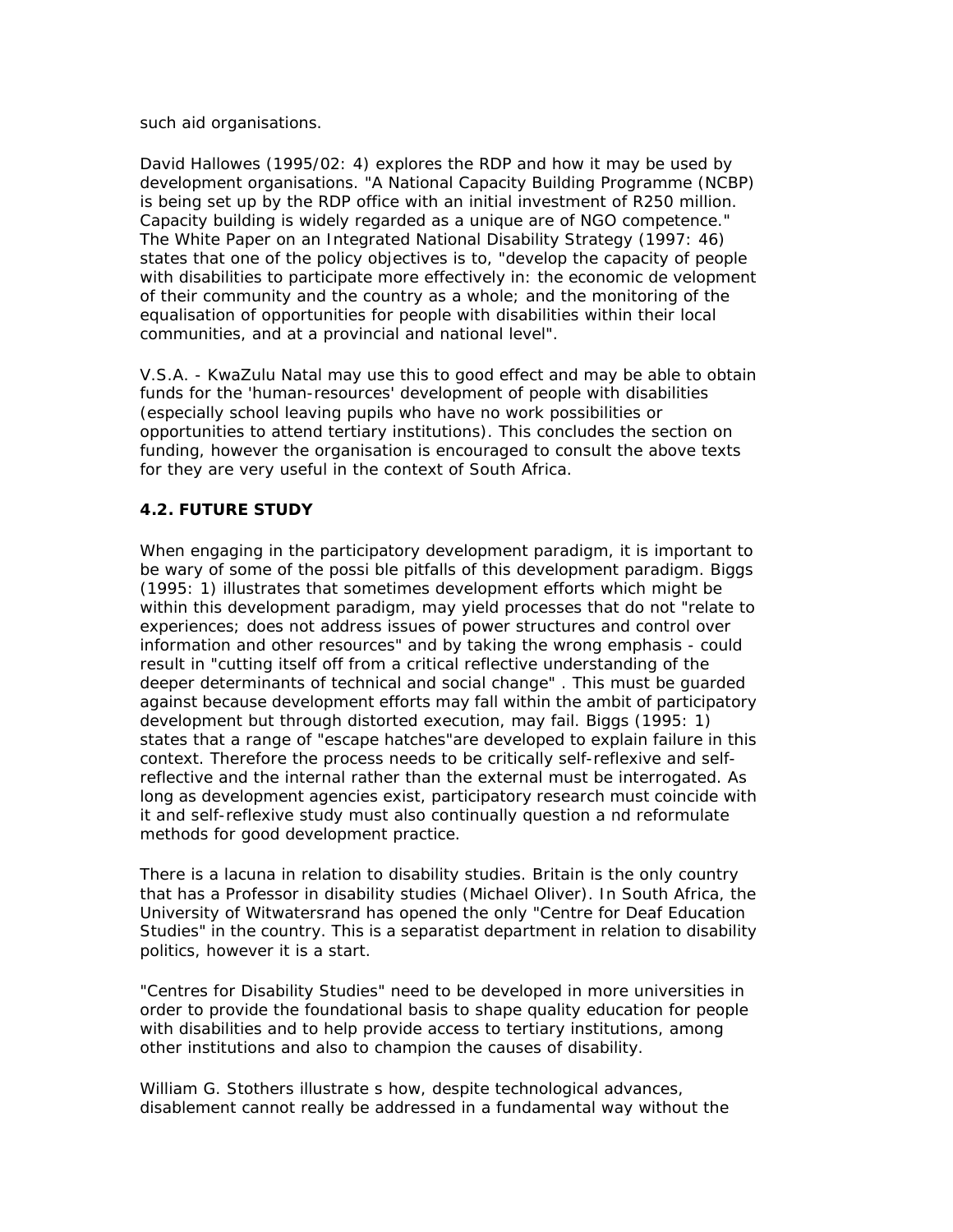such aid organisations.

David Hallowes (1995/02: 4) explores the RDP and how it may be used by development organisations. "A National Capacity Building Programme (NCBP) is being set up by the RDP office with an initial investment of R250 million. Capacity building is widely regarded as a unique are of NGO competence." The White Paper on an Integrated National Disability Strategy (1997: 46) states that one of the policy objectives is to, "develop the capacity of people with disabilities to participate more effectively in: the economic de velopment of their community and the country as a whole; and the monitoring of the equalisation of opportunities for people with disabilities within their local communities, and at a provincial and national level".

V.S.A. - KwaZulu Natal may use this to good effect and may be able to obtain funds for the 'human-resources' development of people with disabilities (especially school leaving pupils who have no work possibilities or opportunities to attend tertiary institutions). This concludes the section on funding, however the organisation is encouraged to consult the above texts for they are very useful in the context of South Africa.

### 4.2. FUTURE STUDY

When engaging in the participatory development paradigm, it is important to be wary of some of the possi ble pitfalls of this development paradigm. Biggs (1995: 1) illustrates that sometimes development efforts which might be within this development paradigm, may yield processes that do not "relate to experiences; does not address issues of power structures and control over information and other resources" and by taking the wrong emphasis - could result in "cutting itself off from a critical reflective understanding of the deeper determinants of technical and social change" . This must be guarded against because development efforts may fall within the ambit of participatory development but through distorted execution, may fail. Biggs (1995: 1) states that a range of "escape hatches"are developed to explain failure in this context. Therefore the process needs to be critically self-reflexive and self-reflective and the internal rather than the external must be interrogated. As long as development agencies exist, participatory research must coincide with it and self-reflexive study must also continually question a nd reformulate methods for good development practice.

There is a lacuna in relation to disability studies. Britain is the only country that has a Professor in disability studies (Michael Oliver). In South Africa, the University of Witwatersrand has opened the only "Centre for Deaf Education Studies" in the country. This is a separatist department in relation to disability politics, however it is a start.

"Centres for Disability Studies" need to be developed in more universities in order to provide the foundational basis to shape quality education for people with disabilities and to help provide access to tertiary institutions, among other institutions and also to champion the causes of disability.

William G. Stothers illustrate s how, despite technological advances, disablement cannot really be addressed in a fundamental way without the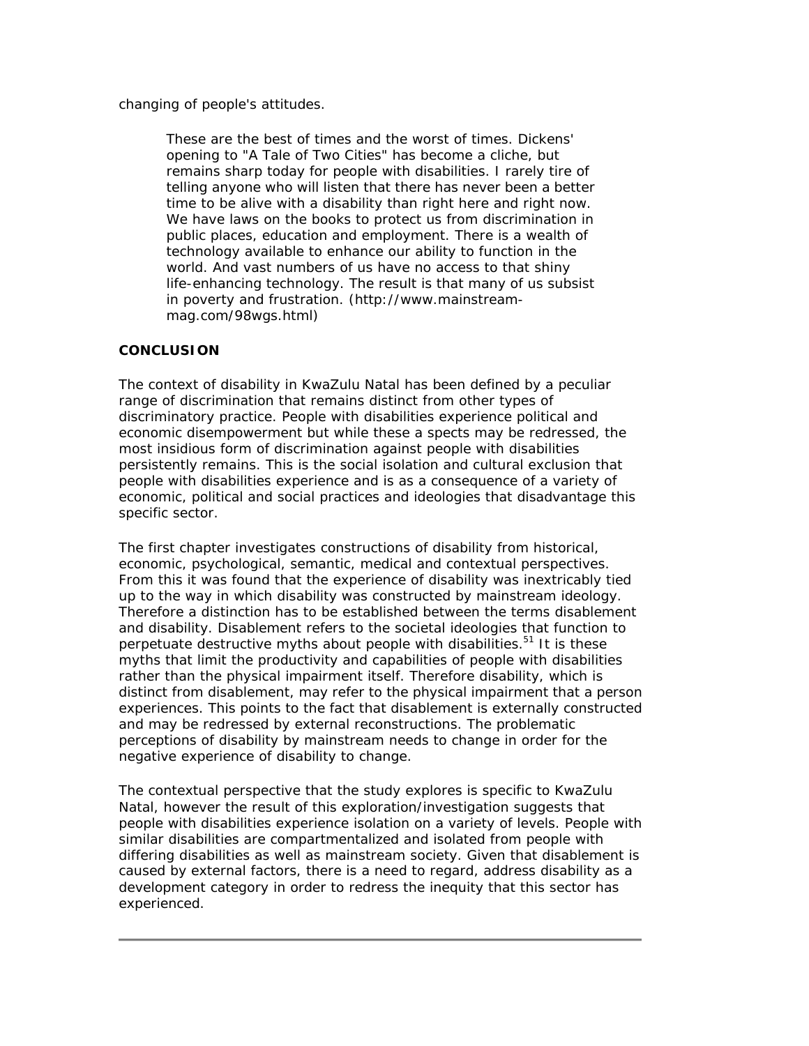changing of people's attitudes.

> These are the best of times and the worst of times. Dickens' opening to "A Tale of Two Cities" has become a cliche, but remains sharp today for people with disabilities. I rarely tire of telling anyone who will listen that there has never been a better time to be alive with a disability than right here and right now. We have laws on the books to protect us from discrimination in public places, education and employment. There is a wealth of technology available to enhance our ability to function in the world. And vast numbers of us have no access to that shiny life-enhancing technology. The result is that many of us subsist in poverty and frustration. (http://www.mainstream-mag.com/98wgs.html)

**CONCLUSION**

The context of disability in KwaZulu Natal has been defined by a peculiar range of discrimination that remains distinct from other types of discriminatory practice. People with disabilities experience political and economic disempowerment but while these a spects may be redressed, the most insidious form of discrimination against people with disabilities persistently remains. This is the social isolation and cultural exclusion that people with disabilities experience and is as a consequence of a variety of economic, political and social practices and ideologies that disadvantage this specific sector.

The first chapter investigates constructions of disability from historical, economic, psychological, semantic, medical and contextual perspectives. From this it was found that the experience of disability was inextricably tied up to the way in which disability was constructed by mainstream ideology. Therefore a distinction has to be established between the terms disablement and disability. Disablement refers to the societal ideologies that function to perpetuate destructive myths about people with disabilities.[51] It is these myths that limit the productivity and capabilities of people with disabilities rather than the physical impairment itself. Therefore disability, which is distinct from disablement, may refer to the physical impairment that a person experiences. This points to the fact that disablement is externally constructed and may be redressed by external reconstructions. The problematic perceptions of disability by mainstream needs to change in order for the negative experience of disability to change.

The contextual perspective that the study explores is specific to KwaZulu Natal, however the result of this exploration/investigation suggests that people with disabilities experience isolation on a variety of levels. People with similar disabilities are compartmentalized and isolated from people with differing disabilities as well as mainstream society. Given that disablement is caused by external factors, there is a need to regard, address disability as a development category in order to redress the inequity that this sector has experienced.

---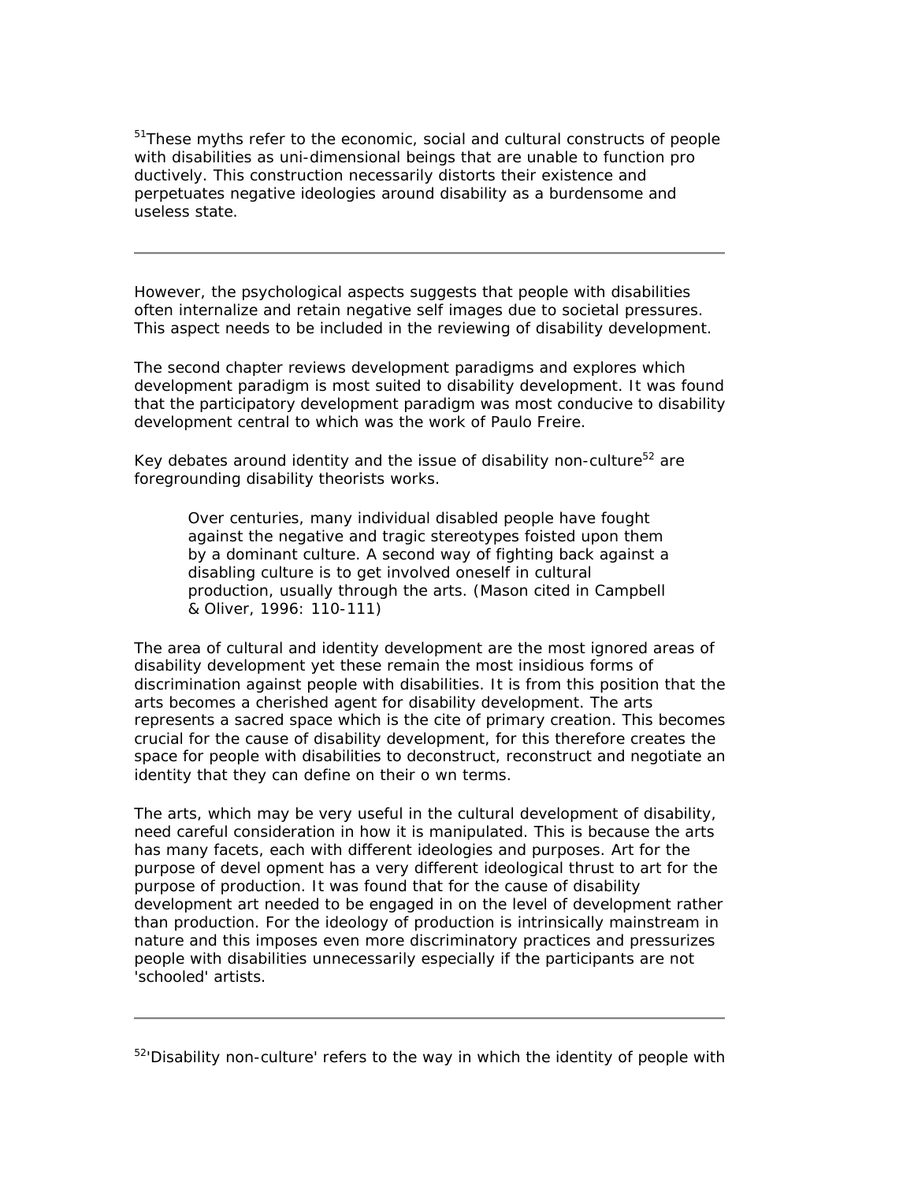[51]These myths refer to the economic, social and cultural constructs of people with disabilities as uni-dimensional beings that are unable to function pro ductively. This construction necessarily distorts their existence and perpetuates negative ideologies around disability as a burdensome and useless state.

---

However, the psychological aspects suggests that people with disabilities often internalize and retain negative self images due to societal pressures. This aspect needs to be included in the reviewing of disability development.

The second chapter reviews development paradigms and explores which development paradigm is most suited to disability development. It was found that the participatory development paradigm was most conducive to disability development central to which was the work of Paulo Freire.

Key debates around identity and the issue of disability non-culture[52] are foregrounding disability theorists works.

> Over centuries, many individual disabled people have fought against the negative and tragic stereotypes foisted upon them by a dominant culture. A second way of fighting back against a disabling culture is to get involved oneself in cultural production, usually through the arts. (Mason cited in Campbell & Oliver, 1996: 110-111)

The area of cultural and identity development are the most ignored areas of disability development yet these remain the most insidious forms of discrimination against people with disabilities. It is from this position that the arts becomes a cherished agent for disability development. The arts represents a sacred space which is the cite of primary creation. This becomes crucial for the cause of disability development, for this therefore creates the space for people with disabilities to deconstruct, reconstruct and negotiate an identity that they can define on their o wn terms.

The arts, which may be very useful in the cultural development of disability, need careful consideration in how it is manipulated. This is because the arts has many facets, each with different ideologies and purposes. Art for the purpose of devel opment has a very different ideological thrust to art for the purpose of production. It was found that for the cause of disability development art needed to be engaged in on the level of development rather than production. For the ideology of production is intrinsically mainstream in nature and this imposes even more discriminatory practices and pressurizes people with disabilities unnecessarily especially if the participants are not 'schooled' artists.

---

[52]'Disability non-culture' refers to the way in which the identity of people with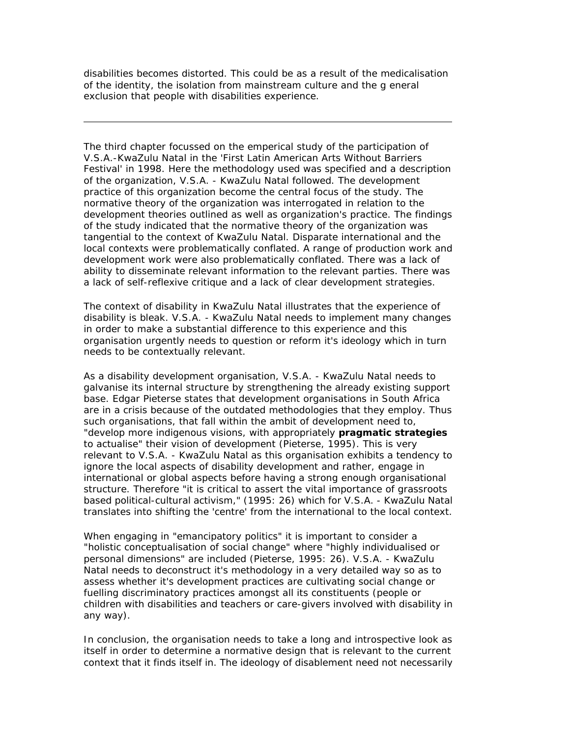disabilities becomes distorted. This could be as a result of the medicalisation of the identity, the isolation from mainstream culture and the g eneral exclusion that people with disabilities experience.

---

The third chapter focussed on the emperical study of the participation of V.S.A.-KwaZulu Natal in the 'First Latin American Arts Without Barriers Festival' in 1998. Here the methodology used was specified and a description of the organization, V.S.A. - KwaZulu Natal followed. The development practice of this organization become the central focus of the study. The normative theory of the organization was interrogated in relation to the development theories outlined as well as organization's practice. The findings of the study indicated that the normative theory of the organization was tangential to the context of KwaZulu Natal. Disparate international and the local contexts were problematically conflated. A range of production work and development work were also problematically conflated. There was a lack of ability to disseminate relevant information to the relevant parties. There was a lack of self-reflexive critique and a lack of clear development strategies.

The context of disability in KwaZulu Natal illustrates that the experience of disability is bleak. V.S.A. - KwaZulu Natal needs to implement many changes in order to make a substantial difference to this experience and this organisation urgently needs to question or reform it's ideology which in turn needs to be contextually relevant.

As a disability development organisation, V.S.A. - KwaZulu Natal needs to galvanise its internal structure by strengthening the already existing support base. Edgar Pieterse states that development organisations in South Africa are in a crisis because of the outdated methodologies that they employ. Thus such organisations, that fall within the ambit of development need to, "develop more indigenous visions, with appropriately **pragmatic strategies** to actualise" their vision of development (Pieterse, 1995). This is very relevant to V.S.A. - KwaZulu Natal as this organisation exhibits a tendency to ignore the local aspects of disability development and rather, engage in international or global aspects before having a strong enough organisational structure. Therefore "it is critical to assert the vital importance of grassroots based political-cultural activism," (1995: 26) which for V.S.A. - KwaZulu Natal translates into shifting the 'centre' from the international to the local context.

When engaging in "emancipatory politics" it is important to consider a "holistic conceptualisation of social change" where "highly individualised or personal dimensions" are included (Pieterse, 1995: 26). V.S.A. - KwaZulu Natal needs to deconstruct it's methodology in a very detailed way so as to assess whether it's development practices are cultivating social change or fuelling discriminatory practices amongst all its constituents (people or children with disabilities and teachers or care-givers involved with disability in any way).

In conclusion, the organisation needs to take a long and introspective look as itself in order to determine a normative design that is relevant to the current context that it finds itself in. The ideology of disablement need not necessarily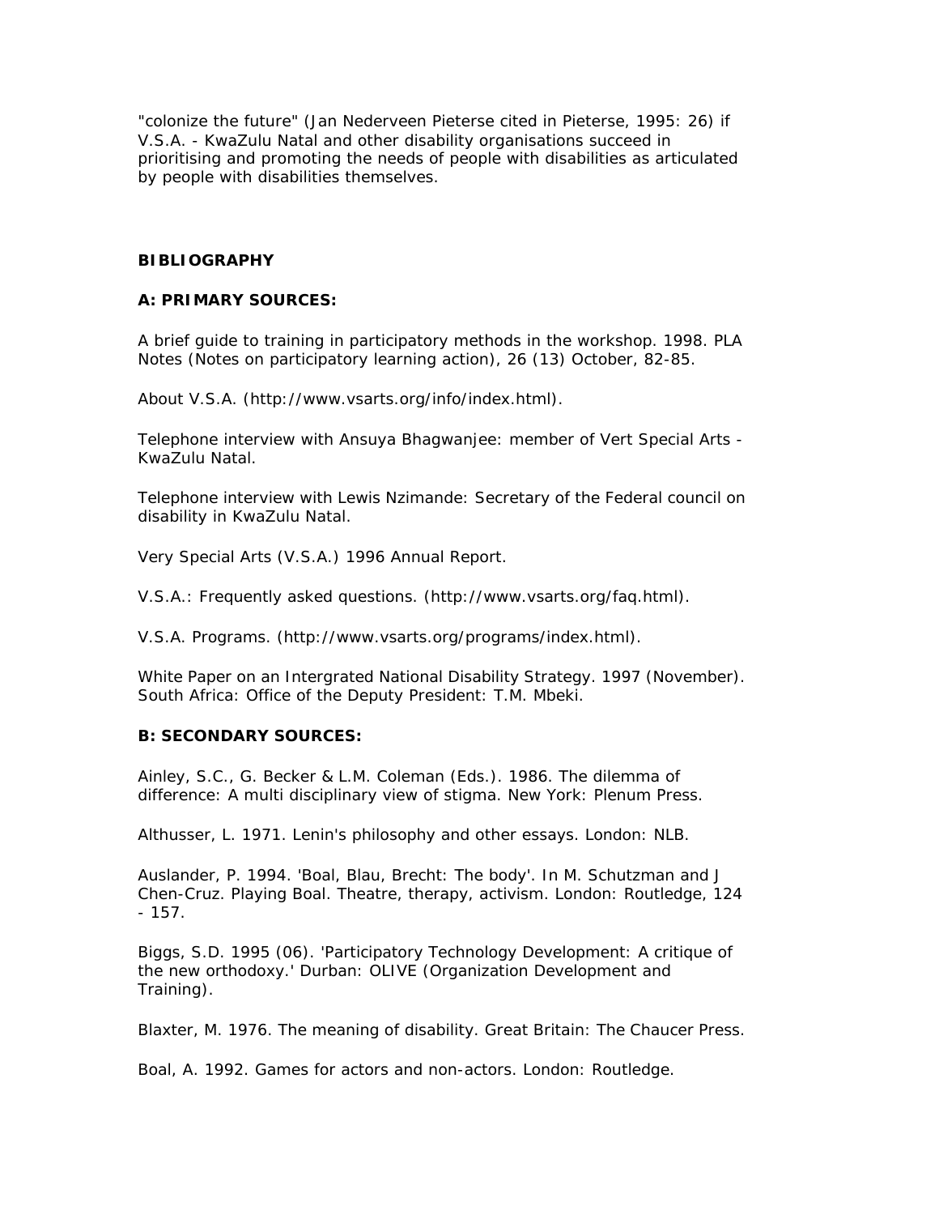"colonize the future" (Jan Nederveen Pieterse cited in Pieterse, 1995: 26) if V.S.A. - KwaZulu Natal and other disability organisations succeed in prioritising and promoting the needs of people with disabilities as articulated by people with disabilities themselves.

**BIBLIOGRAPHY**

**A: PRIMARY SOURCES:**

A brief guide to training in participatory methods in the workshop. 1998. PLA Notes (Notes on participatory learning action), 26 (13) October, 82-85.

About V.S.A. (http://www.vsarts.org/info/index.html).

Telephone interview with Ansuya Bhagwanjee: member of Vert Special Arts - KwaZulu Natal.

Telephone interview with Lewis Nzimande: Secretary of the Federal council on disability in KwaZulu Natal.

Very Special Arts (V.S.A.) 1996 Annual Report.

V.S.A.: Frequently asked questions. (http://www.vsarts.org/faq.html).

V.S.A. Programs. (http://www.vsarts.org/programs/index.html).

White Paper on an Intergrated National Disability Strategy. 1997 (November). South Africa: Office of the Deputy President: T.M. Mbeki.

**B: SECONDARY SOURCES:**

Ainley, S.C., G. Becker & L.M. Coleman (Eds.). 1986. The dilemma of difference: A multi disciplinary view of stigma. New York: Plenum Press.

Althusser, L. 1971. Lenin's philosophy and other essays. London: NLB.

Auslander, P. 1994. 'Boal, Blau, Brecht: The body'. In M. Schutzman and J Chen-Cruz. Playing Boal. Theatre, therapy, activism. London: Routledge, 124 - 157.

Biggs, S.D. 1995 (06). 'Participatory Technology Development: A critique of the new orthodoxy.' Durban: OLIVE (Organization Development and Training).

Blaxter, M. 1976. The meaning of disability. Great Britain: The Chaucer Press.

Boal, A. 1992. Games for actors and non-actors. London: Routledge.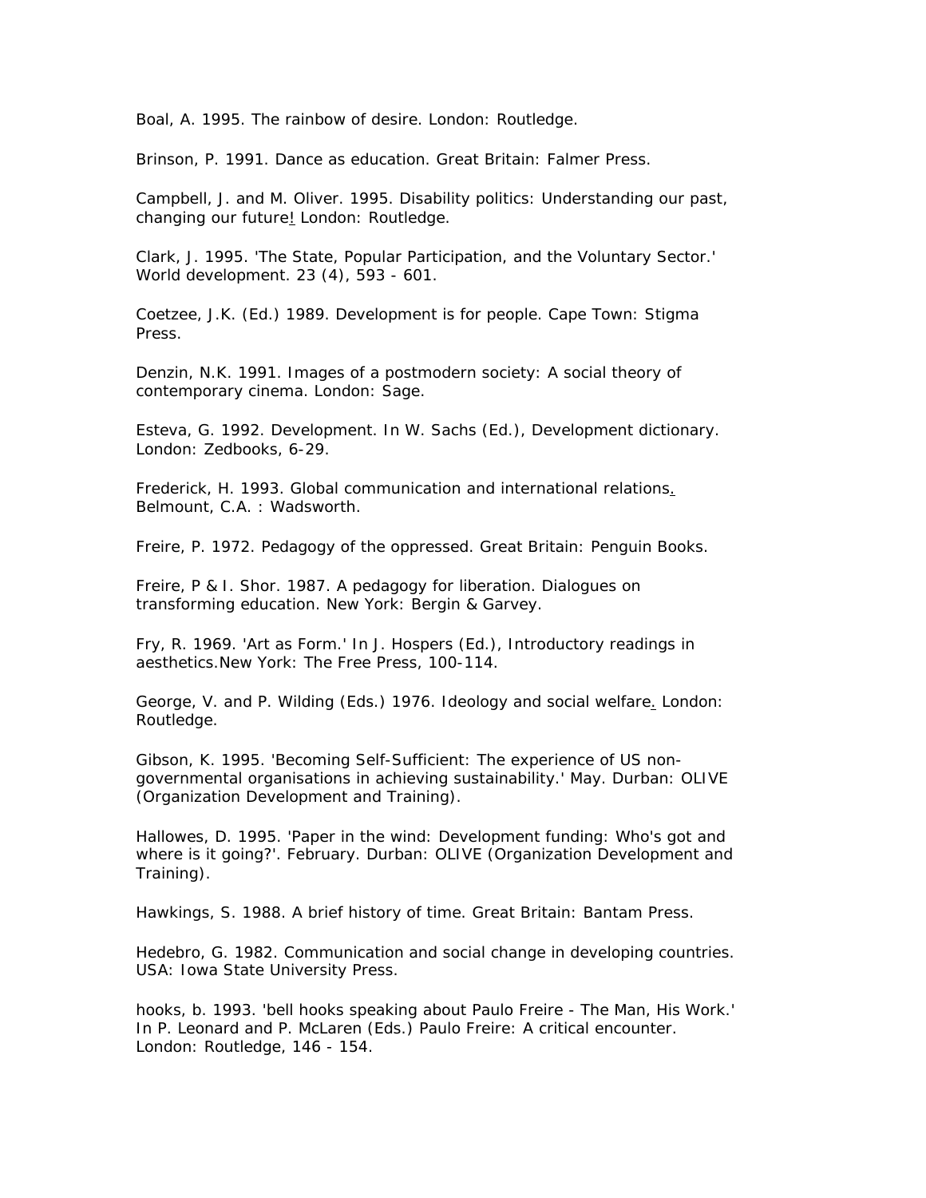Boal, A. 1995. The rainbow of desire. London: Routledge.

Brinson, P. 1991. Dance as education. Great Britain: Falmer Press.

Campbell, J. and M. Oliver. 1995. Disability politics: Understanding our past, changing our future! London: Routledge.

Clark, J. 1995. 'The State, Popular Participation, and the Voluntary Sector.' World development. 23 (4), 593 - 601.

Coetzee, J.K. (Ed.) 1989. Development is for people. Cape Town: Stigma Press.

Denzin, N.K. 1991. Images of a postmodern society: A social theory of contemporary cinema. London: Sage.

Esteva, G. 1992. Development. In W. Sachs (Ed.), Development dictionary. London: Zedbooks, 6-29.

Frederick, H. 1993. Global communication and international relations. Belmount, C.A. : Wadsworth.

Freire, P. 1972. Pedagogy of the oppressed. Great Britain: Penguin Books.

Freire, P & I. Shor. 1987. A pedagogy for liberation. Dialogues on transforming education. New York: Bergin & Garvey.

Fry, R. 1969. 'Art as Form.' In J. Hospers (Ed.), Introductory readings in aesthetics.New York: The Free Press, 100-114.

George, V. and P. Wilding (Eds.) 1976. Ideology and social welfare. London: Routledge.

Gibson, K. 1995. 'Becoming Self-Sufficient: The experience of US non-governmental organisations in achieving sustainability.' May. Durban: OLIVE (Organization Development and Training).

Hallowes, D. 1995. 'Paper in the wind: Development funding: Who's got and where is it going?'. February. Durban: OLIVE (Organization Development and Training).

Hawkings, S. 1988. A brief history of time. Great Britain: Bantam Press.

Hedebro, G. 1982. Communication and social change in developing countries. USA: Iowa State University Press.

hooks, b. 1993. 'bell hooks speaking about Paulo Freire - The Man, His Work.' In P. Leonard and P. McLaren (Eds.) Paulo Freire: A critical encounter. London: Routledge, 146 - 154.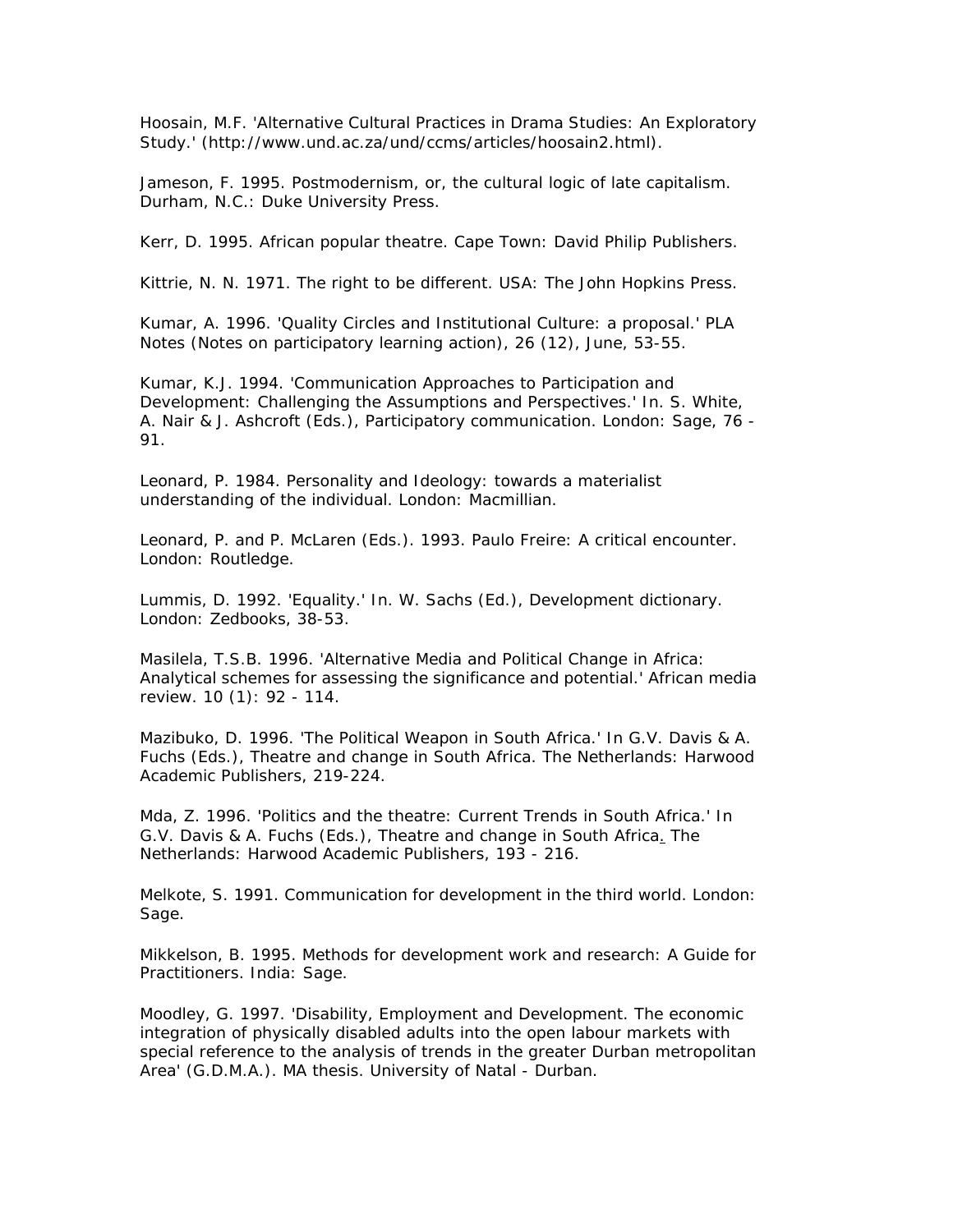Hoosain, M.F. 'Alternative Cultural Practices in Drama Studies: An Exploratory Study.' (http://www.und.ac.za/und/ccms/articles/hoosain2.html).

Jameson, F. 1995. Postmodernism, or, the cultural logic of late capitalism. Durham, N.C.: Duke University Press.

Kerr, D. 1995. African popular theatre. Cape Town: David Philip Publishers.

Kittrie, N. N. 1971. The right to be different. USA: The John Hopkins Press.

Kumar, A. 1996. 'Quality Circles and Institutional Culture: a proposal.' PLA Notes (Notes on participatory learning action), 26 (12), June, 53-55.

Kumar, K.J. 1994. 'Communication Approaches to Participation and Development: Challenging the Assumptions and Perspectives.' In. S. White, A. Nair & J. Ashcroft (Eds.), Participatory communication. London: Sage, 76 - 91.

Leonard, P. 1984. Personality and Ideology: towards a materialist understanding of the individual. London: Macmillian.

Leonard, P. and P. McLaren (Eds.). 1993. Paulo Freire: A critical encounter. London: Routledge.

Lummis, D. 1992. 'Equality.' In. W. Sachs (Ed.), Development dictionary. London: Zedbooks, 38-53.

Masilela, T.S.B. 1996. 'Alternative Media and Political Change in Africa: Analytical schemes for assessing the significance and potential.' African media review. 10 (1): 92 - 114.

Mazibuko, D. 1996. 'The Political Weapon in South Africa.' In G.V. Davis & A. Fuchs (Eds.), Theatre and change in South Africa. The Netherlands: Harwood Academic Publishers, 219-224.

Mda, Z. 1996. 'Politics and the theatre: Current Trends in South Africa.' In G.V. Davis & A. Fuchs (Eds.), Theatre and change in South Africa. The Netherlands: Harwood Academic Publishers, 193 - 216.

Melkote, S. 1991. Communication for development in the third world. London: Sage.

Mikkelson, B. 1995. Methods for development work and research: A Guide for Practitioners. India: Sage.

Moodley, G. 1997. 'Disability, Employment and Development. The economic integration of physically disabled adults into the open labour markets with special reference to the analysis of trends in the greater Durban metropolitan Area' (G.D.M.A.). MA thesis. University of Natal - Durban.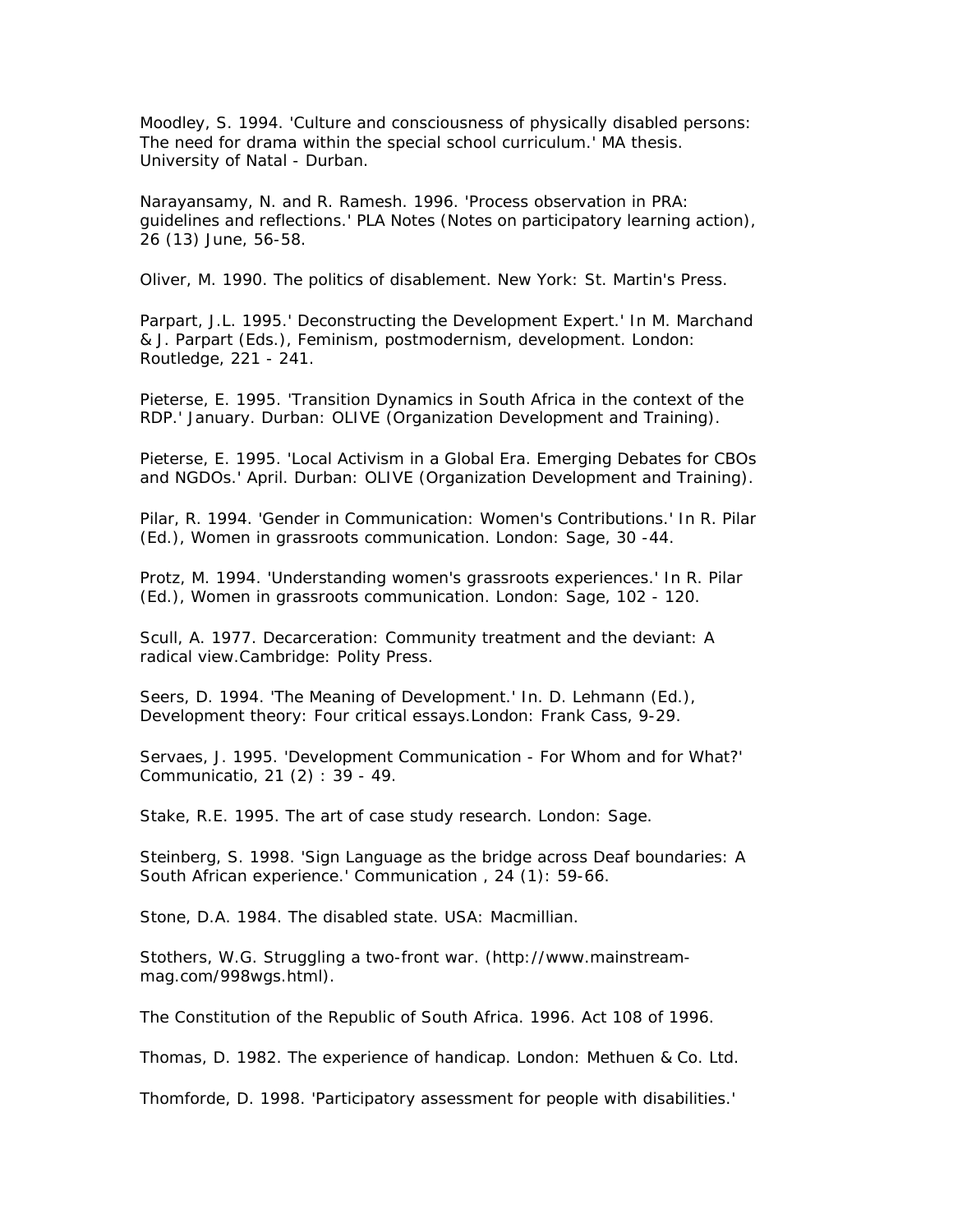Moodley, S. 1994. 'Culture and consciousness of physically disabled persons: The need for drama within the special school curriculum.' MA thesis. University of Natal - Durban.

Narayansamy, N. and R. Ramesh. 1996. 'Process observation in PRA: guidelines and reflections.' PLA Notes (Notes on participatory learning action), 26 (13) June, 56-58.

Oliver, M. 1990. The politics of disablement. New York: St. Martin's Press.

Parpart, J.L. 1995.' Deconstructing the Development Expert.' In M. Marchand & J. Parpart (Eds.), Feminism, postmodernism, development. London: Routledge, 221 - 241.

Pieterse, E. 1995. 'Transition Dynamics in South Africa in the context of the RDP.' January. Durban: OLIVE (Organization Development and Training).

Pieterse, E. 1995. 'Local Activism in a Global Era. Emerging Debates for CBOs and NGDOs.' April. Durban: OLIVE (Organization Development and Training).

Pilar, R. 1994. 'Gender in Communication: Women's Contributions.' In R. Pilar (Ed.), Women in grassroots communication. London: Sage, 30 -44.

Protz, M. 1994. 'Understanding women's grassroots experiences.' In R. Pilar (Ed.), Women in grassroots communication. London: Sage, 102 - 120.

Scull, A. 1977. Decarceration: Community treatment and the deviant: A radical view.Cambridge: Polity Press.

Seers, D. 1994. 'The Meaning of Development.' In. D. Lehmann (Ed.), Development theory: Four critical essays.London: Frank Cass, 9-29.

Servaes, J. 1995. 'Development Communication - For Whom and for What?' Communicatio, 21 (2) : 39 - 49.

Stake, R.E. 1995. The art of case study research. London: Sage.

Steinberg, S. 1998. 'Sign Language as the bridge across Deaf boundaries: A South African experience.' Communication , 24 (1): 59-66.

Stone, D.A. 1984. The disabled state. USA: Macmillian.

Stothers, W.G. Struggling a two-front war. (http://www.mainstream-mag.com/998wgs.html).

The Constitution of the Republic of South Africa. 1996. Act 108 of 1996.

Thomas, D. 1982. The experience of handicap. London: Methuen & Co. Ltd.

Thomforde, D. 1998. 'Participatory assessment for people with disabilities.'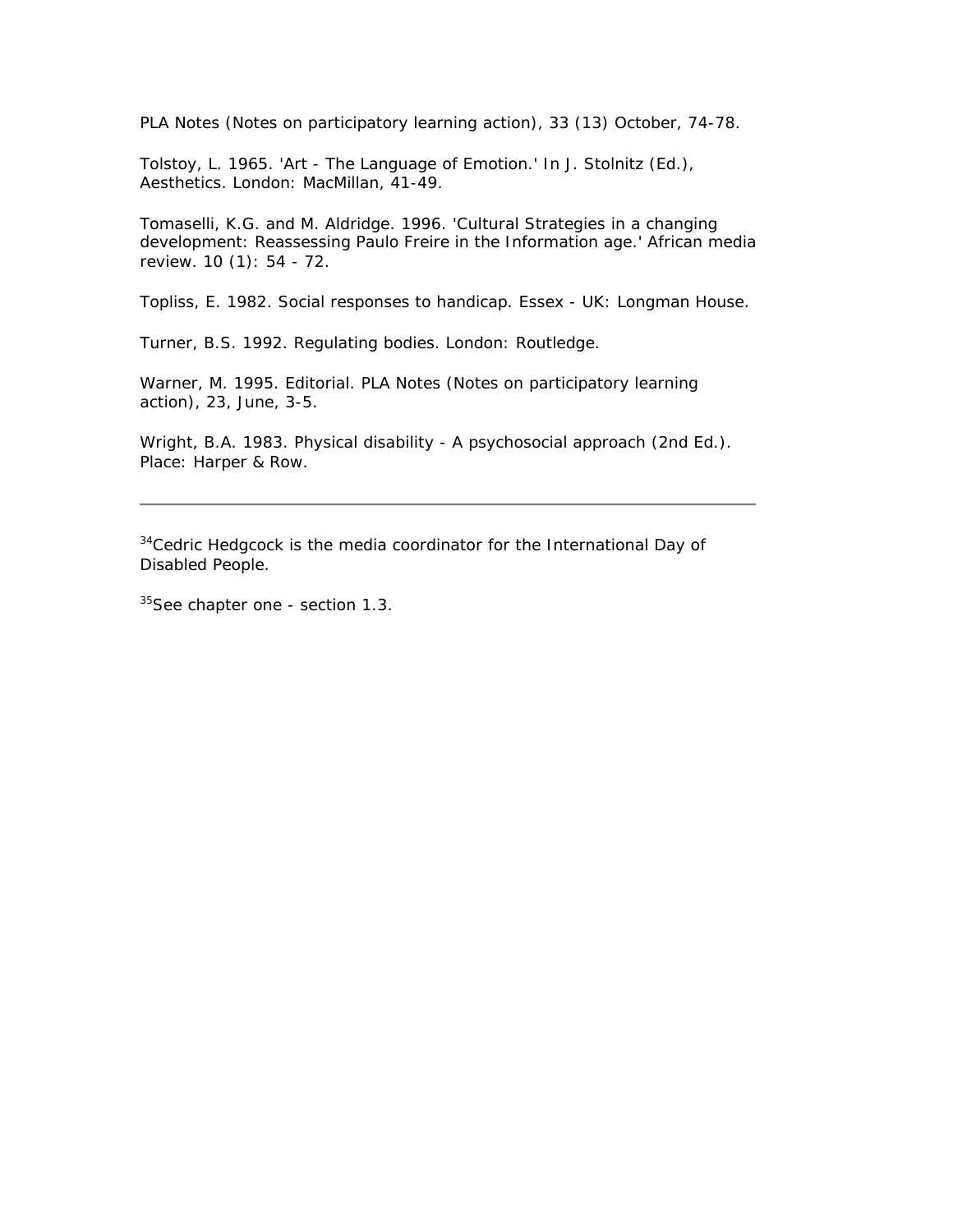PLA Notes (Notes on participatory learning action), 33 (13) October, 74-78.

Tolstoy, L. 1965. 'Art - The Language of Emotion.' In J. Stolnitz (Ed.), Aesthetics. London: MacMillan, 41-49.

Tomaselli, K.G. and M. Aldridge. 1996. 'Cultural Strategies in a changing development: Reassessing Paulo Freire in the Information age.' African media review. 10 (1): 54 - 72.

Topliss, E. 1982. Social responses to handicap. Essex - UK: Longman House.

Turner, B.S. 1992. Regulating bodies. London: Routledge.

Warner, M. 1995. Editorial. PLA Notes (Notes on participatory learning action), 23, June, 3-5.

Wright, B.A. 1983. Physical disability - A psychosocial approach (2nd Ed.). Place: Harper & Row.

---

[34]Cedric Hedgcock is the media coordinator for the International Day of Disabled People.

[35]See chapter one - section 1.3.